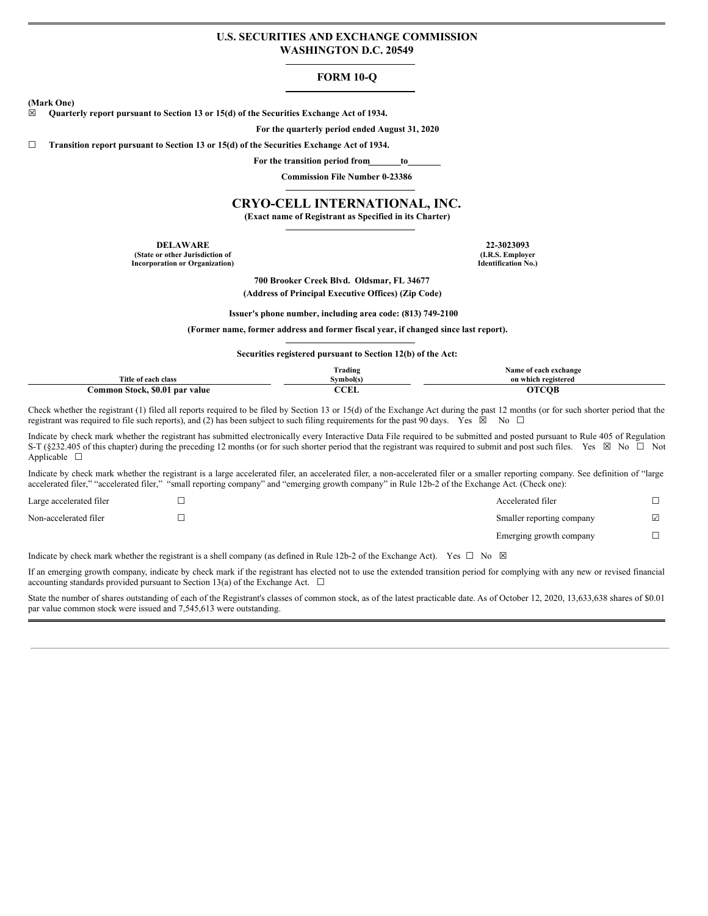# U.S. SECURITIES AND EXCHANGE COMMISSION
## WASHINGTON D.C. 20549

## FORM 10-Q

**(Mark One)**

☒ **Quarterly report pursuant to Section 13 or 15(d) of the Securities Exchange Act of 1934.**

**For the quarterly period ended August 31, 2020**

☐ **Transition report pursuant to Section 13 or 15(d) of the Securities Exchange Act of 1934.**

**For the transition period from\_\_\_\_\_\_\_to\_\_\_\_\_\_\_**

**Commission File Number 0-23386**

# CRYO-CELL INTERNATIONAL, INC.

**(Exact name of Registrant as Specified in its Charter)**

| | |
|---|---|
| **DELAWARE** | **22-3023093** |
| **(State or other Jurisdiction of Incorporation or Organization)** | **(I.R.S. Employer Identification No.)** |

**700 Brooker Creek Blvd. Oldsmar, FL 34677**
**(Address of Principal Executive Offices) (Zip Code)**

**Issuer's phone number, including area code: (813) 749-2100**

**(Former name, former address and former fiscal year, if changed since last report).**

**Securities registered pursuant to Section 12(b) of the Act:**

| Title of each class | Trading Symbol(s) | Name of each exchange on which registered |
|---|---|---|
| **Common Stock, $0.01 par value** | **CCEL** | **OTCQB** |

Check whether the registrant (1) filed all reports required to be filed by Section 13 or 15(d) of the Exchange Act during the past 12 months (or for such shorter period that the registrant was required to file such reports), and (2) has been subject to such filing requirements for the past 90 days. Yes ☒ No ☐

Indicate by check mark whether the registrant has submitted electronically every Interactive Data File required to be submitted and posted pursuant to Rule 405 of Regulation S-T (§232.405 of this chapter) during the preceding 12 months (or for such shorter period that the registrant was required to submit and post such files. Yes ☒ No ☐ Not Applicable ☐

Indicate by check mark whether the registrant is a large accelerated filer, an accelerated filer, a non-accelerated filer or a smaller reporting company. See definition of "large accelerated filer," "accelerated filer," "small reporting company" and "emerging growth company" in Rule 12b-2 of the Exchange Act. (Check one):

| | | | |
|---|---|---|---|
| Large accelerated filer | ☐ | Accelerated filer | ☐ |
| Non-accelerated filer | ☐ | Smaller reporting company | ☑ |
| | | Emerging growth company | ☐ |

Indicate by check mark whether the registrant is a shell company (as defined in Rule 12b-2 of the Exchange Act). Yes ☐ No ☒

If an emerging growth company, indicate by check mark if the registrant has elected not to use the extended transition period for complying with any new or revised financial accounting standards provided pursuant to Section 13(a) of the Exchange Act. ☐

State the number of shares outstanding of each of the Registrant's classes of common stock, as of the latest practicable date. As of October 12, 2020, 13,633,638 shares of $0.01 par value common stock were issued and 7,545,613 were outstanding.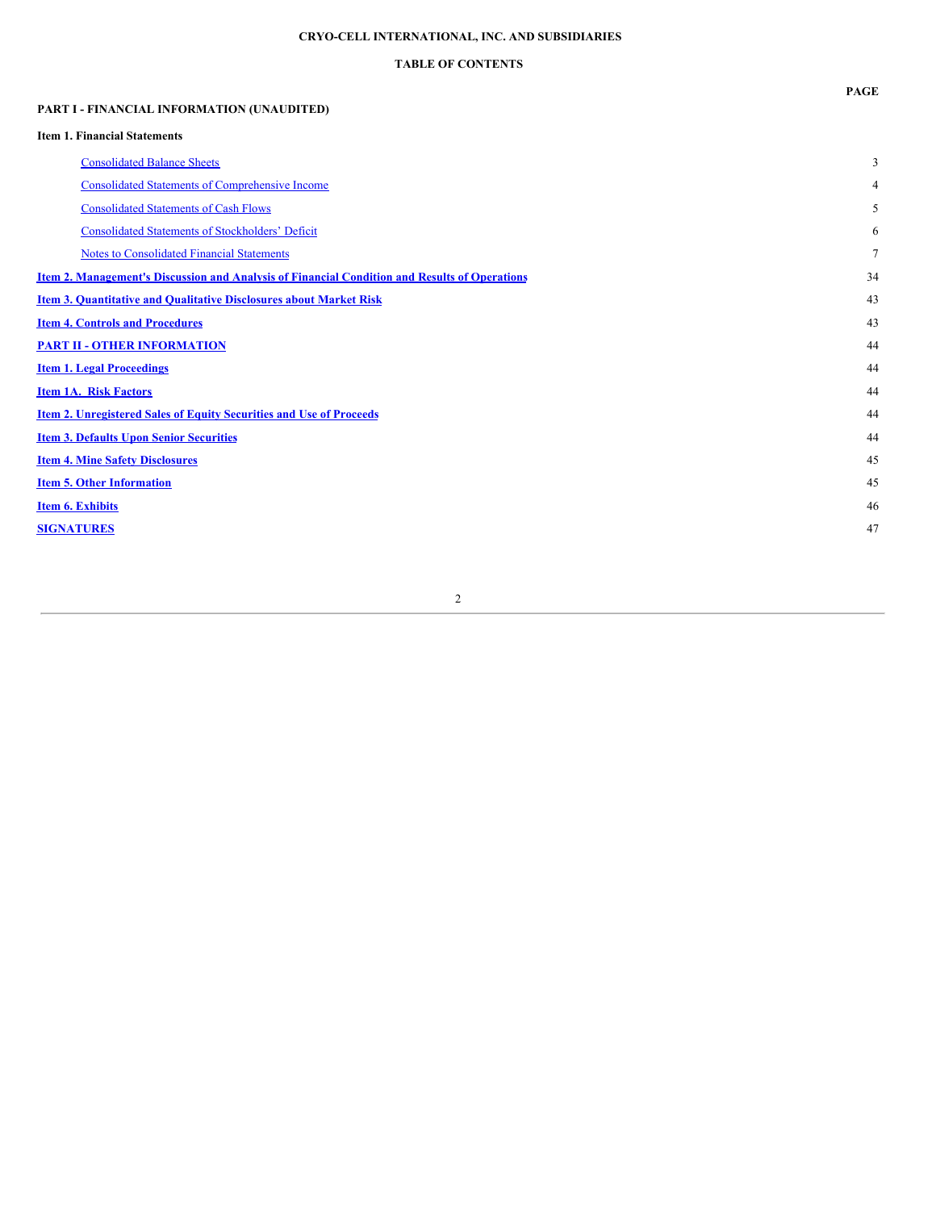**CRYO-CELL INTERNATIONAL, INC. AND SUBSIDIARIES**

**TABLE OF CONTENTS**

| | PAGE |
|---|---|
| **PART I - FINANCIAL INFORMATION (UNAUDITED)** | |
| **Item 1. Financial Statements** | |
| Consolidated Balance Sheets | 3 |
| Consolidated Statements of Comprehensive Income | 4 |
| Consolidated Statements of Cash Flows | 5 |
| Consolidated Statements of Stockholders' Deficit | 6 |
| Notes to Consolidated Financial Statements | 7 |
| **Item 2. Management's Discussion and Analysis of Financial Condition and Results of Operations** | 34 |
| **Item 3. Quantitative and Qualitative Disclosures about Market Risk** | 43 |
| **Item 4. Controls and Procedures** | 43 |
| **PART II - OTHER INFORMATION** | 44 |
| **Item 1. Legal Proceedings** | 44 |
| **Item 1A. Risk Factors** | 44 |
| **Item 2. Unregistered Sales of Equity Securities and Use of Proceeds** | 44 |
| **Item 3. Defaults Upon Senior Securities** | 44 |
| **Item 4. Mine Safety Disclosures** | 45 |
| **Item 5. Other Information** | 45 |
| **Item 6. Exhibits** | 46 |
| **SIGNATURES** | 47 |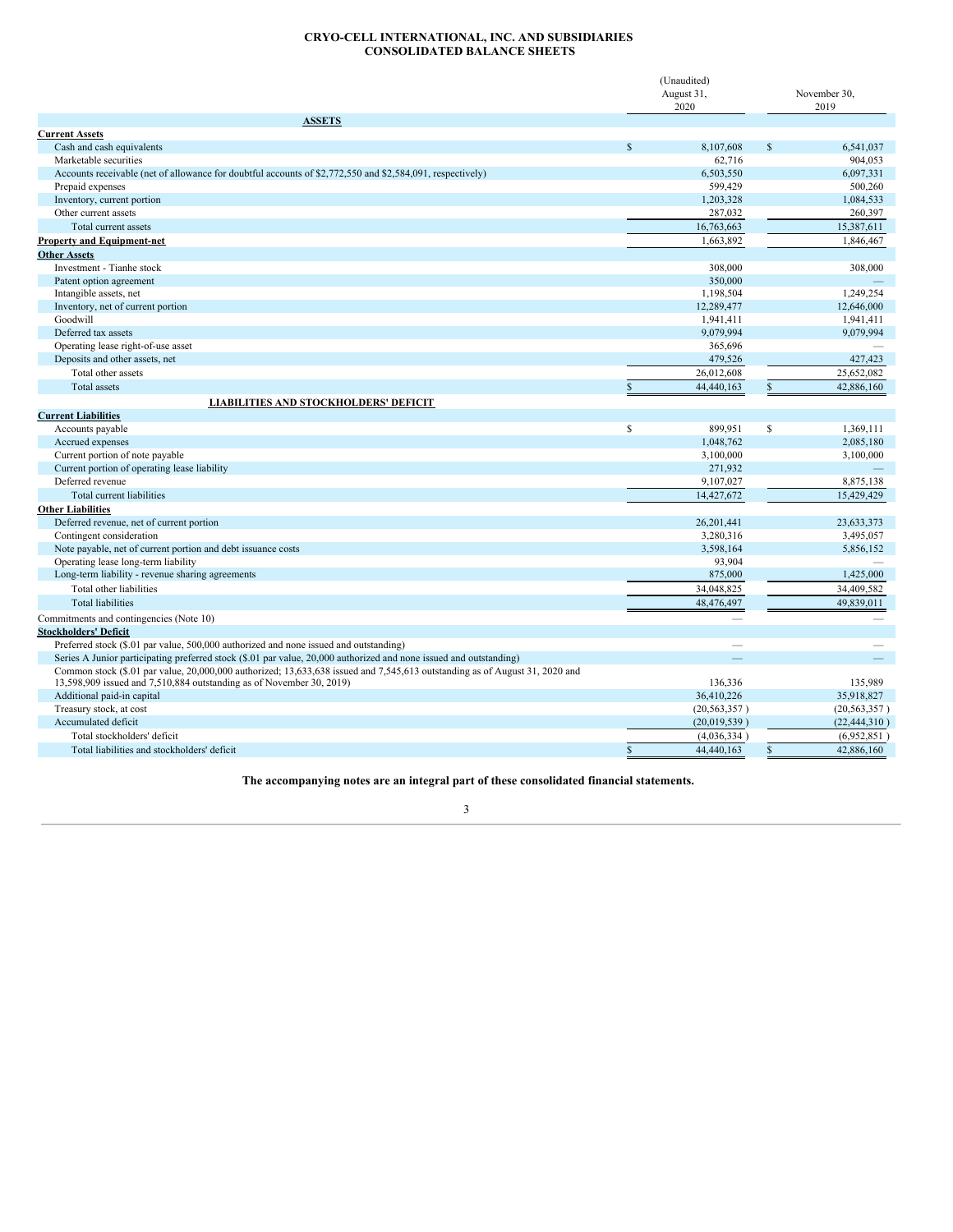# CRYO-CELL INTERNATIONAL, INC. AND SUBSIDIARIES
## CONSOLIDATED BALANCE SHEETS

| | (Unaudited) August 31, 2020 | November 30, 2019 |
|---|---|---|
| **ASSETS** | | |
| **Current Assets** | | |
| Cash and cash equivalents | $ 8,107,608 | $ 6,541,037 |
| Marketable securities | 62,716 | 904,053 |
| Accounts receivable (net of allowance for doubtful accounts of $2,772,550 and $2,584,091, respectively) | 6,503,550 | 6,097,331 |
| Prepaid expenses | 599,429 | 500,260 |
| Inventory, current portion | 1,203,328 | 1,084,533 |
| Other current assets | 287,032 | 260,397 |
| Total current assets | 16,763,663 | 15,387,611 |
| **Property and Equipment-net** | 1,663,892 | 1,846,467 |
| **Other Assets** | | |
| Investment - Tianhe stock | 308,000 | 308,000 |
| Patent option agreement | 350,000 | — |
| Intangible assets, net | 1,198,504 | 1,249,254 |
| Inventory, net of current portion | 12,289,477 | 12,646,000 |
| Goodwill | 1,941,411 | 1,941,411 |
| Deferred tax assets | 9,079,994 | 9,079,994 |
| Operating lease right-of-use asset | 365,696 | — |
| Deposits and other assets, net | 479,526 | 427,423 |
| Total other assets | 26,012,608 | 25,652,082 |
| Total assets | $ 44,440,163 | $ 42,886,160 |
| **LIABILITIES AND STOCKHOLDERS' DEFICIT** | | |
| **Current Liabilities** | | |
| Accounts payable | $ 899,951 | $ 1,369,111 |
| Accrued expenses | 1,048,762 | 2,085,180 |
| Current portion of note payable | 3,100,000 | 3,100,000 |
| Current portion of operating lease liability | 271,932 | — |
| Deferred revenue | 9,107,027 | 8,875,138 |
| Total current liabilities | 14,427,672 | 15,429,429 |
| **Other Liabilities** | | |
| Deferred revenue, net of current portion | 26,201,441 | 23,633,373 |
| Contingent consideration | 3,280,316 | 3,495,057 |
| Note payable, net of current portion and debt issuance costs | 3,598,164 | 5,856,152 |
| Operating lease long-term liability | 93,904 | — |
| Long-term liability - revenue sharing agreements | 875,000 | 1,425,000 |
| Total other liabilities | 34,048,825 | 34,409,582 |
| Total liabilities | 48,476,497 | 49,839,011 |
| Commitments and contingencies (Note 10) | — | — |
| **Stockholders' Deficit** | | |
| Preferred stock ($.01 par value, 500,000 authorized and none issued and outstanding) | — | — |
| Series A Junior participating preferred stock ($.01 par value, 20,000 authorized and none issued and outstanding) | — | — |
| Common stock ($.01 par value, 20,000,000 authorized; 13,633,638 issued and 7,545,613 outstanding as of August 31, 2020 and 13,598,909 issued and 7,510,884 outstanding as of November 30, 2019) | 136,336 | 135,989 |
| Additional paid-in capital | 36,410,226 | 35,918,827 |
| Treasury stock, at cost | (20,563,357) | (20,563,357) |
| Accumulated deficit | (20,019,539) | (22,444,310) |
| Total stockholders' deficit | (4,036,334) | (6,952,851) |
| Total liabilities and stockholders' deficit | $ 44,440,163 | $ 42,886,160 |

**The accompanying notes are an integral part of these consolidated financial statements.**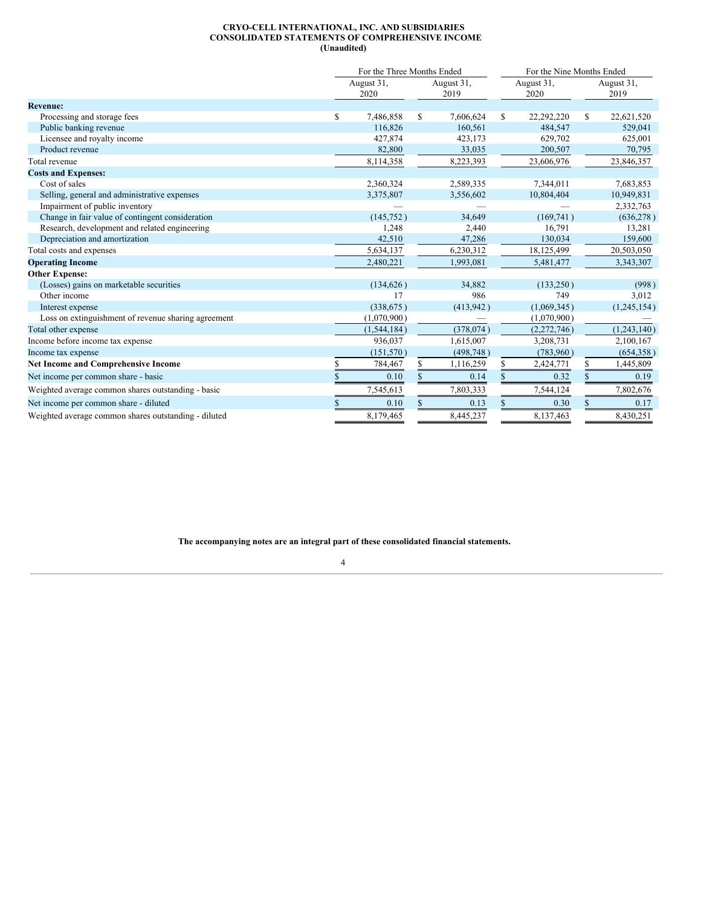**CRYO-CELL INTERNATIONAL, INC. AND SUBSIDIARIES**
**CONSOLIDATED STATEMENTS OF COMPREHENSIVE INCOME**
**(Unaudited)**

| | For the Three Months Ended | | For the Nine Months Ended | |
|---|---|---|---|---|
| | August 31, 2020 | August 31, 2019 | August 31, 2020 | August 31, 2019 |
| **Revenue:** | | | | |
| Processing and storage fees | $ 7,486,858 | $ 7,606,624 | $ 22,292,220 | $ 22,621,520 |
| Public banking revenue | 116,826 | 160,561 | 484,547 | 529,041 |
| Licensee and royalty income | 427,874 | 423,173 | 629,702 | 625,001 |
| Product revenue | 82,800 | 33,035 | 200,507 | 70,795 |
| Total revenue | 8,114,358 | 8,223,393 | 23,606,976 | 23,846,357 |
| **Costs and Expenses:** | | | | |
| Cost of sales | 2,360,324 | 2,589,335 | 7,344,011 | 7,683,853 |
| Selling, general and administrative expenses | 3,375,807 | 3,556,602 | 10,804,404 | 10,949,831 |
| Impairment of public inventory | — | — | — | 2,332,763 |
| Change in fair value of contingent consideration | (145,752) | 34,649 | (169,741) | (636,278) |
| Research, development and related engineering | 1,248 | 2,440 | 16,791 | 13,281 |
| Depreciation and amortization | 42,510 | 47,286 | 130,034 | 159,600 |
| Total costs and expenses | 5,634,137 | 6,230,312 | 18,125,499 | 20,503,050 |
| **Operating Income** | 2,480,221 | 1,993,081 | 5,481,477 | 3,343,307 |
| **Other Expense:** | | | | |
| (Losses) gains on marketable securities | (134,626) | 34,882 | (133,250) | (998) |
| Other income | 17 | 986 | 749 | 3,012 |
| Interest expense | (338,675) | (413,942) | (1,069,345) | (1,245,154) |
| Loss on extinguishment of revenue sharing agreement | (1,070,900) | — | (1,070,900) | — |
| Total other expense | (1,544,184) | (378,074) | (2,272,746) | (1,243,140) |
| Income before income tax expense | 936,037 | 1,615,007 | 3,208,731 | 2,100,167 |
| Income tax expense | (151,570) | (498,748) | (783,960) | (654,358) |
| **Net Income and Comprehensive Income** | $ 784,467 | $ 1,116,259 | $ 2,424,771 | $ 1,445,809 |
| Net income per common share - basic | $ 0.10 | $ 0.14 | $ 0.32 | $ 0.19 |
| Weighted average common shares outstanding - basic | 7,545,613 | 7,803,333 | 7,544,124 | 7,802,676 |
| Net income per common share - diluted | $ 0.10 | $ 0.13 | $ 0.30 | $ 0.17 |
| Weighted average common shares outstanding - diluted | 8,179,465 | 8,445,237 | 8,137,463 | 8,430,251 |

**The accompanying notes are an integral part of these consolidated financial statements.**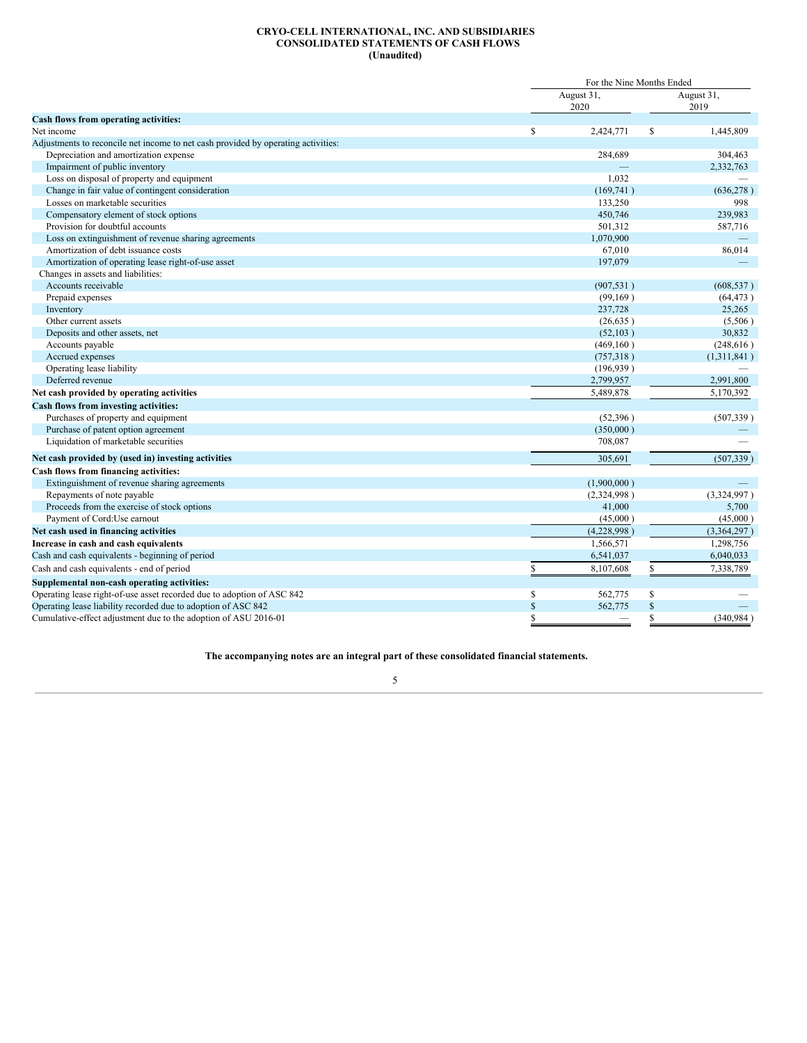**CRYO-CELL INTERNATIONAL, INC. AND SUBSIDIARIES**
**CONSOLIDATED STATEMENTS OF CASH FLOWS**
**(Unaudited)**

| | For the Nine Months Ended | |
|---|---|---|
| | August 31, 2020 | August 31, 2019 |
| **Cash flows from operating activities:** | | |
| Net income | $ 2,424,771 | $ 1,445,809 |
| Adjustments to reconcile net income to net cash provided by operating activities: | | |
| Depreciation and amortization expense | 284,689 | 304,463 |
| Impairment of public inventory | — | 2,332,763 |
| Loss on disposal of property and equipment | 1,032 | — |
| Change in fair value of contingent consideration | (169,741 ) | (636,278 ) |
| Losses on marketable securities | 133,250 | 998 |
| Compensatory element of stock options | 450,746 | 239,983 |
| Provision for doubtful accounts | 501,312 | 587,716 |
| Loss on extinguishment of revenue sharing agreements | 1,070,900 | — |
| Amortization of debt issuance costs | 67,010 | 86,014 |
| Amortization of operating lease right-of-use asset | 197,079 | — |
| Changes in assets and liabilities: | | |
| Accounts receivable | (907,531 ) | (608,537 ) |
| Prepaid expenses | (99,169 ) | (64,473 ) |
| Inventory | 237,728 | 25,265 |
| Other current assets | (26,635 ) | (5,506 ) |
| Deposits and other assets, net | (52,103 ) | 30,832 |
| Accounts payable | (469,160 ) | (248,616 ) |
| Accrued expenses | (757,318 ) | (1,311,841 ) |
| Operating lease liability | (196,939 ) | — |
| Deferred revenue | 2,799,957 | 2,991,800 |
| **Net cash provided by operating activities** | 5,489,878 | 5,170,392 |
| **Cash flows from investing activities:** | | |
| Purchases of property and equipment | (52,396 ) | (507,339 ) |
| Purchase of patent option agreement | (350,000 ) | — |
| Liquidation of marketable securities | 708,087 | — |
| **Net cash provided by (used in) investing activities** | 305,691 | (507,339 ) |
| **Cash flows from financing activities:** | | |
| Extinguishment of revenue sharing agreements | (1,900,000 ) | — |
| Repayments of note payable | (2,324,998 ) | (3,324,997 ) |
| Proceeds from the exercise of stock options | 41,000 | 5,700 |
| Payment of Cord:Use earnout | (45,000 ) | (45,000 ) |
| **Net cash used in financing activities** | (4,228,998 ) | (3,364,297 ) |
| **Increase in cash and cash equivalents** | 1,566,571 | 1,298,756 |
| Cash and cash equivalents - beginning of period | 6,541,037 | 6,040,033 |
| Cash and cash equivalents - end of period | $ 8,107,608 | $ 7,338,789 |
| **Supplemental non-cash operating activities:** | | |
| Operating lease right-of-use asset recorded due to adoption of ASC 842 | $ 562,775 | $ — |
| Operating lease liability recorded due to adoption of ASC 842 | $ 562,775 | $ — |
| Cumulative-effect adjustment due to the adoption of ASU 2016-01 | $ — | $ (340,984 ) |

**The accompanying notes are an integral part of these consolidated financial statements.**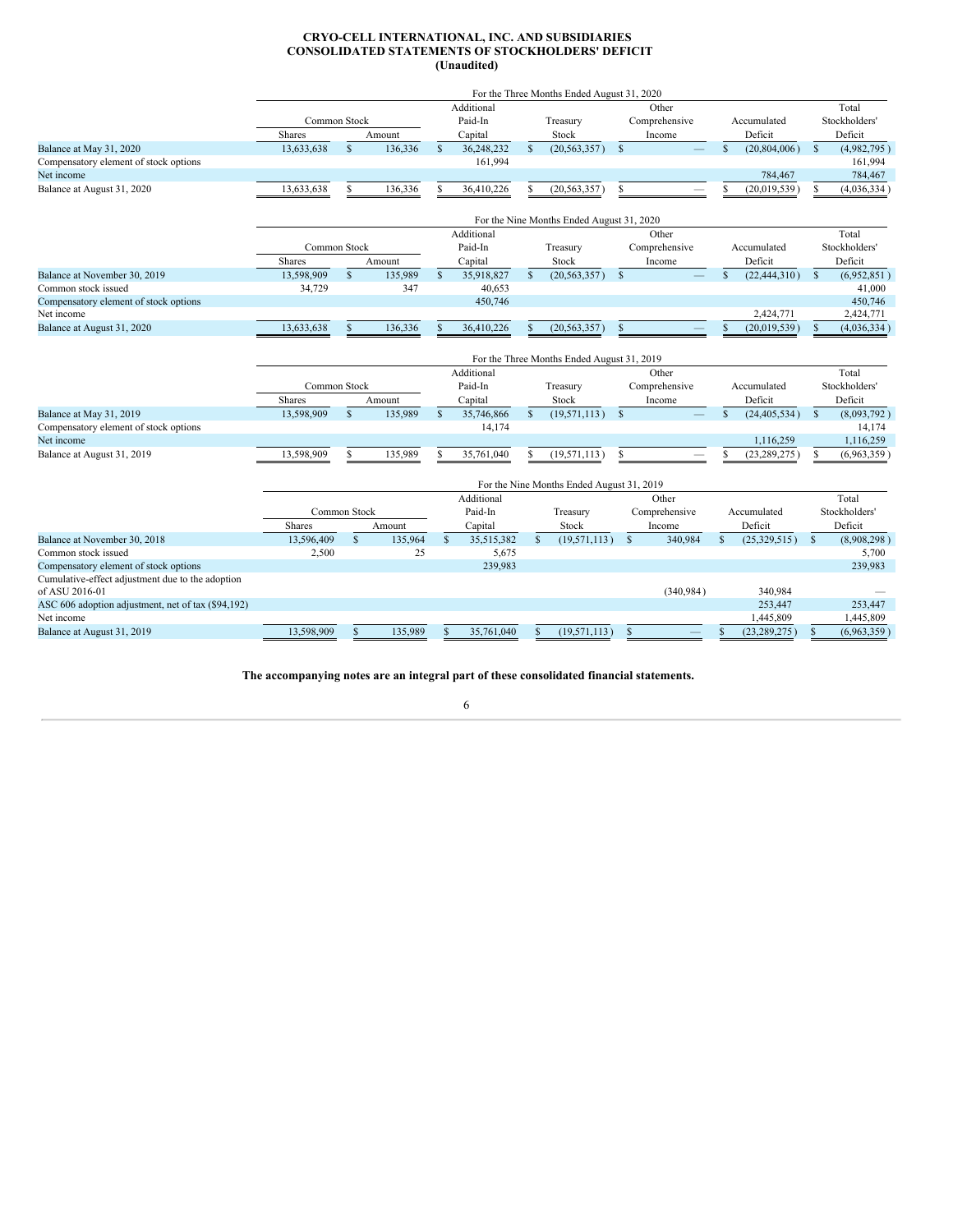**CRYO-CELL INTERNATIONAL, INC. AND SUBSIDIARIES**
**CONSOLIDATED STATEMENTS OF STOCKHOLDERS' DEFICIT**
**(Unaudited)**

For the Three Months Ended August 31, 2020

| | Common Stock | | Additional Paid-In | Treasury | Other Comprehensive | Accumulated | Total Stockholders' |
|---|---|---|---|---|---|---|---|
| | Shares | Amount | Capital | Stock | Income | Deficit | Deficit |
| Balance at May 31, 2020 | 13,633,638 | $ 136,336 | $ 36,248,232 | $ (20,563,357) | $ — | $ (20,804,006) | $ (4,982,795) |
| Compensatory element of stock options | | | 161,994 | | | | 161,994 |
| Net income | | | | | | 784,467 | 784,467 |
| Balance at August 31, 2020 | 13,633,638 | $ 136,336 | $ 36,410,226 | $ (20,563,357) | $ — | $ (20,019,539) | $ (4,036,334) |

For the Nine Months Ended August 31, 2020

| | Common Stock | | Additional Paid-In | Treasury | Other Comprehensive | Accumulated | Total Stockholders' |
|---|---|---|---|---|---|---|---|
| | Shares | Amount | Capital | Stock | Income | Deficit | Deficit |
| Balance at November 30, 2019 | 13,598,909 | $ 135,989 | $ 35,918,827 | $ (20,563,357) | $ — | $ (22,444,310) | $ (6,952,851) |
| Common stock issued | 34,729 | 347 | 40,653 | | | | 41,000 |
| Compensatory element of stock options | | | 450,746 | | | | 450,746 |
| Net income | | | | | | 2,424,771 | 2,424,771 |
| Balance at August 31, 2020 | 13,633,638 | $ 136,336 | $ 36,410,226 | $ (20,563,357) | $ — | $ (20,019,539) | $ (4,036,334) |

For the Three Months Ended August 31, 2019

| | Common Stock | | Additional Paid-In | Treasury | Other Comprehensive | Accumulated | Total Stockholders' |
|---|---|---|---|---|---|---|---|
| | Shares | Amount | Capital | Stock | Income | Deficit | Deficit |
| Balance at May 31, 2019 | 13,598,909 | $ 135,989 | $ 35,746,866 | $ (19,571,113) | $ — | $ (24,405,534) | $ (8,093,792) |
| Compensatory element of stock options | | | 14,174 | | | | 14,174 |
| Net income | | | | | | 1,116,259 | 1,116,259 |
| Balance at August 31, 2019 | 13,598,909 | $ 135,989 | $ 35,761,040 | $ (19,571,113) | $ — | $ (23,289,275) | $ (6,963,359) |

For the Nine Months Ended August 31, 2019

| | Common Stock | | Additional Paid-In | Treasury | Other Comprehensive | Accumulated | Total Stockholders' |
|---|---|---|---|---|---|---|---|
| | Shares | Amount | Capital | Stock | Income | Deficit | Deficit |
| Balance at November 30, 2018 | 13,596,409 | $ 135,964 | $ 35,515,382 | $ (19,571,113) | $ 340,984 | $ (25,329,515) | $ (8,908,298) |
| Common stock issued | 2,500 | 25 | 5,675 | | | | 5,700 |
| Compensatory element of stock options | | | 239,983 | | | | 239,983 |
| Cumulative-effect adjustment due to the adoption of ASU 2016-01 | | | | | (340,984) | 340,984 | — |
| ASC 606 adoption adjustment, net of tax ($94,192) | | | | | | 253,447 | 253,447 |
| Net income | | | | | | 1,445,809 | 1,445,809 |
| Balance at August 31, 2019 | 13,598,909 | $ 135,989 | $ 35,761,040 | $ (19,571,113) | $ — | $ (23,289,275) | $ (6,963,359) |

**The accompanying notes are an integral part of these consolidated financial statements.**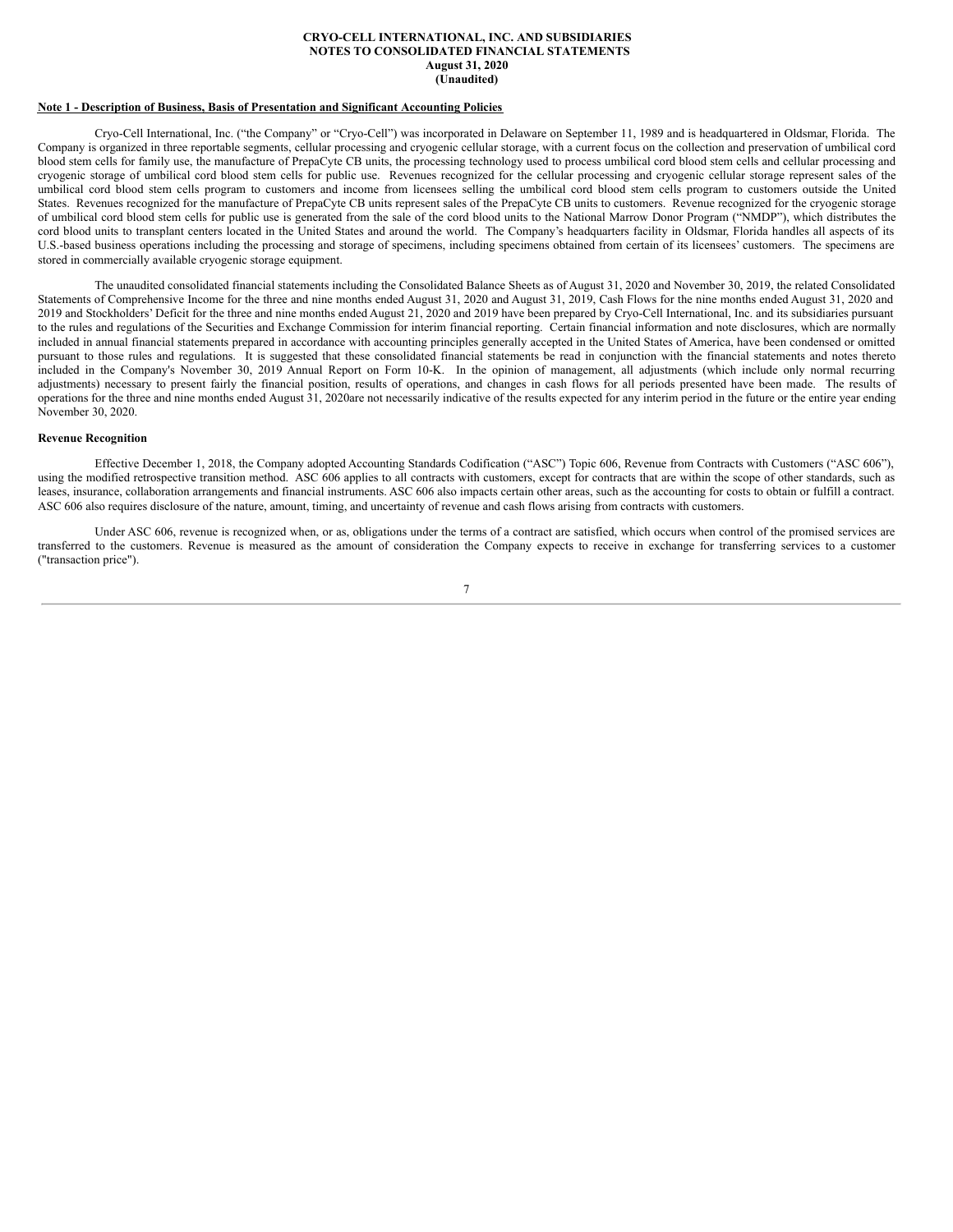**CRYO-CELL INTERNATIONAL, INC. AND SUBSIDIARIES**
**NOTES TO CONSOLIDATED FINANCIAL STATEMENTS**
**August 31, 2020**
**(Unaudited)**

**Note 1 - Description of Business, Basis of Presentation and Significant Accounting Policies**

Cryo-Cell International, Inc. ("the Company" or "Cryo-Cell") was incorporated in Delaware on September 11, 1989 and is headquartered in Oldsmar, Florida. The Company is organized in three reportable segments, cellular processing and cryogenic cellular storage, with a current focus on the collection and preservation of umbilical cord blood stem cells for family use, the manufacture of PrepaCyte CB units, the processing technology used to process umbilical cord blood stem cells and cellular processing and cryogenic storage of umbilical cord blood stem cells for public use. Revenues recognized for the cellular processing and cryogenic cellular storage represent sales of the umbilical cord blood stem cells program to customers and income from licensees selling the umbilical cord blood stem cells program to customers outside the United States. Revenues recognized for the manufacture of PrepaCyte CB units represent sales of the PrepaCyte CB units to customers. Revenue recognized for the cryogenic storage of umbilical cord blood stem cells for public use is generated from the sale of the cord blood units to the National Marrow Donor Program ("NMDP"), which distributes the cord blood units to transplant centers located in the United States and around the world. The Company's headquarters facility in Oldsmar, Florida handles all aspects of its U.S.-based business operations including the processing and storage of specimens, including specimens obtained from certain of its licensees' customers. The specimens are stored in commercially available cryogenic storage equipment.

The unaudited consolidated financial statements including the Consolidated Balance Sheets as of August 31, 2020 and November 30, 2019, the related Consolidated Statements of Comprehensive Income for the three and nine months ended August 31, 2020 and August 31, 2019, Cash Flows for the nine months ended August 31, 2020 and 2019 and Stockholders' Deficit for the three and nine months ended August 21, 2020 and 2019 have been prepared by Cryo-Cell International, Inc. and its subsidiaries pursuant to the rules and regulations of the Securities and Exchange Commission for interim financial reporting. Certain financial information and note disclosures, which are normally included in annual financial statements prepared in accordance with accounting principles generally accepted in the United States of America, have been condensed or omitted pursuant to those rules and regulations. It is suggested that these consolidated financial statements be read in conjunction with the financial statements and notes thereto included in the Company's November 30, 2019 Annual Report on Form 10-K. In the opinion of management, all adjustments (which include only normal recurring adjustments) necessary to present fairly the financial position, results of operations, and changes in cash flows for all periods presented have been made. The results of operations for the three and nine months ended August 31, 2020are not necessarily indicative of the results expected for any interim period in the future or the entire year ending November 30, 2020.

**Revenue Recognition**

Effective December 1, 2018, the Company adopted Accounting Standards Codification ("ASC") Topic 606, Revenue from Contracts with Customers ("ASC 606"), using the modified retrospective transition method. ASC 606 applies to all contracts with customers, except for contracts that are within the scope of other standards, such as leases, insurance, collaboration arrangements and financial instruments. ASC 606 also impacts certain other areas, such as the accounting for costs to obtain or fulfill a contract. ASC 606 also requires disclosure of the nature, amount, timing, and uncertainty of revenue and cash flows arising from contracts with customers.

Under ASC 606, revenue is recognized when, or as, obligations under the terms of a contract are satisfied, which occurs when control of the promised services are transferred to the customers. Revenue is measured as the amount of consideration the Company expects to receive in exchange for transferring services to a customer ("transaction price").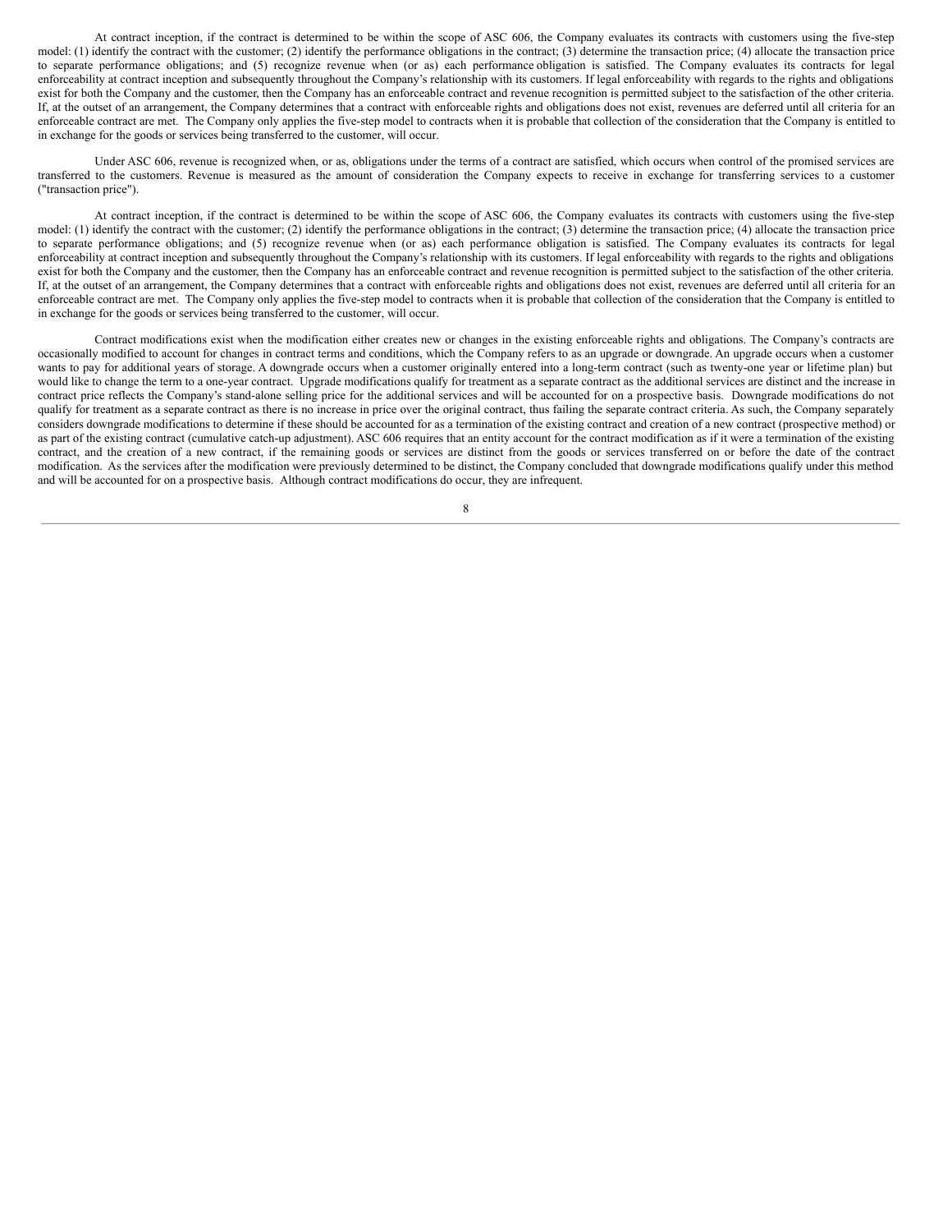At contract inception, if the contract is determined to be within the scope of ASC 606, the Company evaluates its contracts with customers using the five-step model: (1) identify the contract with the customer; (2) identify the performance obligations in the contract; (3) determine the transaction price; (4) allocate the transaction price to separate performance obligations; and (5) recognize revenue when (or as) each performance obligation is satisfied. The Company evaluates its contracts for legal enforceability at contract inception and subsequently throughout the Company's relationship with its customers. If legal enforceability with regards to the rights and obligations exist for both the Company and the customer, then the Company has an enforceable contract and revenue recognition is permitted subject to the satisfaction of the other criteria. If, at the outset of an arrangement, the Company determines that a contract with enforceable rights and obligations does not exist, revenues are deferred until all criteria for an enforceable contract are met. The Company only applies the five-step model to contracts when it is probable that collection of the consideration that the Company is entitled to in exchange for the goods or services being transferred to the customer, will occur.

Under ASC 606, revenue is recognized when, or as, obligations under the terms of a contract are satisfied, which occurs when control of the promised services are transferred to the customers. Revenue is measured as the amount of consideration the Company expects to receive in exchange for transferring services to a customer ("transaction price").

At contract inception, if the contract is determined to be within the scope of ASC 606, the Company evaluates its contracts with customers using the five-step model: (1) identify the contract with the customer; (2) identify the performance obligations in the contract; (3) determine the transaction price; (4) allocate the transaction price to separate performance obligations; and (5) recognize revenue when (or as) each performance obligation is satisfied. The Company evaluates its contracts for legal enforceability at contract inception and subsequently throughout the Company's relationship with its customers. If legal enforceability with regards to the rights and obligations exist for both the Company and the customer, then the Company has an enforceable contract and revenue recognition is permitted subject to the satisfaction of the other criteria. If, at the outset of an arrangement, the Company determines that a contract with enforceable rights and obligations does not exist, revenues are deferred until all criteria for an enforceable contract are met. The Company only applies the five-step model to contracts when it is probable that collection of the consideration that the Company is entitled to in exchange for the goods or services being transferred to the customer, will occur.

Contract modifications exist when the modification either creates new or changes in the existing enforceable rights and obligations. The Company's contracts are occasionally modified to account for changes in contract terms and conditions, which the Company refers to as an upgrade or downgrade. An upgrade occurs when a customer wants to pay for additional years of storage. A downgrade occurs when a customer originally entered into a long-term contract (such as twenty-one year or lifetime plan) but would like to change the term to a one-year contract. Upgrade modifications qualify for treatment as a separate contract as the additional services are distinct and the increase in contract price reflects the Company's stand-alone selling price for the additional services and will be accounted for on a prospective basis. Downgrade modifications do not qualify for treatment as a separate contract as there is no increase in price over the original contract, thus failing the separate contract criteria. As such, the Company separately considers downgrade modifications to determine if these should be accounted for as a termination of the existing contract and creation of a new contract (prospective method) or as part of the existing contract (cumulative catch-up adjustment). ASC 606 requires that an entity account for the contract modification as if it were a termination of the existing contract, and the creation of a new contract, if the remaining goods or services are distinct from the goods or services transferred on or before the date of the contract modification. As the services after the modification were previously determined to be distinct, the Company concluded that downgrade modifications qualify under this method and will be accounted for on a prospective basis. Although contract modifications do occur, they are infrequent.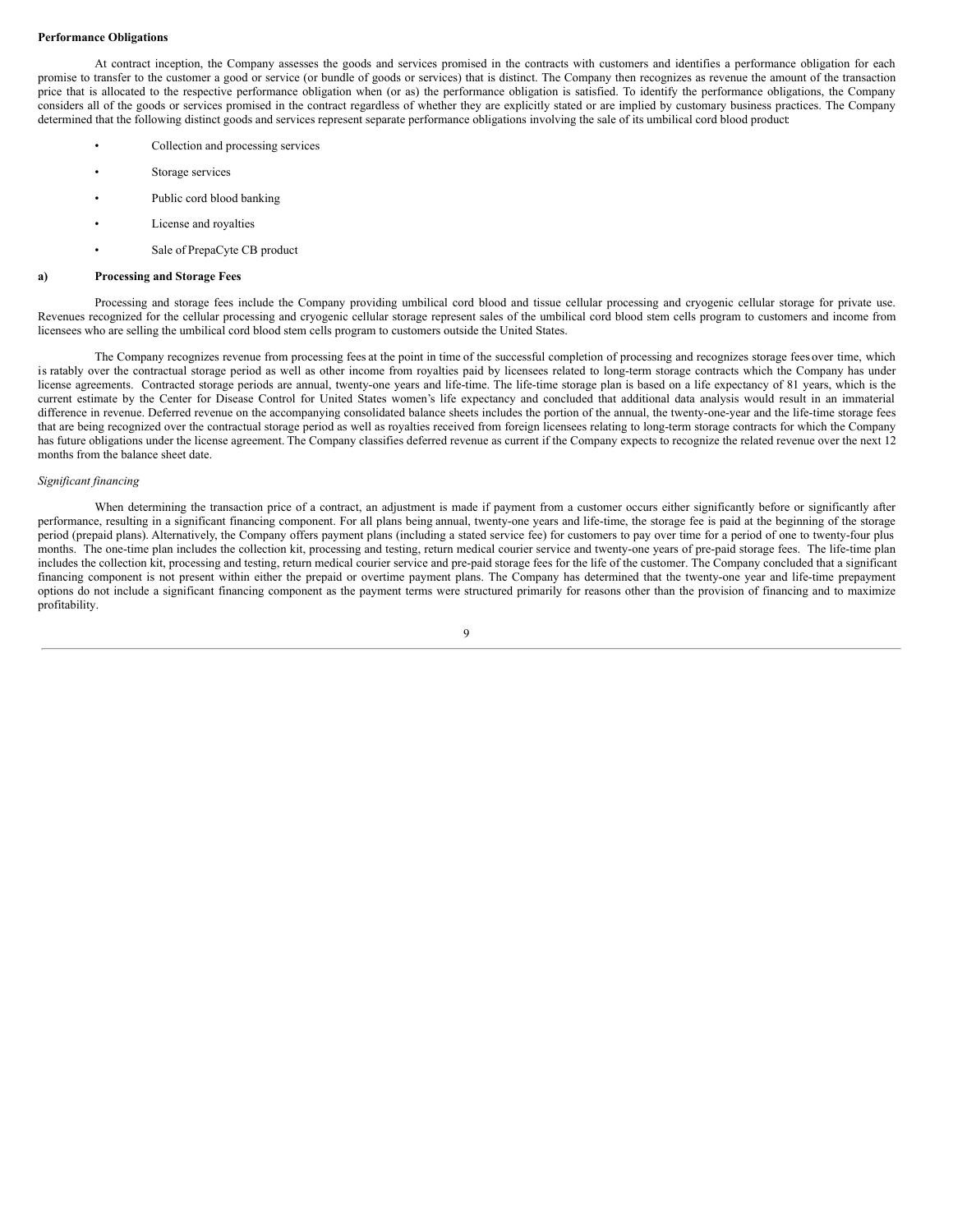**Performance Obligations**

At contract inception, the Company assesses the goods and services promised in the contracts with customers and identifies a performance obligation for each promise to transfer to the customer a good or service (or bundle of goods or services) that is distinct. The Company then recognizes as revenue the amount of the transaction price that is allocated to the respective performance obligation when (or as) the performance obligation is satisfied. To identify the performance obligations, the Company considers all of the goods or services promised in the contract regardless of whether they are explicitly stated or are implied by customary business practices. The Company determined that the following distinct goods and services represent separate performance obligations involving the sale of its umbilical cord blood product:

- Collection and processing services
- Storage services
- Public cord blood banking
- License and royalties
- Sale of PrepaCyte CB product

**a) Processing and Storage Fees**

Processing and storage fees include the Company providing umbilical cord blood and tissue cellular processing and cryogenic cellular storage for private use. Revenues recognized for the cellular processing and cryogenic cellular storage represent sales of the umbilical cord blood stem cells program to customers and income from licensees who are selling the umbilical cord blood stem cells program to customers outside the United States.

The Company recognizes revenue from processing fees at the point in time of the successful completion of processing and recognizes storage fees over time, which is ratably over the contractual storage period as well as other income from royalties paid by licensees related to long-term storage contracts which the Company has under license agreements. Contracted storage periods are annual, twenty-one years and life-time. The life-time storage plan is based on a life expectancy of 81 years, which is the current estimate by the Center for Disease Control for United States women's life expectancy and concluded that additional data analysis would result in an immaterial difference in revenue. Deferred revenue on the accompanying consolidated balance sheets includes the portion of the annual, the twenty-one-year and the life-time storage fees that are being recognized over the contractual storage period as well as royalties received from foreign licensees relating to long-term storage contracts for which the Company has future obligations under the license agreement. The Company classifies deferred revenue as current if the Company expects to recognize the related revenue over the next 12 months from the balance sheet date.

*Significant financing*

When determining the transaction price of a contract, an adjustment is made if payment from a customer occurs either significantly before or significantly after performance, resulting in a significant financing component. For all plans being annual, twenty-one years and life-time, the storage fee is paid at the beginning of the storage period (prepaid plans). Alternatively, the Company offers payment plans (including a stated service fee) for customers to pay over time for a period of one to twenty-four plus months. The one-time plan includes the collection kit, processing and testing, return medical courier service and twenty-one years of pre-paid storage fees. The life-time plan includes the collection kit, processing and testing, return medical courier service and pre-paid storage fees for the life of the customer. The Company concluded that a significant financing component is not present within either the prepaid or overtime payment plans. The Company has determined that the twenty-one year and life-time prepayment options do not include a significant financing component as the payment terms were structured primarily for reasons other than the provision of financing and to maximize profitability.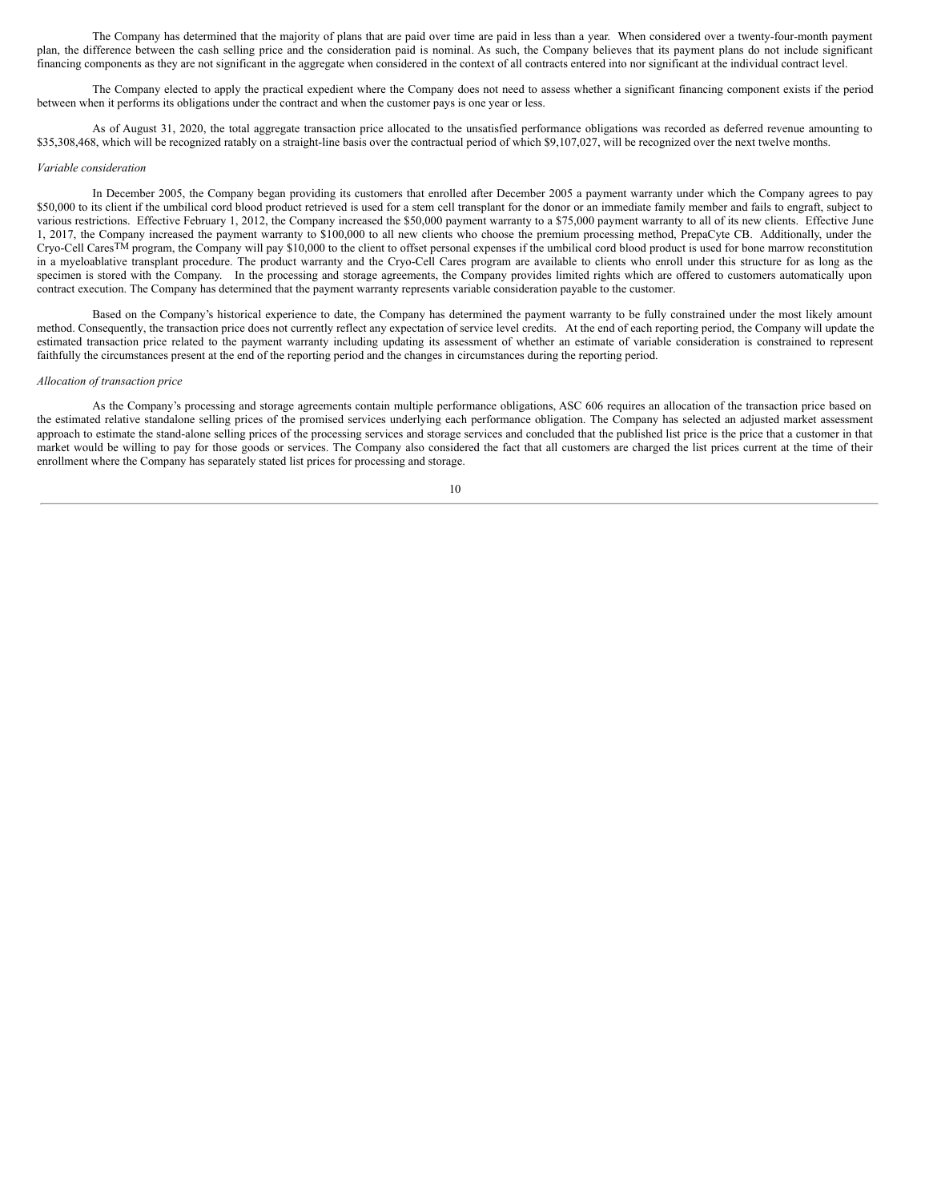The Company has determined that the majority of plans that are paid over time are paid in less than a year. When considered over a twenty-four-month payment plan, the difference between the cash selling price and the consideration paid is nominal. As such, the Company believes that its payment plans do not include significant financing components as they are not significant in the aggregate when considered in the context of all contracts entered into nor significant at the individual contract level.

The Company elected to apply the practical expedient where the Company does not need to assess whether a significant financing component exists if the period between when it performs its obligations under the contract and when the customer pays is one year or less.

As of August 31, 2020, the total aggregate transaction price allocated to the unsatisfied performance obligations was recorded as deferred revenue amounting to $35,308,468, which will be recognized ratably on a straight-line basis over the contractual period of which $9,107,027, will be recognized over the next twelve months.

*Variable consideration*

In December 2005, the Company began providing its customers that enrolled after December 2005 a payment warranty under which the Company agrees to pay $50,000 to its client if the umbilical cord blood product retrieved is used for a stem cell transplant for the donor or an immediate family member and fails to engraft, subject to various restrictions. Effective February 1, 2012, the Company increased the $50,000 payment warranty to a $75,000 payment warranty to all of its new clients. Effective June 1, 2017, the Company increased the payment warranty to $100,000 to all new clients who choose the premium processing method, PrepaCyte CB. Additionally, under the Cryo-Cell Cares™ program, the Company will pay $10,000 to the client to offset personal expenses if the umbilical cord blood product is used for bone marrow reconstitution in a myeloablative transplant procedure. The product warranty and the Cryo-Cell Cares program are available to clients who enroll under this structure for as long as the specimen is stored with the Company. In the processing and storage agreements, the Company provides limited rights which are offered to customers automatically upon contract execution. The Company has determined that the payment warranty represents variable consideration payable to the customer.

Based on the Company's historical experience to date, the Company has determined the payment warranty to be fully constrained under the most likely amount method. Consequently, the transaction price does not currently reflect any expectation of service level credits. At the end of each reporting period, the Company will update the estimated transaction price related to the payment warranty including updating its assessment of whether an estimate of variable consideration is constrained to represent faithfully the circumstances present at the end of the reporting period and the changes in circumstances during the reporting period.

*Allocation of transaction price*

As the Company's processing and storage agreements contain multiple performance obligations, ASC 606 requires an allocation of the transaction price based on the estimated relative standalone selling prices of the promised services underlying each performance obligation. The Company has selected an adjusted market assessment approach to estimate the stand-alone selling prices of the processing services and storage services and concluded that the published list price is the price that a customer in that market would be willing to pay for those goods or services. The Company also considered the fact that all customers are charged the list prices current at the time of their enrollment where the Company has separately stated list prices for processing and storage.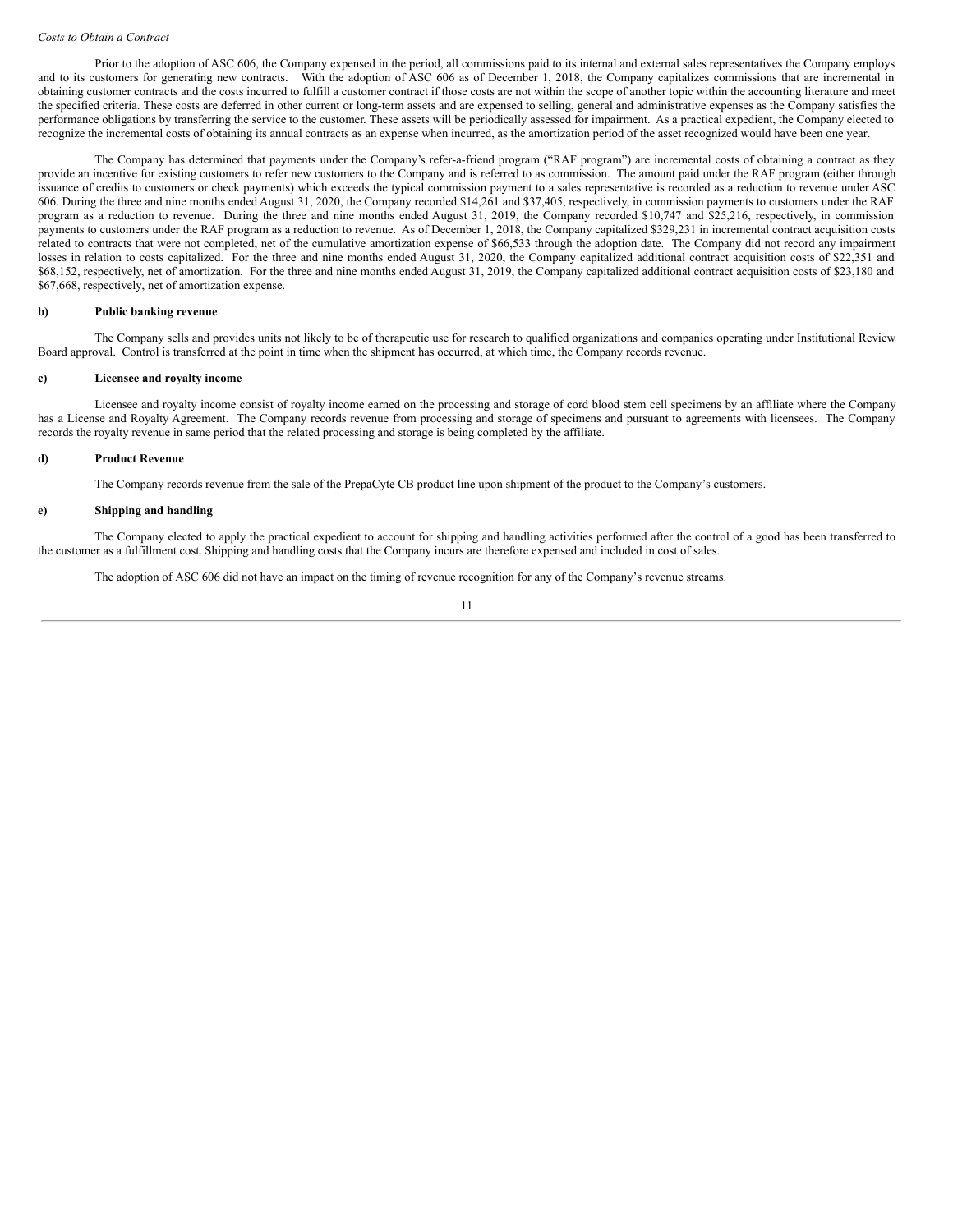*Costs to Obtain a Contract*

Prior to the adoption of ASC 606, the Company expensed in the period, all commissions paid to its internal and external sales representatives the Company employs and to its customers for generating new contracts. With the adoption of ASC 606 as of December 1, 2018, the Company capitalizes commissions that are incremental in obtaining customer contracts and the costs incurred to fulfill a customer contract if those costs are not within the scope of another topic within the accounting literature and meet the specified criteria. These costs are deferred in other current or long-term assets and are expensed to selling, general and administrative expenses as the Company satisfies the performance obligations by transferring the service to the customer. These assets will be periodically assessed for impairment. As a practical expedient, the Company elected to recognize the incremental costs of obtaining its annual contracts as an expense when incurred, as the amortization period of the asset recognized would have been one year.

The Company has determined that payments under the Company's refer-a-friend program ("RAF program") are incremental costs of obtaining a contract as they provide an incentive for existing customers to refer new customers to the Company and is referred to as commission. The amount paid under the RAF program (either through issuance of credits to customers or check payments) which exceeds the typical commission payment to a sales representative is recorded as a reduction to revenue under ASC 606. During the three and nine months ended August 31, 2020, the Company recorded $14,261 and $37,405, respectively, in commission payments to customers under the RAF program as a reduction to revenue. During the three and nine months ended August 31, 2019, the Company recorded $10,747 and $25,216, respectively, in commission payments to customers under the RAF program as a reduction to revenue. As of December 1, 2018, the Company capitalized $329,231 in incremental contract acquisition costs related to contracts that were not completed, net of the cumulative amortization expense of $66,533 through the adoption date. The Company did not record any impairment losses in relation to costs capitalized. For the three and nine months ended August 31, 2020, the Company capitalized additional contract acquisition costs of $22,351 and $68,152, respectively, net of amortization. For the three and nine months ended August 31, 2019, the Company capitalized additional contract acquisition costs of $23,180 and $67,668, respectively, net of amortization expense.

**b) Public banking revenue**

The Company sells and provides units not likely to be of therapeutic use for research to qualified organizations and companies operating under Institutional Review Board approval. Control is transferred at the point in time when the shipment has occurred, at which time, the Company records revenue.

**c) Licensee and royalty income**

Licensee and royalty income consist of royalty income earned on the processing and storage of cord blood stem cell specimens by an affiliate where the Company has a License and Royalty Agreement. The Company records revenue from processing and storage of specimens and pursuant to agreements with licensees. The Company records the royalty revenue in same period that the related processing and storage is being completed by the affiliate.

**d) Product Revenue**

The Company records revenue from the sale of the PrepaCyte CB product line upon shipment of the product to the Company's customers.

**e) Shipping and handling**

The Company elected to apply the practical expedient to account for shipping and handling activities performed after the control of a good has been transferred to the customer as a fulfillment cost. Shipping and handling costs that the Company incurs are therefore expensed and included in cost of sales.

The adoption of ASC 606 did not have an impact on the timing of revenue recognition for any of the Company's revenue streams.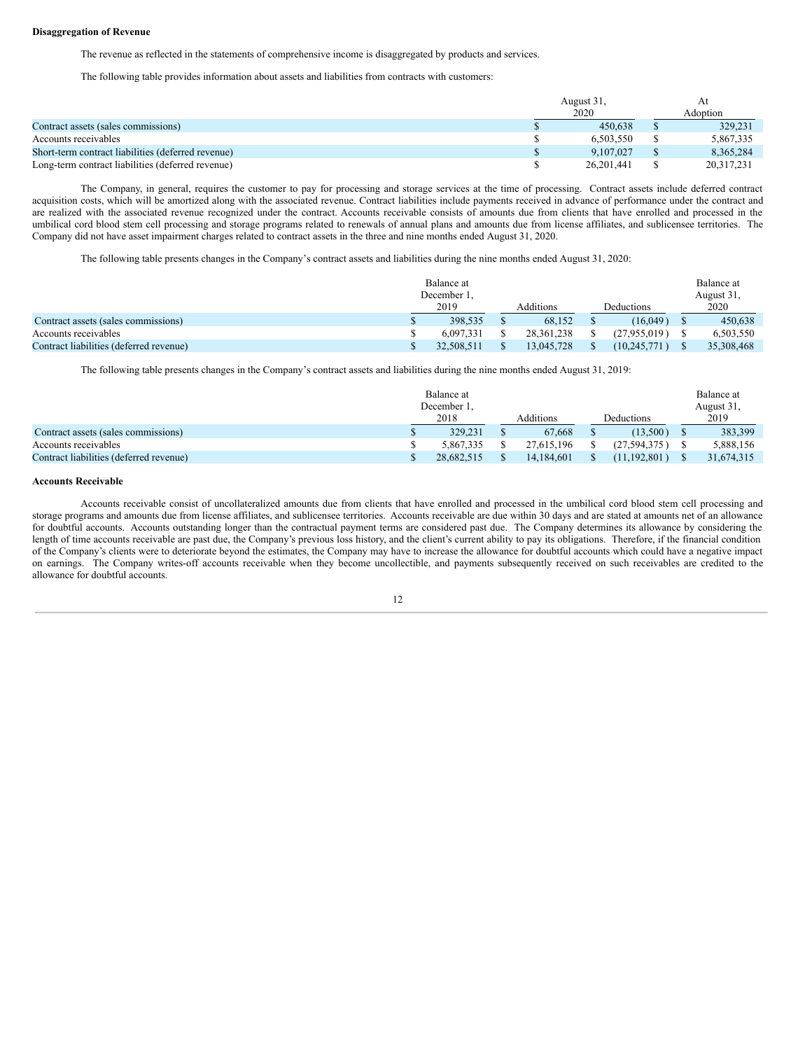**Disaggregation of Revenue**

The revenue as reflected in the statements of comprehensive income is disaggregated by products and services.

The following table provides information about assets and liabilities from contracts with customers:

| | August 31, 2020 | At Adoption |
|---|---|---|
| Contract assets (sales commissions) | $ 450,638 | $ 329,231 |
| Accounts receivables | $ 6,503,550 | $ 5,867,335 |
| Short-term contract liabilities (deferred revenue) | $ 9,107,027 | $ 8,365,284 |
| Long-term contract liabilities (deferred revenue) | $ 26,201,441 | $ 20,317,231 |

The Company, in general, requires the customer to pay for processing and storage services at the time of processing. Contract assets include deferred contract acquisition costs, which will be amortized along with the associated revenue. Contract liabilities include payments received in advance of performance under the contract and are realized with the associated revenue recognized under the contract. Accounts receivable consists of amounts due from clients that have enrolled and processed in the umbilical cord blood stem cell processing and storage programs related to renewals of annual plans and amounts due from license affiliates, and sublicensee territories. The Company did not have asset impairment charges related to contract assets in the three and nine months ended August 31, 2020.

The following table presents changes in the Company's contract assets and liabilities during the nine months ended August 31, 2020:

| | Balance at December 1, 2019 | Additions | Deductions | Balance at August 31, 2020 |
|---|---|---|---|---|
| Contract assets (sales commissions) | $ 398,535 | $ 68,152 | $ (16,049 ) | $ 450,638 |
| Accounts receivables | $ 6,097,331 | $ 28,361,238 | $ (27,955,019 ) | $ 6,503,550 |
| Contract liabilities (deferred revenue) | $ 32,508,511 | $ 13,045,728 | $ (10,245,771 ) | $ 35,308,468 |

The following table presents changes in the Company's contract assets and liabilities during the nine months ended August 31, 2019:

| | Balance at December 1, 2018 | Additions | Deductions | Balance at August 31, 2019 |
|---|---|---|---|---|
| Contract assets (sales commissions) | $ 329,231 | $ 67,668 | $ (13,500 ) | $ 383,399 |
| Accounts receivables | $ 5,867,335 | $ 27,615,196 | $ (27,594,375 ) | $ 5,888,156 |
| Contract liabilities (deferred revenue) | $ 28,682,515 | $ 14,184,601 | $ (11,192,801 ) | $ 31,674,315 |

**Accounts Receivable**

Accounts receivable consist of uncollateralized amounts due from clients that have enrolled and processed in the umbilical cord blood stem cell processing and storage programs and amounts due from license affiliates, and sublicensee territories. Accounts receivable are due within 30 days and are stated at amounts net of an allowance for doubtful accounts. Accounts outstanding longer than the contractual payment terms are considered past due. The Company determines its allowance by considering the length of time accounts receivable are past due, the Company's previous loss history, and the client's current ability to pay its obligations. Therefore, if the financial condition of the Company's clients were to deteriorate beyond the estimates, the Company may have to increase the allowance for doubtful accounts which could have a negative impact on earnings. The Company writes-off accounts receivable when they become uncollectible, and payments subsequently received on such receivables are credited to the allowance for doubtful accounts.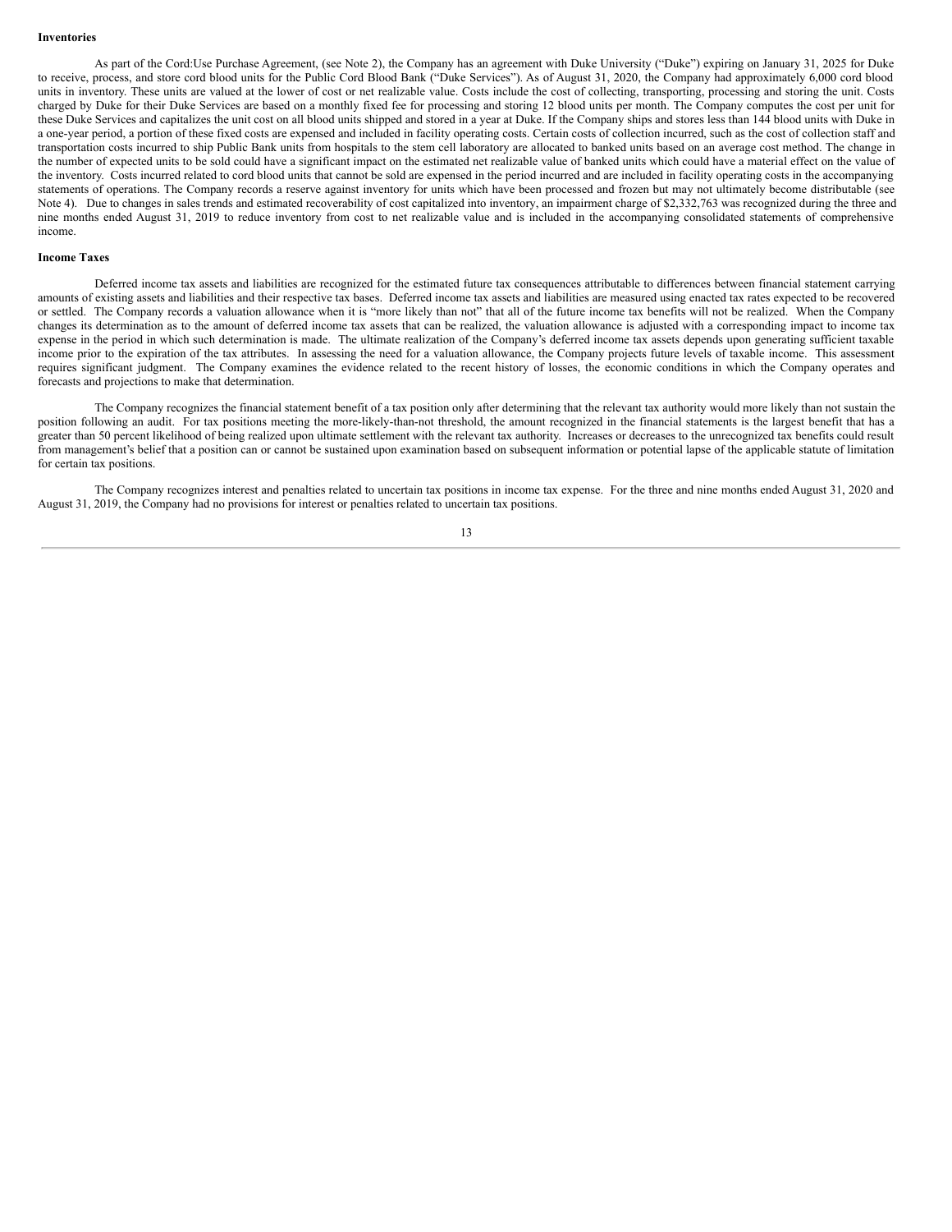**Inventories**

As part of the Cord:Use Purchase Agreement, (see Note 2), the Company has an agreement with Duke University ("Duke") expiring on January 31, 2025 for Duke to receive, process, and store cord blood units for the Public Cord Blood Bank ("Duke Services"). As of August 31, 2020, the Company had approximately 6,000 cord blood units in inventory. These units are valued at the lower of cost or net realizable value. Costs include the cost of collecting, transporting, processing and storing the unit. Costs charged by Duke for their Duke Services are based on a monthly fixed fee for processing and storing 12 blood units per month. The Company computes the cost per unit for these Duke Services and capitalizes the unit cost on all blood units shipped and stored in a year at Duke. If the Company ships and stores less than 144 blood units with Duke in a one-year period, a portion of these fixed costs are expensed and included in facility operating costs. Certain costs of collection incurred, such as the cost of collection staff and transportation costs incurred to ship Public Bank units from hospitals to the stem cell laboratory are allocated to banked units based on an average cost method. The change in the number of expected units to be sold could have a significant impact on the estimated net realizable value of banked units which could have a material effect on the value of the inventory. Costs incurred related to cord blood units that cannot be sold are expensed in the period incurred and are included in facility operating costs in the accompanying statements of operations. The Company records a reserve against inventory for units which have been processed and frozen but may not ultimately become distributable (see Note 4). Due to changes in sales trends and estimated recoverability of cost capitalized into inventory, an impairment charge of $2,332,763 was recognized during the three and nine months ended August 31, 2019 to reduce inventory from cost to net realizable value and is included in the accompanying consolidated statements of comprehensive income.

**Income Taxes**

Deferred income tax assets and liabilities are recognized for the estimated future tax consequences attributable to differences between financial statement carrying amounts of existing assets and liabilities and their respective tax bases. Deferred income tax assets and liabilities are measured using enacted tax rates expected to be recovered or settled. The Company records a valuation allowance when it is "more likely than not" that all of the future income tax benefits will not be realized. When the Company changes its determination as to the amount of deferred income tax assets that can be realized, the valuation allowance is adjusted with a corresponding impact to income tax expense in the period in which such determination is made. The ultimate realization of the Company's deferred income tax assets depends upon generating sufficient taxable income prior to the expiration of the tax attributes. In assessing the need for a valuation allowance, the Company projects future levels of taxable income. This assessment requires significant judgment. The Company examines the evidence related to the recent history of losses, the economic conditions in which the Company operates and forecasts and projections to make that determination.

The Company recognizes the financial statement benefit of a tax position only after determining that the relevant tax authority would more likely than not sustain the position following an audit. For tax positions meeting the more-likely-than-not threshold, the amount recognized in the financial statements is the largest benefit that has a greater than 50 percent likelihood of being realized upon ultimate settlement with the relevant tax authority. Increases or decreases to the unrecognized tax benefits could result from management's belief that a position can or cannot be sustained upon examination based on subsequent information or potential lapse of the applicable statute of limitation for certain tax positions.

The Company recognizes interest and penalties related to uncertain tax positions in income tax expense. For the three and nine months ended August 31, 2020 and August 31, 2019, the Company had no provisions for interest or penalties related to uncertain tax positions.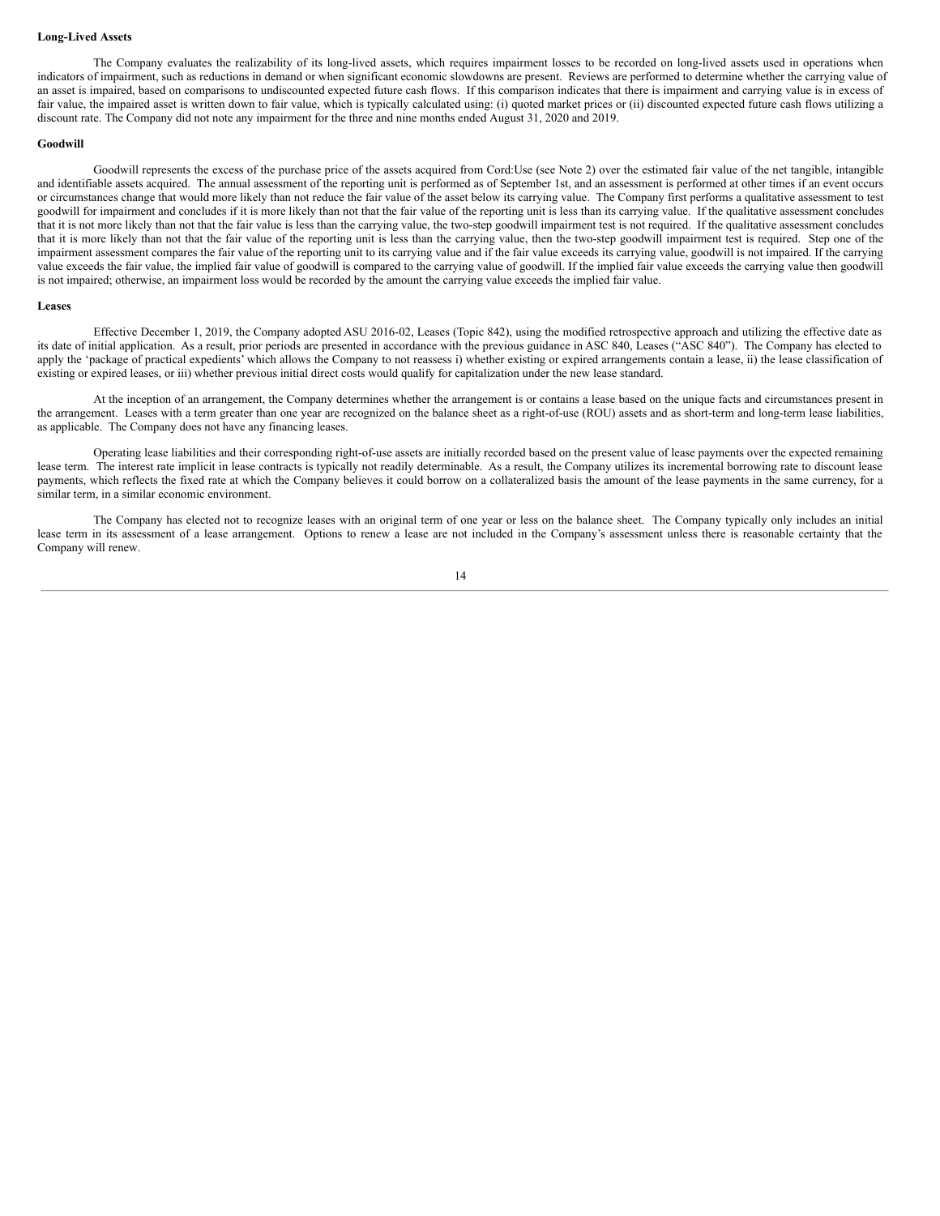**Long-Lived Assets**

The Company evaluates the realizability of its long-lived assets, which requires impairment losses to be recorded on long-lived assets used in operations when indicators of impairment, such as reductions in demand or when significant economic slowdowns are present. Reviews are performed to determine whether the carrying value of an asset is impaired, based on comparisons to undiscounted expected future cash flows. If this comparison indicates that there is impairment and carrying value is in excess of fair value, the impaired asset is written down to fair value, which is typically calculated using: (i) quoted market prices or (ii) discounted expected future cash flows utilizing a discount rate. The Company did not note any impairment for the three and nine months ended August 31, 2020 and 2019.

**Goodwill**

Goodwill represents the excess of the purchase price of the assets acquired from Cord:Use (see Note 2) over the estimated fair value of the net tangible, intangible and identifiable assets acquired. The annual assessment of the reporting unit is performed as of September 1st, and an assessment is performed at other times if an event occurs or circumstances change that would more likely than not reduce the fair value of the asset below its carrying value. The Company first performs a qualitative assessment to test goodwill for impairment and concludes if it is more likely than not that the fair value of the reporting unit is less than its carrying value. If the qualitative assessment concludes that it is not more likely than not that the fair value is less than the carrying value, the two-step goodwill impairment test is not required. If the qualitative assessment concludes that it is more likely than not that the fair value of the reporting unit is less than the carrying value, then the two-step goodwill impairment test is required. Step one of the impairment assessment compares the fair value of the reporting unit to its carrying value and if the fair value exceeds its carrying value, goodwill is not impaired. If the carrying value exceeds the fair value, the implied fair value of goodwill is compared to the carrying value of goodwill. If the implied fair value exceeds the carrying value then goodwill is not impaired; otherwise, an impairment loss would be recorded by the amount the carrying value exceeds the implied fair value.

**Leases**

Effective December 1, 2019, the Company adopted ASU 2016-02, Leases (Topic 842), using the modified retrospective approach and utilizing the effective date as its date of initial application. As a result, prior periods are presented in accordance with the previous guidance in ASC 840, Leases ("ASC 840"). The Company has elected to apply the 'package of practical expedients' which allows the Company to not reassess i) whether existing or expired arrangements contain a lease, ii) the lease classification of existing or expired leases, or iii) whether previous initial direct costs would qualify for capitalization under the new lease standard.

At the inception of an arrangement, the Company determines whether the arrangement is or contains a lease based on the unique facts and circumstances present in the arrangement. Leases with a term greater than one year are recognized on the balance sheet as a right-of-use (ROU) assets and as short-term and long-term lease liabilities, as applicable. The Company does not have any financing leases.

Operating lease liabilities and their corresponding right-of-use assets are initially recorded based on the present value of lease payments over the expected remaining lease term. The interest rate implicit in lease contracts is typically not readily determinable. As a result, the Company utilizes its incremental borrowing rate to discount lease payments, which reflects the fixed rate at which the Company believes it could borrow on a collateralized basis the amount of the lease payments in the same currency, for a similar term, in a similar economic environment.

The Company has elected not to recognize leases with an original term of one year or less on the balance sheet. The Company typically only includes an initial lease term in its assessment of a lease arrangement. Options to renew a lease are not included in the Company's assessment unless there is reasonable certainty that the Company will renew.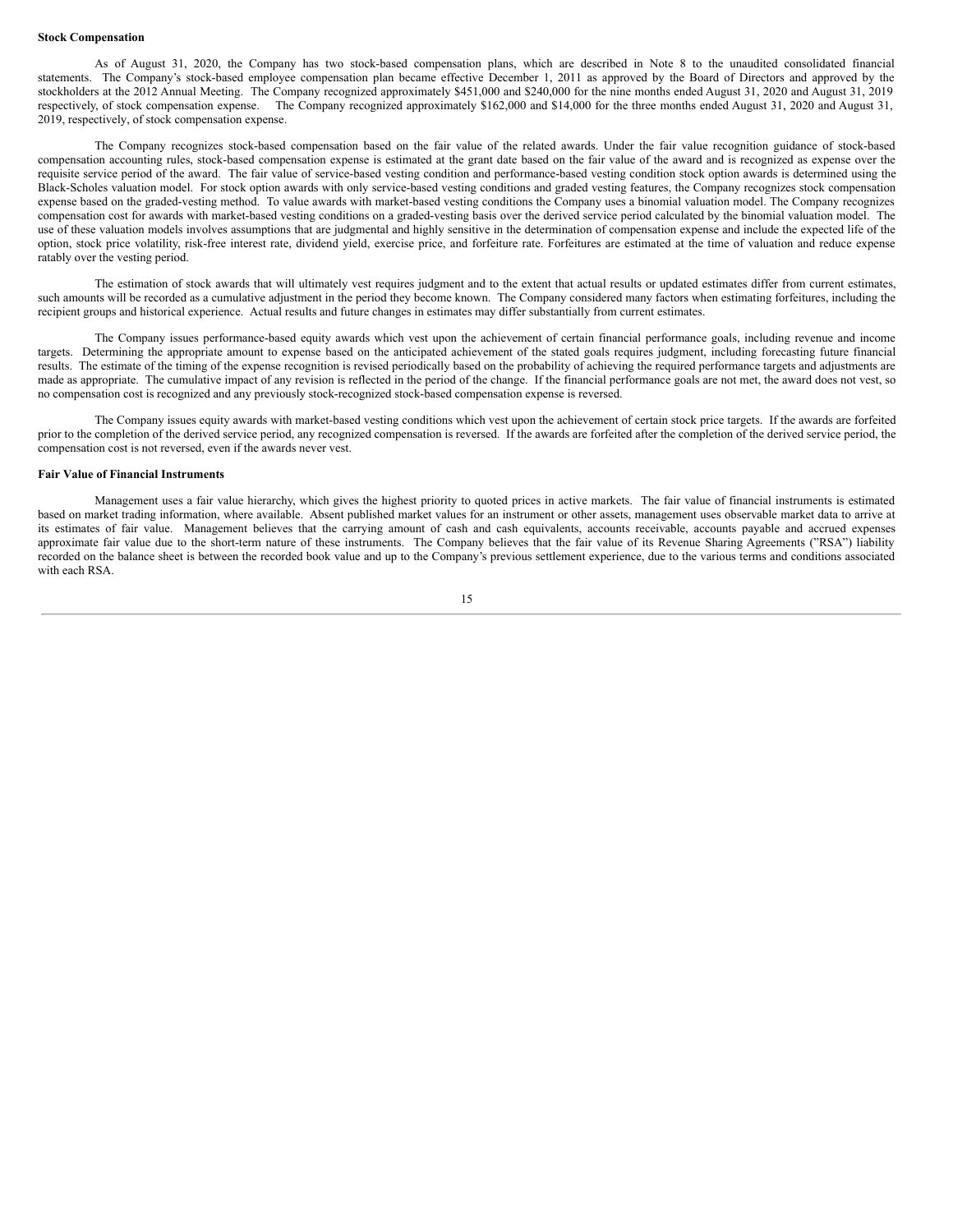**Stock Compensation**

As of August 31, 2020, the Company has two stock-based compensation plans, which are described in Note 8 to the unaudited consolidated financial statements. The Company's stock-based employee compensation plan became effective December 1, 2011 as approved by the Board of Directors and approved by the stockholders at the 2012 Annual Meeting. The Company recognized approximately $451,000 and $240,000 for the nine months ended August 31, 2020 and August 31, 2019 respectively, of stock compensation expense. The Company recognized approximately $162,000 and $14,000 for the three months ended August 31, 2020 and August 31, 2019, respectively, of stock compensation expense.

The Company recognizes stock-based compensation based on the fair value of the related awards. Under the fair value recognition guidance of stock-based compensation accounting rules, stock-based compensation expense is estimated at the grant date based on the fair value of the award and is recognized as expense over the requisite service period of the award. The fair value of service-based vesting condition and performance-based vesting condition stock option awards is determined using the Black-Scholes valuation model. For stock option awards with only service-based vesting conditions and graded vesting features, the Company recognizes stock compensation expense based on the graded-vesting method. To value awards with market-based vesting conditions the Company uses a binomial valuation model. The Company recognizes compensation cost for awards with market-based vesting conditions on a graded-vesting basis over the derived service period calculated by the binomial valuation model. The use of these valuation models involves assumptions that are judgmental and highly sensitive in the determination of compensation expense and include the expected life of the option, stock price volatility, risk-free interest rate, dividend yield, exercise price, and forfeiture rate. Forfeitures are estimated at the time of valuation and reduce expense ratably over the vesting period.

The estimation of stock awards that will ultimately vest requires judgment and to the extent that actual results or updated estimates differ from current estimates, such amounts will be recorded as a cumulative adjustment in the period they become known. The Company considered many factors when estimating forfeitures, including the recipient groups and historical experience. Actual results and future changes in estimates may differ substantially from current estimates.

The Company issues performance-based equity awards which vest upon the achievement of certain financial performance goals, including revenue and income targets. Determining the appropriate amount to expense based on the anticipated achievement of the stated goals requires judgment, including forecasting future financial results. The estimate of the timing of the expense recognition is revised periodically based on the probability of achieving the required performance targets and adjustments are made as appropriate. The cumulative impact of any revision is reflected in the period of the change. If the financial performance goals are not met, the award does not vest, so no compensation cost is recognized and any previously stock-recognized stock-based compensation expense is reversed.

The Company issues equity awards with market-based vesting conditions which vest upon the achievement of certain stock price targets. If the awards are forfeited prior to the completion of the derived service period, any recognized compensation is reversed. If the awards are forfeited after the completion of the derived service period, the compensation cost is not reversed, even if the awards never vest.

**Fair Value of Financial Instruments**

Management uses a fair value hierarchy, which gives the highest priority to quoted prices in active markets. The fair value of financial instruments is estimated based on market trading information, where available. Absent published market values for an instrument or other assets, management uses observable market data to arrive at its estimates of fair value. Management believes that the carrying amount of cash and cash equivalents, accounts receivable, accounts payable and accrued expenses approximate fair value due to the short-term nature of these instruments. The Company believes that the fair value of its Revenue Sharing Agreements ("RSA") liability recorded on the balance sheet is between the recorded book value and up to the Company's previous settlement experience, due to the various terms and conditions associated with each RSA.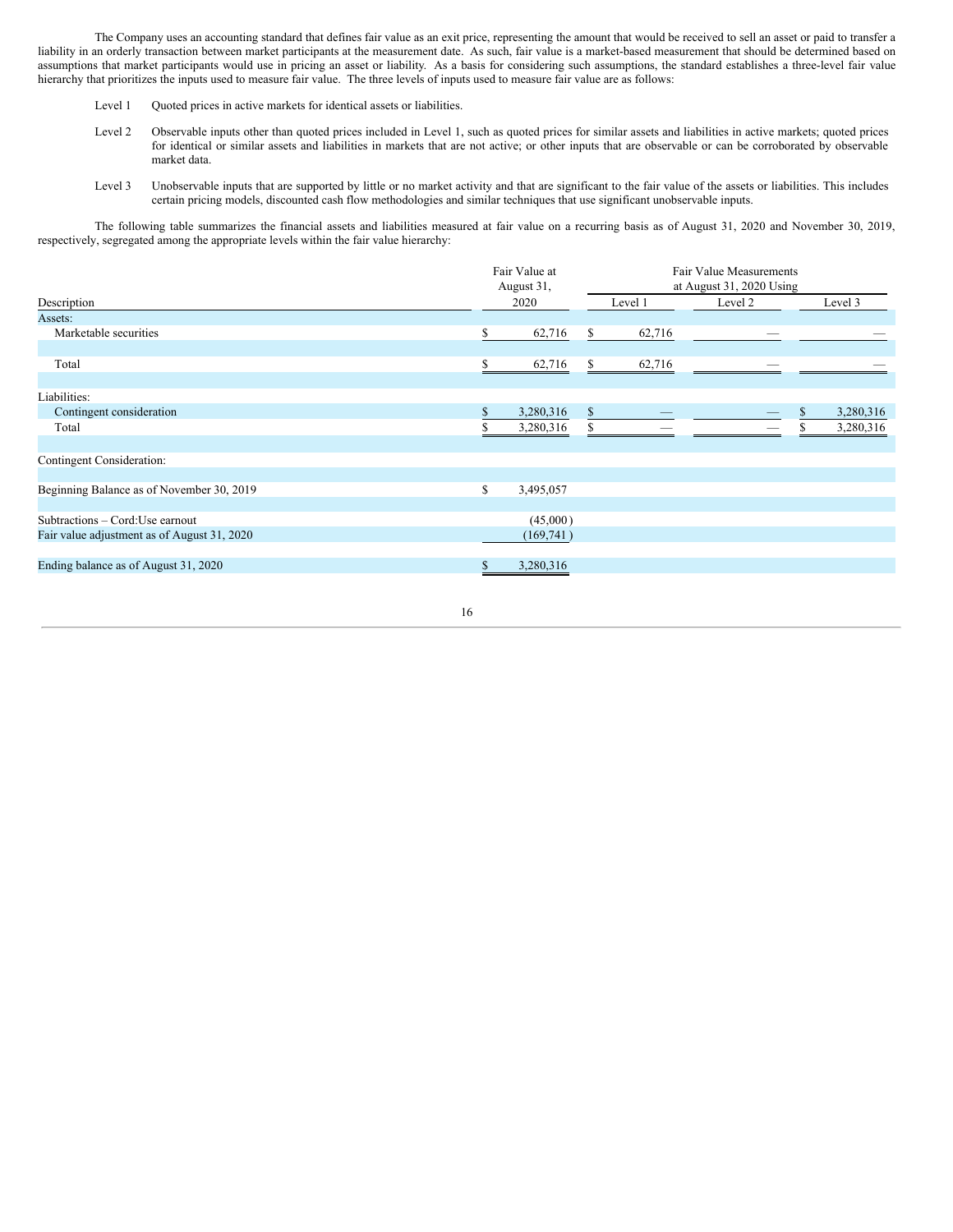The Company uses an accounting standard that defines fair value as an exit price, representing the amount that would be received to sell an asset or paid to transfer a liability in an orderly transaction between market participants at the measurement date. As such, fair value is a market-based measurement that should be determined based on assumptions that market participants would use in pricing an asset or liability. As a basis for considering such assumptions, the standard establishes a three-level fair value hierarchy that prioritizes the inputs used to measure fair value. The three levels of inputs used to measure fair value are as follows:

Level 1 Quoted prices in active markets for identical assets or liabilities.

Level 2 Observable inputs other than quoted prices included in Level 1, such as quoted prices for similar assets and liabilities in active markets; quoted prices for identical or similar assets and liabilities in markets that are not active; or other inputs that are observable or can be corroborated by observable market data.

Level 3 Unobservable inputs that are supported by little or no market activity and that are significant to the fair value of the assets or liabilities. This includes certain pricing models, discounted cash flow methodologies and similar techniques that use significant unobservable inputs.

The following table summarizes the financial assets and liabilities measured at fair value on a recurring basis as of August 31, 2020 and November 30, 2019, respectively, segregated among the appropriate levels within the fair value hierarchy:

| Description | Fair Value at August 31, 2020 | Fair Value Measurements at August 31, 2020 Using Level 1 | Level 2 | Level 3 |
|---|---|---|---|---|
| Assets: | | | | |
| Marketable securities | $ 62,716 | $ 62,716 | — | — |
| Total | $ 62,716 | $ 62,716 | — | — |
| Liabilities: | | | | |
| Contingent consideration | $ 3,280,316 | $ — | — | $ 3,280,316 |
| Total | $ 3,280,316 | $ — | — | $ 3,280,316 |
| Contingent Consideration: | | | | |
| Beginning Balance as of November 30, 2019 | $ 3,495,057 | | | |
| Subtractions – Cord:Use earnout | (45,000) | | | |
| Fair value adjustment as of August 31, 2020 | (169,741) | | | |
| Ending balance as of August 31, 2020 | $ 3,280,316 | | | |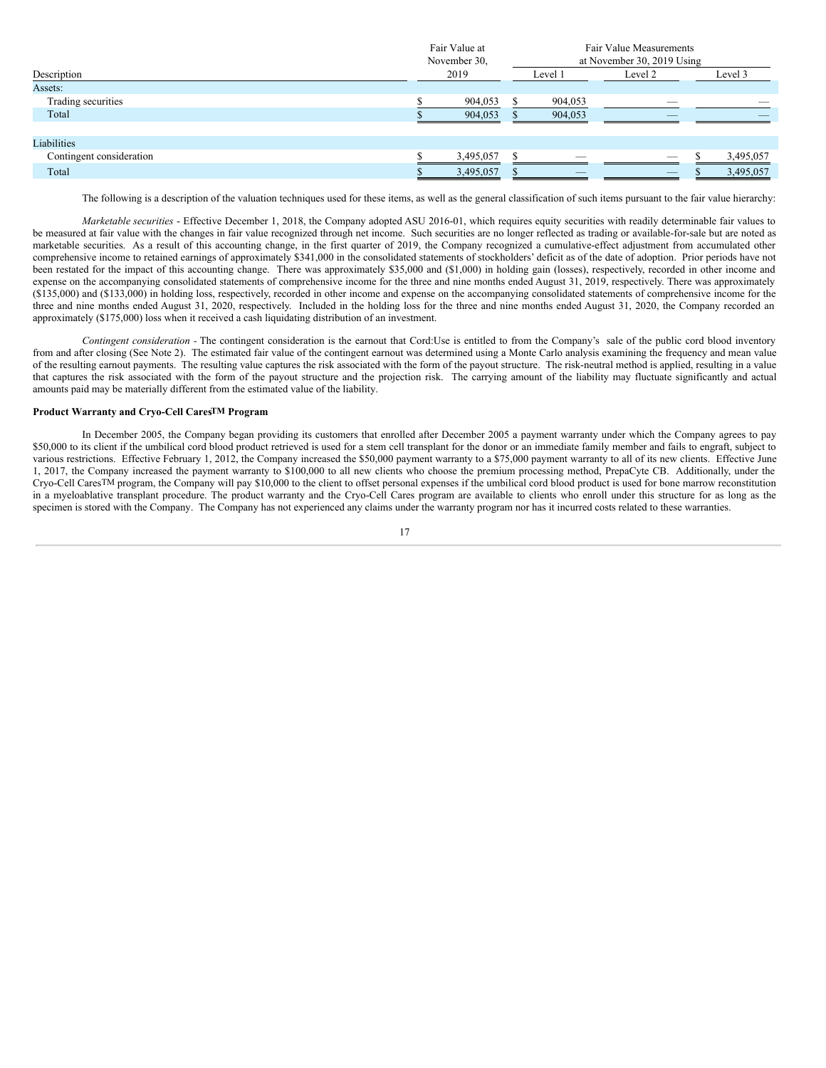| Description | Fair Value at November 30, 2019 | Fair Value Measurements at November 30, 2019 Using | | |
|---|---|---|---|---|
| | | Level 1 | Level 2 | Level 3 |
| Assets: | | | | |
| Trading securities | $ 904,053 | $ 904,053 | — | — |
| Total | $ 904,053 | $ 904,053 | — | — |
| Liabilities | | | | |
| Contingent consideration | $ 3,495,057 | $ — | — | $ 3,495,057 |
| Total | $ 3,495,057 | $ — | — | $ 3,495,057 |

The following is a description of the valuation techniques used for these items, as well as the general classification of such items pursuant to the fair value hierarchy:

*Marketable securities* - Effective December 1, 2018, the Company adopted ASU 2016-01, which requires equity securities with readily determinable fair values to be measured at fair value with the changes in fair value recognized through net income. Such securities are no longer reflected as trading or available-for-sale but are noted as marketable securities. As a result of this accounting change, in the first quarter of 2019, the Company recognized a cumulative-effect adjustment from accumulated other comprehensive income to retained earnings of approximately $341,000 in the consolidated statements of stockholders' deficit as of the date of adoption. Prior periods have not been restated for the impact of this accounting change. There was approximately $35,000 and ($1,000) in holding gain (losses), respectively, recorded in other income and expense on the accompanying consolidated statements of comprehensive income for the three and nine months ended August 31, 2019, respectively. There was approximately ($135,000) and ($133,000) in holding loss, respectively, recorded in other income and expense on the accompanying consolidated statements of comprehensive income for the three and nine months ended August 31, 2020, respectively. Included in the holding loss for the three and nine months ended August 31, 2020, the Company recorded an approximately ($175,000) loss when it received a cash liquidating distribution of an investment.

*Contingent consideration* - The contingent consideration is the earnout that Cord:Use is entitled to from the Company's sale of the public cord blood inventory from and after closing (See Note 2). The estimated fair value of the contingent earnout was determined using a Monte Carlo analysis examining the frequency and mean value of the resulting earnout payments. The resulting value captures the risk associated with the form of the payout structure. The risk-neutral method is applied, resulting in a value that captures the risk associated with the form of the payout structure and the projection risk. The carrying amount of the liability may fluctuate significantly and actual amounts paid may be materially different from the estimated value of the liability.

**Product Warranty and Cryo-Cell Cares™ Program**

In December 2005, the Company began providing its customers that enrolled after December 2005 a payment warranty under which the Company agrees to pay $50,000 to its client if the umbilical cord blood product retrieved is used for a stem cell transplant for the donor or an immediate family member and fails to engraft, subject to various restrictions. Effective February 1, 2012, the Company increased the $50,000 payment warranty to a $75,000 payment warranty to all of its new clients. Effective June 1, 2017, the Company increased the payment warranty to $100,000 to all new clients who choose the premium processing method, PrepaCyte CB. Additionally, under the Cryo-Cell Cares™ program, the Company will pay $10,000 to the client to offset personal expenses if the umbilical cord blood product is used for bone marrow reconstitution in a myeloablative transplant procedure. The product warranty and the Cryo-Cell Cares program are available to clients who enroll under this structure for as long as the specimen is stored with the Company. The Company has not experienced any claims under the warranty program nor has it incurred costs related to these warranties.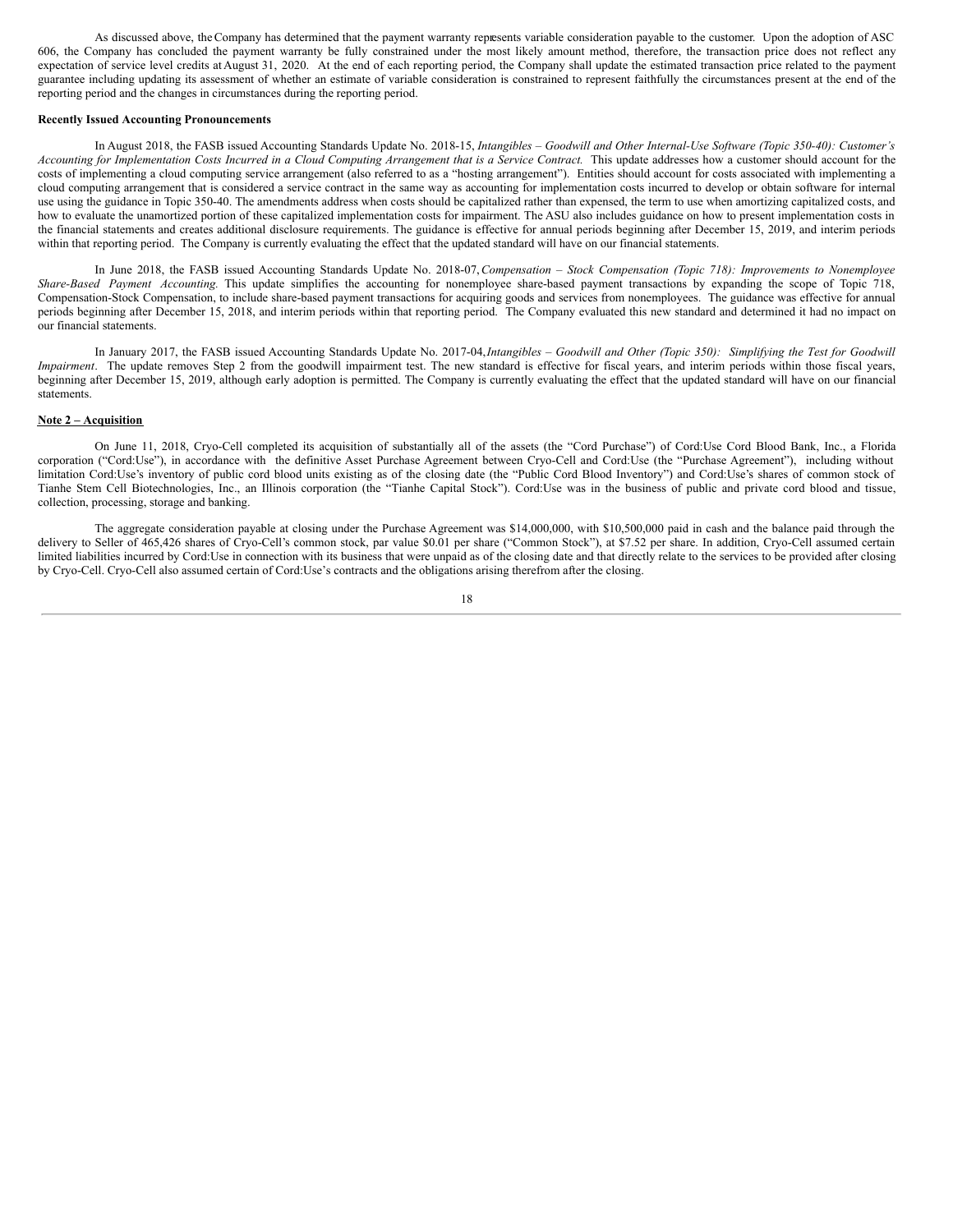As discussed above, the Company has determined that the payment warranty represents variable consideration payable to the customer. Upon the adoption of ASC 606, the Company has concluded the payment warranty be fully constrained under the most likely amount method, therefore, the transaction price does not reflect any expectation of service level credits at August 31, 2020. At the end of each reporting period, the Company shall update the estimated transaction price related to the payment guarantee including updating its assessment of whether an estimate of variable consideration is constrained to represent faithfully the circumstances present at the end of the reporting period and the changes in circumstances during the reporting period.

**Recently Issued Accounting Pronouncements**

In August 2018, the FASB issued Accounting Standards Update No. 2018-15, *Intangibles – Goodwill and Other Internal-Use Software (Topic 350-40): Customer's Accounting for Implementation Costs Incurred in a Cloud Computing Arrangement that is a Service Contract.* This update addresses how a customer should account for the costs of implementing a cloud computing service arrangement (also referred to as a "hosting arrangement"). Entities should account for costs associated with implementing a cloud computing arrangement that is considered a service contract in the same way as accounting for implementation costs incurred to develop or obtain software for internal use using the guidance in Topic 350-40. The amendments address when costs should be capitalized rather than expensed, the term to use when amortizing capitalized costs, and how to evaluate the unamortized portion of these capitalized implementation costs for impairment. The ASU also includes guidance on how to present implementation costs in the financial statements and creates additional disclosure requirements. The guidance is effective for annual periods beginning after December 15, 2019, and interim periods within that reporting period. The Company is currently evaluating the effect that the updated standard will have on our financial statements.

In June 2018, the FASB issued Accounting Standards Update No. 2018-07, *Compensation – Stock Compensation (Topic 718): Improvements to Nonemployee Share-Based Payment Accounting.* This update simplifies the accounting for nonemployee share-based payment transactions by expanding the scope of Topic 718, Compensation-Stock Compensation, to include share-based payment transactions for acquiring goods and services from nonemployees. The guidance was effective for annual periods beginning after December 15, 2018, and interim periods within that reporting period. The Company evaluated this new standard and determined it had no impact on our financial statements.

In January 2017, the FASB issued Accounting Standards Update No. 2017-04, *Intangibles – Goodwill and Other (Topic 350): Simplifying the Test for Goodwill Impairment*. The update removes Step 2 from the goodwill impairment test. The new standard is effective for fiscal years, and interim periods within those fiscal years, beginning after December 15, 2019, although early adoption is permitted. The Company is currently evaluating the effect that the updated standard will have on our financial statements.

**Note 2 – Acquisition**

On June 11, 2018, Cryo-Cell completed its acquisition of substantially all of the assets (the "Cord Purchase") of Cord:Use Cord Blood Bank, Inc., a Florida corporation ("Cord:Use"), in accordance with the definitive Asset Purchase Agreement between Cryo-Cell and Cord:Use (the "Purchase Agreement"), including without limitation Cord:Use's inventory of public cord blood units existing as of the closing date (the "Public Cord Blood Inventory") and Cord:Use's shares of common stock of Tianhe Stem Cell Biotechnologies, Inc., an Illinois corporation (the "Tianhe Capital Stock"). Cord:Use was in the business of public and private cord blood and tissue, collection, processing, storage and banking.

The aggregate consideration payable at closing under the Purchase Agreement was $14,000,000, with $10,500,000 paid in cash and the balance paid through the delivery to Seller of 465,426 shares of Cryo-Cell's common stock, par value $0.01 per share ("Common Stock"), at $7.52 per share. In addition, Cryo-Cell assumed certain limited liabilities incurred by Cord:Use in connection with its business that were unpaid as of the closing date and that directly relate to the services to be provided after closing by Cryo-Cell. Cryo-Cell also assumed certain of Cord:Use's contracts and the obligations arising therefrom after the closing.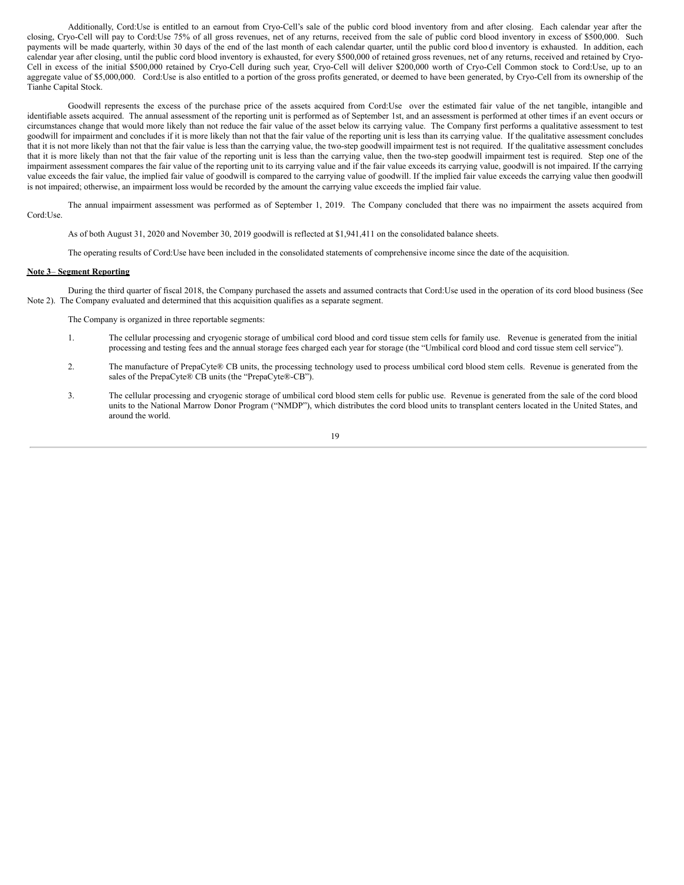Additionally, Cord:Use is entitled to an earnout from Cryo-Cell's sale of the public cord blood inventory from and after closing. Each calendar year after the closing, Cryo-Cell will pay to Cord:Use 75% of all gross revenues, net of any returns, received from the sale of public cord blood inventory in excess of $500,000. Such payments will be made quarterly, within 30 days of the end of the last month of each calendar quarter, until the public cord blood inventory is exhausted. In addition, each calendar year after closing, until the public cord blood inventory is exhausted, for every $500,000 of retained gross revenues, net of any returns, received and retained by Cryo-Cell in excess of the initial $500,000 retained by Cryo-Cell during such year, Cryo-Cell will deliver $200,000 worth of Cryo-Cell Common stock to Cord:Use, up to an aggregate value of $5,000,000. Cord:Use is also entitled to a portion of the gross profits generated, or deemed to have been generated, by Cryo-Cell from its ownership of the Tianhe Capital Stock.

Goodwill represents the excess of the purchase price of the assets acquired from Cord:Use over the estimated fair value of the net tangible, intangible and identifiable assets acquired. The annual assessment of the reporting unit is performed as of September 1st, and an assessment is performed at other times if an event occurs or circumstances change that would more likely than not reduce the fair value of the asset below its carrying value. The Company first performs a qualitative assessment to test goodwill for impairment and concludes if it is more likely than not that the fair value of the reporting unit is less than its carrying value. If the qualitative assessment concludes that it is not more likely than not that the fair value is less than the carrying value, the two-step goodwill impairment test is not required. If the qualitative assessment concludes that it is more likely than not that the fair value of the reporting unit is less than the carrying value, then the two-step goodwill impairment test is required. Step one of the impairment assessment compares the fair value of the reporting unit to its carrying value and if the fair value exceeds its carrying value, goodwill is not impaired. If the carrying value exceeds the fair value, the implied fair value of goodwill is compared to the carrying value of goodwill. If the implied fair value exceeds the carrying value then goodwill is not impaired; otherwise, an impairment loss would be recorded by the amount the carrying value exceeds the implied fair value.

The annual impairment assessment was performed as of September 1, 2019. The Company concluded that there was no impairment the assets acquired from Cord:Use.

As of both August 31, 2020 and November 30, 2019 goodwill is reflected at $1,941,411 on the consolidated balance sheets.

The operating results of Cord:Use have been included in the consolidated statements of comprehensive income since the date of the acquisition.

**Note 3– Segment Reporting**

During the third quarter of fiscal 2018, the Company purchased the assets and assumed contracts that Cord:Use used in the operation of its cord blood business (See Note 2). The Company evaluated and determined that this acquisition qualifies as a separate segment.

The Company is organized in three reportable segments:

1. The cellular processing and cryogenic storage of umbilical cord blood and cord tissue stem cells for family use. Revenue is generated from the initial processing and testing fees and the annual storage fees charged each year for storage (the "Umbilical cord blood and cord tissue stem cell service").

2. The manufacture of PrepaCyte® CB units, the processing technology used to process umbilical cord blood stem cells. Revenue is generated from the sales of the PrepaCyte® CB units (the "PrepaCyte®-CB").

3. The cellular processing and cryogenic storage of umbilical cord blood stem cells for public use. Revenue is generated from the sale of the cord blood units to the National Marrow Donor Program ("NMDP"), which distributes the cord blood units to transplant centers located in the United States, and around the world.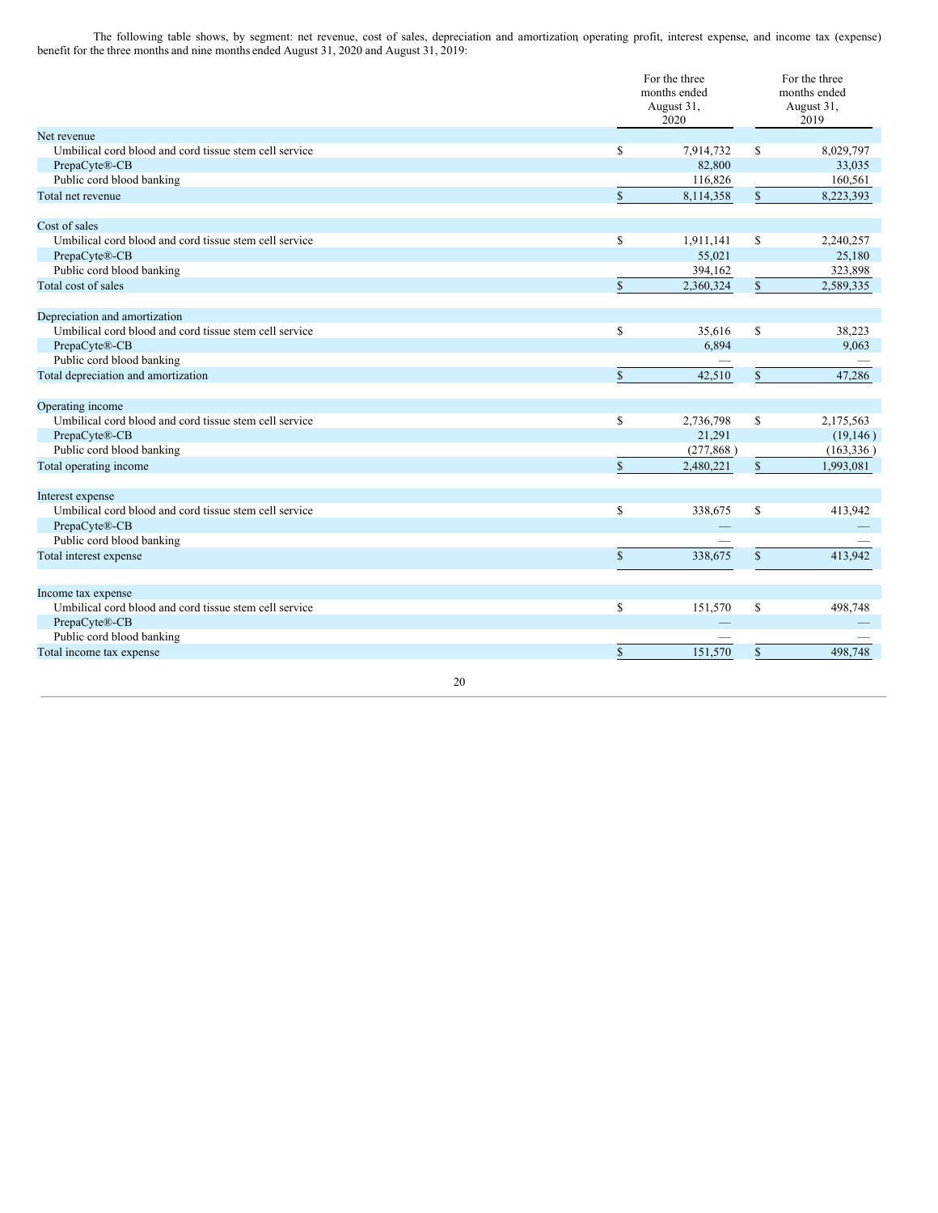The following table shows, by segment: net revenue, cost of sales, depreciation and amortization operating profit, interest expense, and income tax (expense) benefit for the three months and nine months ended August 31, 2020 and August 31, 2019:

| | For the three months ended August 31, 2020 | For the three months ended August 31, 2019 |
|---|---|---|
| Net revenue | | |
| Umbilical cord blood and cord tissue stem cell service | $ 7,914,732 | $ 8,029,797 |
| PrepaCyte®-CB | 82,800 | 33,035 |
| Public cord blood banking | 116,826 | 160,561 |
| Total net revenue | $ 8,114,358 | $ 8,223,393 |
| | | |
| Cost of sales | | |
| Umbilical cord blood and cord tissue stem cell service | $ 1,911,141 | $ 2,240,257 |
| PrepaCyte®-CB | 55,021 | 25,180 |
| Public cord blood banking | 394,162 | 323,898 |
| Total cost of sales | $ 2,360,324 | $ 2,589,335 |
| | | |
| Depreciation and amortization | | |
| Umbilical cord blood and cord tissue stem cell service | $ 35,616 | $ 38,223 |
| PrepaCyte®-CB | 6,894 | 9,063 |
| Public cord blood banking | — | — |
| Total depreciation and amortization | $ 42,510 | $ 47,286 |
| | | |
| Operating income | | |
| Umbilical cord blood and cord tissue stem cell service | $ 2,736,798 | $ 2,175,563 |
| PrepaCyte®-CB | 21,291 | (19,146 ) |
| Public cord blood banking | (277,868 ) | (163,336 ) |
| Total operating income | $ 2,480,221 | $ 1,993,081 |
| | | |
| Interest expense | | |
| Umbilical cord blood and cord tissue stem cell service | $ 338,675 | $ 413,942 |
| PrepaCyte®-CB | — | — |
| Public cord blood banking | — | — |
| Total interest expense | $ 338,675 | $ 413,942 |
| | | |
| Income tax expense | | |
| Umbilical cord blood and cord tissue stem cell service | $ 151,570 | $ 498,748 |
| PrepaCyte®-CB | — | — |
| Public cord blood banking | — | — |
| Total income tax expense | $ 151,570 | $ 498,748 |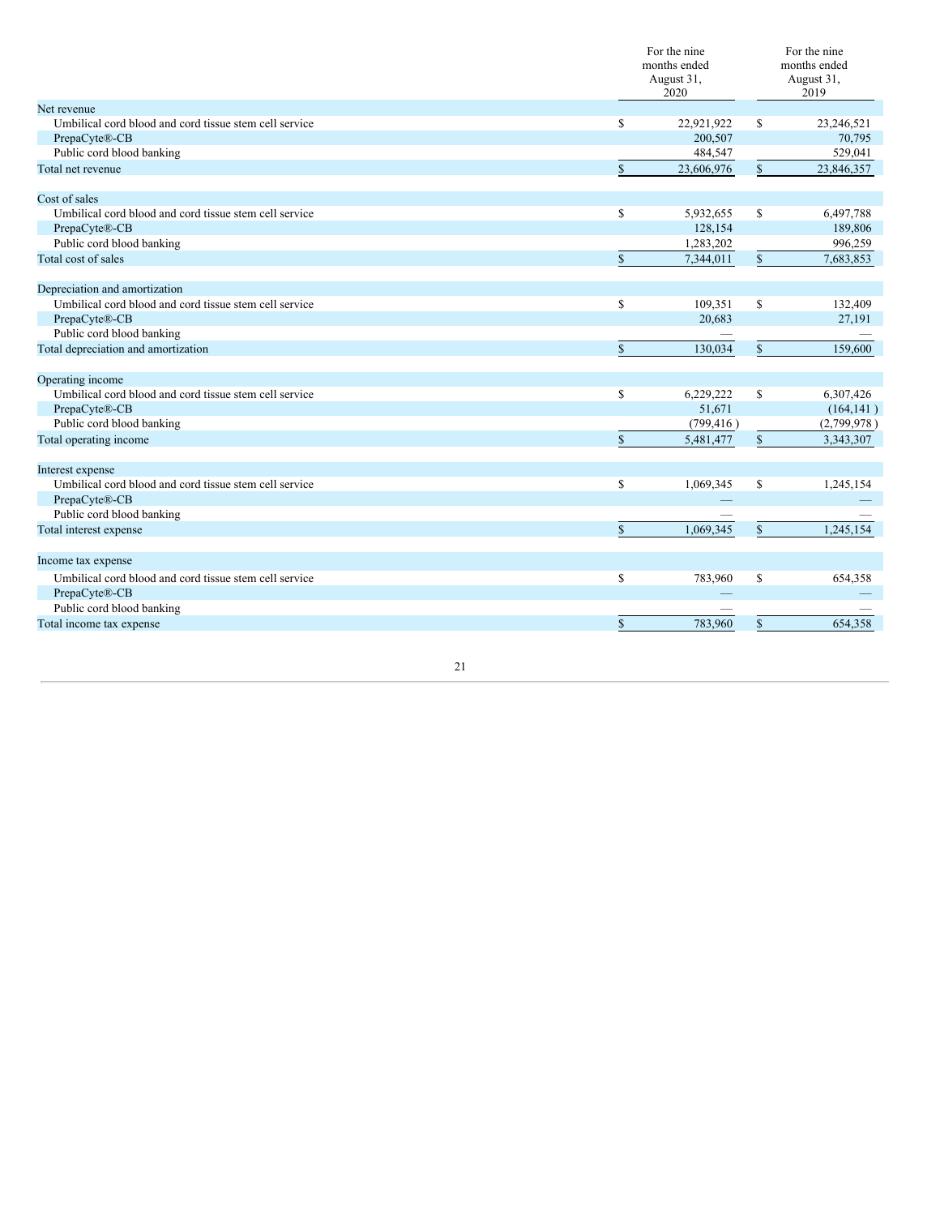| | For the nine months ended August 31, 2020 | For the nine months ended August 31, 2019 |
|---|---|---|
| Net revenue | | |
| Umbilical cord blood and cord tissue stem cell service | $ 22,921,922 | $ 23,246,521 |
| PrepaCyte®-CB | 200,507 | 70,795 |
| Public cord blood banking | 484,547 | 529,041 |
| Total net revenue | $ 23,606,976 | $ 23,846,357 |
| | | |
| Cost of sales | | |
| Umbilical cord blood and cord tissue stem cell service | $ 5,932,655 | $ 6,497,788 |
| PrepaCyte®-CB | 128,154 | 189,806 |
| Public cord blood banking | 1,283,202 | 996,259 |
| Total cost of sales | $ 7,344,011 | $ 7,683,853 |
| | | |
| Depreciation and amortization | | |
| Umbilical cord blood and cord tissue stem cell service | $ 109,351 | $ 132,409 |
| PrepaCyte®-CB | 20,683 | 27,191 |
| Public cord blood banking | — | — |
| Total depreciation and amortization | $ 130,034 | $ 159,600 |
| | | |
| Operating income | | |
| Umbilical cord blood and cord tissue stem cell service | $ 6,229,222 | $ 6,307,426 |
| PrepaCyte®-CB | 51,671 | (164,141 ) |
| Public cord blood banking | (799,416 ) | (2,799,978 ) |
| Total operating income | $ 5,481,477 | $ 3,343,307 |
| | | |
| Interest expense | | |
| Umbilical cord blood and cord tissue stem cell service | $ 1,069,345 | $ 1,245,154 |
| PrepaCyte®-CB | — | — |
| Public cord blood banking | — | — |
| Total interest expense | $ 1,069,345 | $ 1,245,154 |
| | | |
| Income tax expense | | |
| Umbilical cord blood and cord tissue stem cell service | $ 783,960 | $ 654,358 |
| PrepaCyte®-CB | — | — |
| Public cord blood banking | — | — |
| Total income tax expense | $ 783,960 | $ 654,358 |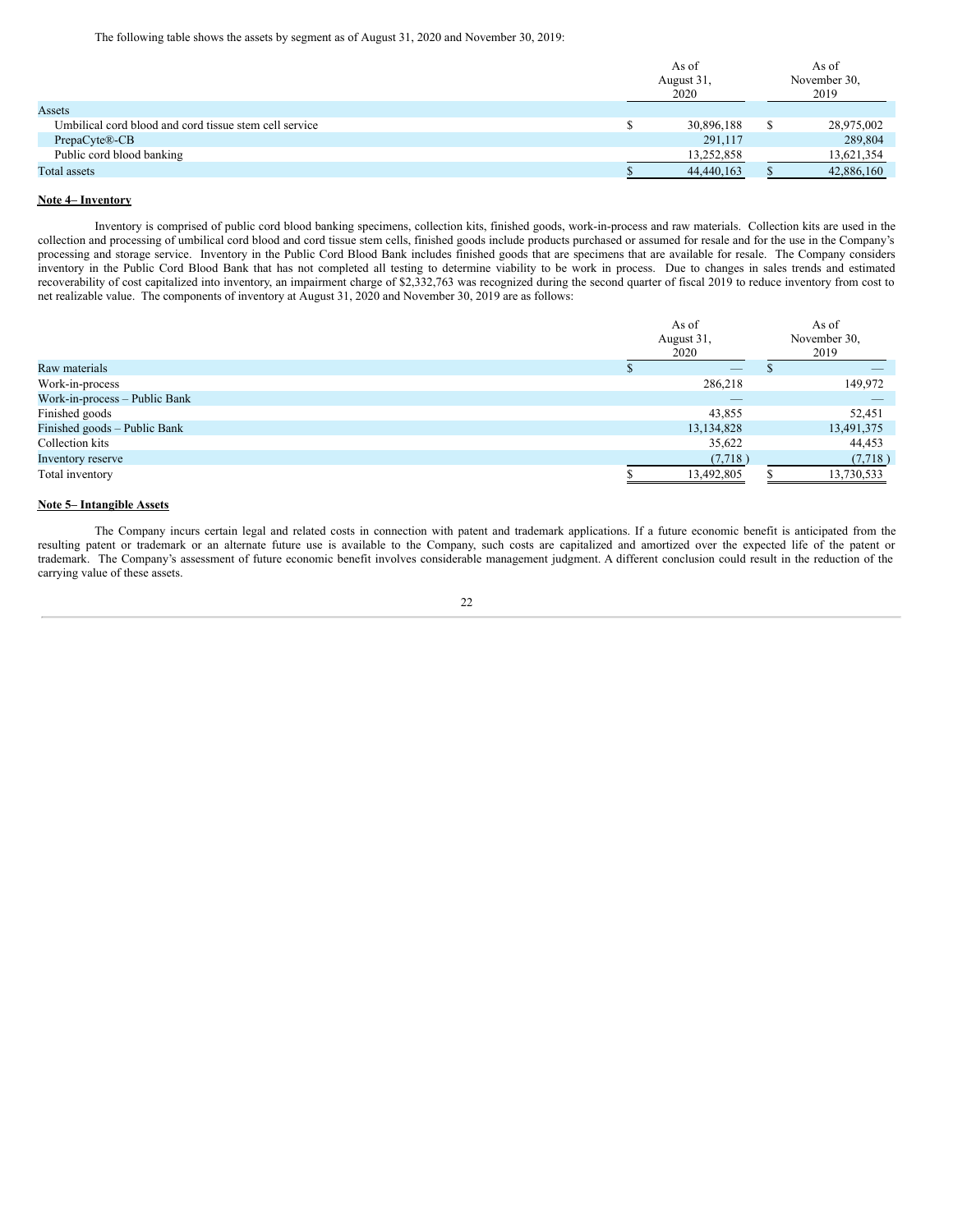The following table shows the assets by segment as of August 31, 2020 and November 30, 2019:

| | As of August 31, 2020 | As of November 30, 2019 |
|---|---|---|
| Assets | | |
| Umbilical cord blood and cord tissue stem cell service | $ 30,896,188 | $ 28,975,002 |
| PrepaCyte®-CB | 291,117 | 289,804 |
| Public cord blood banking | 13,252,858 | 13,621,354 |
| Total assets | $ 44,440,163 | $ 42,886,160 |

**Note 4– Inventory**

Inventory is comprised of public cord blood banking specimens, collection kits, finished goods, work-in-process and raw materials. Collection kits are used in the collection and processing of umbilical cord blood and cord tissue stem cells, finished goods include products purchased or assumed for resale and for the use in the Company's processing and storage service. Inventory in the Public Cord Blood Bank includes finished goods that are specimens that are available for resale. The Company considers inventory in the Public Cord Blood Bank that has not completed all testing to determine viability to be work in process. Due to changes in sales trends and estimated recoverability of cost capitalized into inventory, an impairment charge of $2,332,763 was recognized during the second quarter of fiscal 2019 to reduce inventory from cost to net realizable value. The components of inventory at August 31, 2020 and November 30, 2019 are as follows:

| | As of August 31, 2020 | As of November 30, 2019 |
|---|---|---|
| Raw materials | $ — | $ — |
| Work-in-process | 286,218 | 149,972 |
| Work-in-process – Public Bank | — | — |
| Finished goods | 43,855 | 52,451 |
| Finished goods – Public Bank | 13,134,828 | 13,491,375 |
| Collection kits | 35,622 | 44,453 |
| Inventory reserve | (7,718) | (7,718) |
| Total inventory | $ 13,492,805 | $ 13,730,533 |

**Note 5– Intangible Assets**

The Company incurs certain legal and related costs in connection with patent and trademark applications. If a future economic benefit is anticipated from the resulting patent or trademark or an alternate future use is available to the Company, such costs are capitalized and amortized over the expected life of the patent or trademark. The Company's assessment of future economic benefit involves considerable management judgment. A different conclusion could result in the reduction of the carrying value of these assets.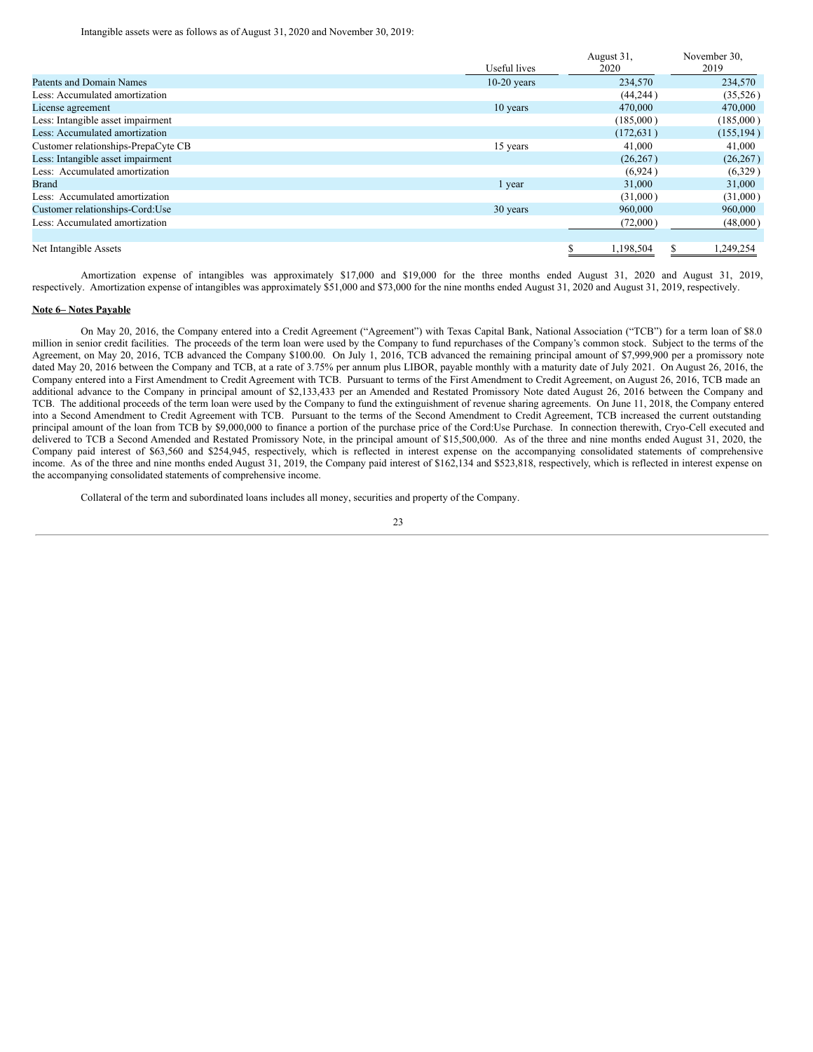Intangible assets were as follows as of August 31, 2020 and November 30, 2019:

| | Useful lives | August 31, 2020 | November 30, 2019 |
|---|---|---|---|
| Patents and Domain Names | 10-20 years | 234,570 | 234,570 |
| Less: Accumulated amortization | | (44,244) | (35,526) |
| License agreement | 10 years | 470,000 | 470,000 |
| Less: Intangible asset impairment | | (185,000) | (185,000) |
| Less: Accumulated amortization | | (172,631) | (155,194) |
| Customer relationships-PrepaCyte CB | 15 years | 41,000 | 41,000 |
| Less: Intangible asset impairment | | (26,267) | (26,267) |
| Less: Accumulated amortization | | (6,924) | (6,329) |
| Brand | 1 year | 31,000 | 31,000 |
| Less: Accumulated amortization | | (31,000) | (31,000) |
| Customer relationships-Cord:Use | 30 years | 960,000 | 960,000 |
| Less: Accumulated amortization | | (72,000) | (48,000) |
| | | | |
| Net Intangible Assets | | $ 1,198,504 | $ 1,249,254 |

Amortization expense of intangibles was approximately $17,000 and $19,000 for the three months ended August 31, 2020 and August 31, 2019, respectively. Amortization expense of intangibles was approximately $51,000 and $73,000 for the nine months ended August 31, 2020 and August 31, 2019, respectively.

**Note 6– Notes Payable**

On May 20, 2016, the Company entered into a Credit Agreement ("Agreement") with Texas Capital Bank, National Association ("TCB") for a term loan of $8.0 million in senior credit facilities. The proceeds of the term loan were used by the Company to fund repurchases of the Company's common stock. Subject to the terms of the Agreement, on May 20, 2016, TCB advanced the Company $100.00. On July 1, 2016, TCB advanced the remaining principal amount of $7,999,900 per a promissory note dated May 20, 2016 between the Company and TCB, at a rate of 3.75% per annum plus LIBOR, payable monthly with a maturity date of July 2021. On August 26, 2016, the Company entered into a First Amendment to Credit Agreement with TCB. Pursuant to terms of the First Amendment to Credit Agreement, on August 26, 2016, TCB made an additional advance to the Company in principal amount of $2,133,433 per an Amended and Restated Promissory Note dated August 26, 2016 between the Company and TCB. The additional proceeds of the term loan were used by the Company to fund the extinguishment of revenue sharing agreements. On June 11, 2018, the Company entered into a Second Amendment to Credit Agreement with TCB. Pursuant to the terms of the Second Amendment to Credit Agreement, TCB increased the current outstanding principal amount of the loan from TCB by $9,000,000 to finance a portion of the purchase price of the Cord:Use Purchase. In connection therewith, Cryo-Cell executed and delivered to TCB a Second Amended and Restated Promissory Note, in the principal amount of $15,500,000. As of the three and nine months ended August 31, 2020, the Company paid interest of $63,560 and $254,945, respectively, which is reflected in interest expense on the accompanying consolidated statements of comprehensive income. As of the three and nine months ended August 31, 2019, the Company paid interest of $162,134 and $523,818, respectively, which is reflected in interest expense on the accompanying consolidated statements of comprehensive income.

Collateral of the term and subordinated loans includes all money, securities and property of the Company.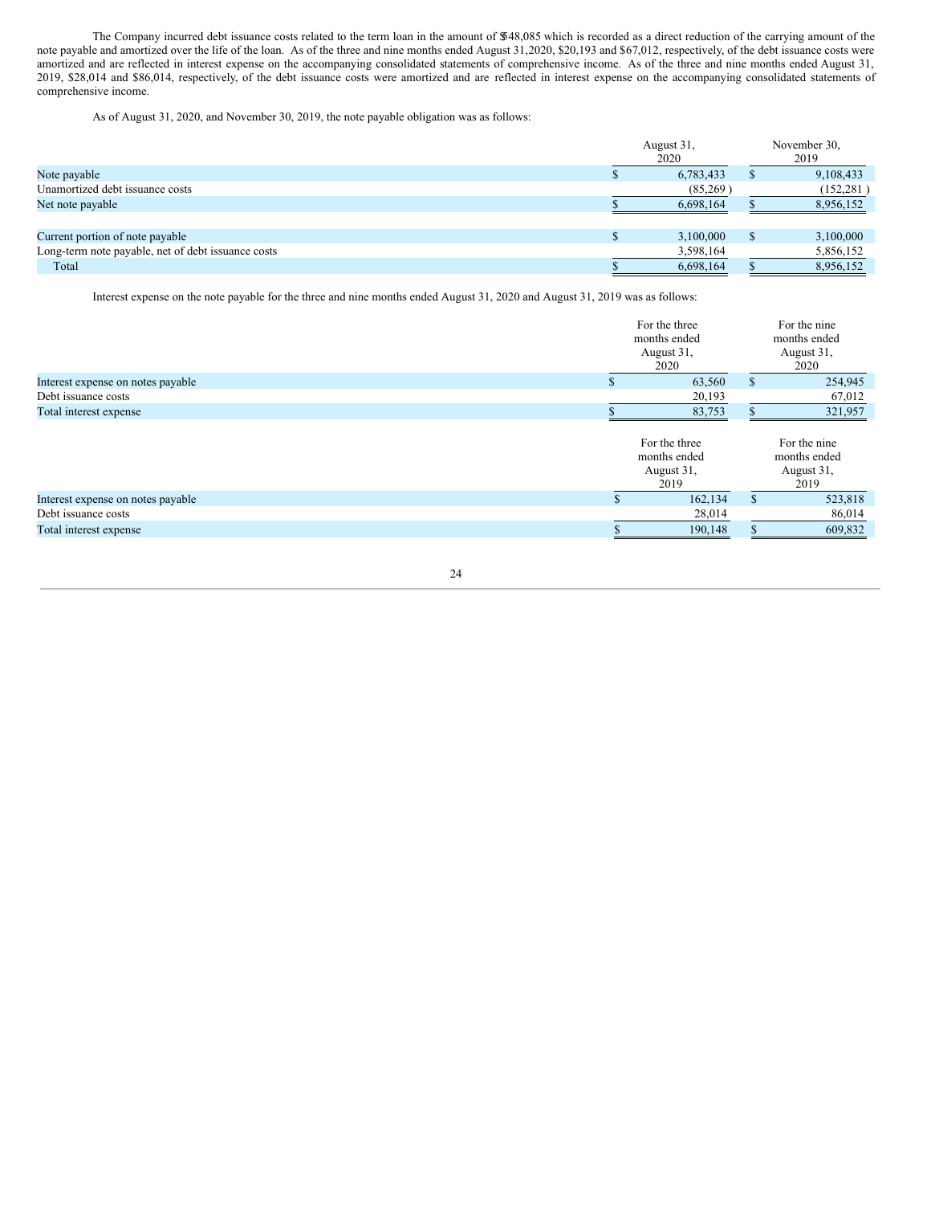The Company incurred debt issuance costs related to the term loan in the amount of $548,085 which is recorded as a direct reduction of the carrying amount of the note payable and amortized over the life of the loan. As of the three and nine months ended August 31,2020, $20,193 and $67,012, respectively, of the debt issuance costs were amortized and are reflected in interest expense on the accompanying consolidated statements of comprehensive income. As of the three and nine months ended August 31, 2019, $28,014 and $86,014, respectively, of the debt issuance costs were amortized and are reflected in interest expense on the accompanying consolidated statements of comprehensive income.

As of August 31, 2020, and November 30, 2019, the note payable obligation was as follows:

| | August 31, 2020 | November 30, 2019 |
|---|---|---|
| Note payable | $ 6,783,433 | $ 9,108,433 |
| Unamortized debt issuance costs | (85,269 ) | (152,281 ) |
| Net note payable | $ 6,698,164 | $ 8,956,152 |
| | | |
| Current portion of note payable | $ 3,100,000 | $ 3,100,000 |
| Long-term note payable, net of debt issuance costs | 3,598,164 | 5,856,152 |
| Total | $ 6,698,164 | $ 8,956,152 |

Interest expense on the note payable for the three and nine months ended August 31, 2020 and August 31, 2019 was as follows:

| | For the three months ended August 31, 2020 | For the nine months ended August 31, 2020 |
|---|---|---|
| Interest expense on notes payable | $ 63,560 | $ 254,945 |
| Debt issuance costs | 20,193 | 67,012 |
| Total interest expense | $ 83,753 | $ 321,957 |

| | For the three months ended August 31, 2019 | For the nine months ended August 31, 2019 |
|---|---|---|
| Interest expense on notes payable | $ 162,134 | $ 523,818 |
| Debt issuance costs | 28,014 | 86,014 |
| Total interest expense | $ 190,148 | $ 609,832 |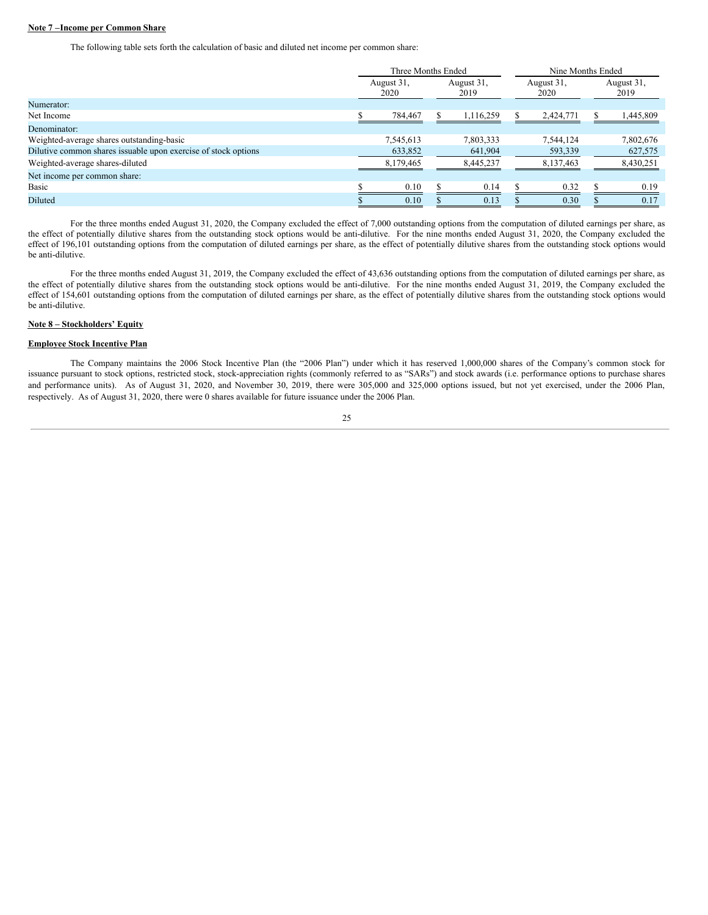**Note 7 –Income per Common Share**

The following table sets forth the calculation of basic and diluted net income per common share:

| | Three Months Ended | | Nine Months Ended | |
|---|---|---|---|---|
| | August 31, 2020 | August 31, 2019 | August 31, 2020 | August 31, 2019 |
| Numerator: | | | | |
| Net Income | $ 784,467 | $ 1,116,259 | $ 2,424,771 | $ 1,445,809 |
| Denominator: | | | | |
| Weighted-average shares outstanding-basic | 7,545,613 | 7,803,333 | 7,544,124 | 7,802,676 |
| Dilutive common shares issuable upon exercise of stock options | 633,852 | 641,904 | 593,339 | 627,575 |
| Weighted-average shares-diluted | 8,179,465 | 8,445,237 | 8,137,463 | 8,430,251 |
| Net income per common share: | | | | |
| Basic | $ 0.10 | $ 0.14 | $ 0.32 | $ 0.19 |
| Diluted | $ 0.10 | $ 0.13 | $ 0.30 | $ 0.17 |

For the three months ended August 31, 2020, the Company excluded the effect of 7,000 outstanding options from the computation of diluted earnings per share, as the effect of potentially dilutive shares from the outstanding stock options would be anti-dilutive. For the nine months ended August 31, 2020, the Company excluded the effect of 196,101 outstanding options from the computation of diluted earnings per share, as the effect of potentially dilutive shares from the outstanding stock options would be anti-dilutive.

For the three months ended August 31, 2019, the Company excluded the effect of 43,636 outstanding options from the computation of diluted earnings per share, as the effect of potentially dilutive shares from the outstanding stock options would be anti-dilutive. For the nine months ended August 31, 2019, the Company excluded the effect of 154,601 outstanding options from the computation of diluted earnings per share, as the effect of potentially dilutive shares from the outstanding stock options would be anti-dilutive.

**Note 8 – Stockholders' Equity**

**Employee Stock Incentive Plan**

The Company maintains the 2006 Stock Incentive Plan (the "2006 Plan") under which it has reserved 1,000,000 shares of the Company's common stock for issuance pursuant to stock options, restricted stock, stock-appreciation rights (commonly referred to as "SARs") and stock awards (i.e. performance options to purchase shares and performance units). As of August 31, 2020, and November 30, 2019, there were 305,000 and 325,000 options issued, but not yet exercised, under the 2006 Plan, respectively. As of August 31, 2020, there were 0 shares available for future issuance under the 2006 Plan.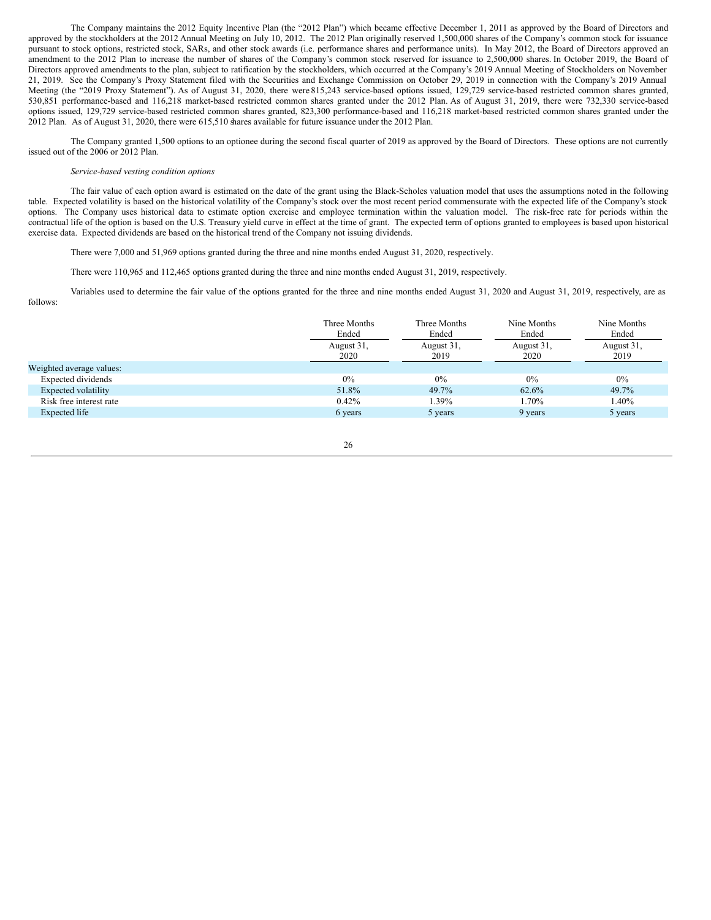The Company maintains the 2012 Equity Incentive Plan (the "2012 Plan") which became effective December 1, 2011 as approved by the Board of Directors and approved by the stockholders at the 2012 Annual Meeting on July 10, 2012. The 2012 Plan originally reserved 1,500,000 shares of the Company's common stock for issuance pursuant to stock options, restricted stock, SARs, and other stock awards (i.e. performance shares and performance units). In May 2012, the Board of Directors approved an amendment to the 2012 Plan to increase the number of shares of the Company's common stock reserved for issuance to 2,500,000 shares. In October 2019, the Board of Directors approved amendments to the plan, subject to ratification by the stockholders, which occurred at the Company's 2019 Annual Meeting of Stockholders on November 21, 2019. See the Company's Proxy Statement filed with the Securities and Exchange Commission on October 29, 2019 in connection with the Company's 2019 Annual Meeting (the "2019 Proxy Statement"). As of August 31, 2020, there were 815,243 service-based options issued, 129,729 service-based restricted common shares granted, 530,851 performance-based and 116,218 market-based restricted common shares granted under the 2012 Plan. As of August 31, 2019, there were 732,330 service-based options issued, 129,729 service-based restricted common shares granted, 823,300 performance-based and 116,218 market-based restricted common shares granted under the 2012 Plan. As of August 31, 2020, there were 615,510 shares available for future issuance under the 2012 Plan.

The Company granted 1,500 options to an optionee during the second fiscal quarter of 2019 as approved by the Board of Directors. These options are not currently issued out of the 2006 or 2012 Plan.

*Service-based vesting condition options*

The fair value of each option award is estimated on the date of the grant using the Black-Scholes valuation model that uses the assumptions noted in the following table. Expected volatility is based on the historical volatility of the Company's stock over the most recent period commensurate with the expected life of the Company's stock options. The Company uses historical data to estimate option exercise and employee termination within the valuation model. The risk-free rate for periods within the contractual life of the option is based on the U.S. Treasury yield curve in effect at the time of grant. The expected term of options granted to employees is based upon historical exercise data. Expected dividends are based on the historical trend of the Company not issuing dividends.

There were 7,000 and 51,969 options granted during the three and nine months ended August 31, 2020, respectively.

There were 110,965 and 112,465 options granted during the three and nine months ended August 31, 2019, respectively.

Variables used to determine the fair value of the options granted for the three and nine months ended August 31, 2020 and August 31, 2019, respectively, are as follows:

| | Three Months Ended August 31, 2020 | Three Months Ended August 31, 2019 | Nine Months Ended August 31, 2020 | Nine Months Ended August 31, 2019 |
|---|---|---|---|---|
| Weighted average values: | | | | |
| Expected dividends | 0% | 0% | 0% | 0% |
| Expected volatility | 51.8% | 49.7% | 62.6% | 49.7% |
| Risk free interest rate | 0.42% | 1.39% | 1.70% | 1.40% |
| Expected life | 6 years | 5 years | 9 years | 5 years |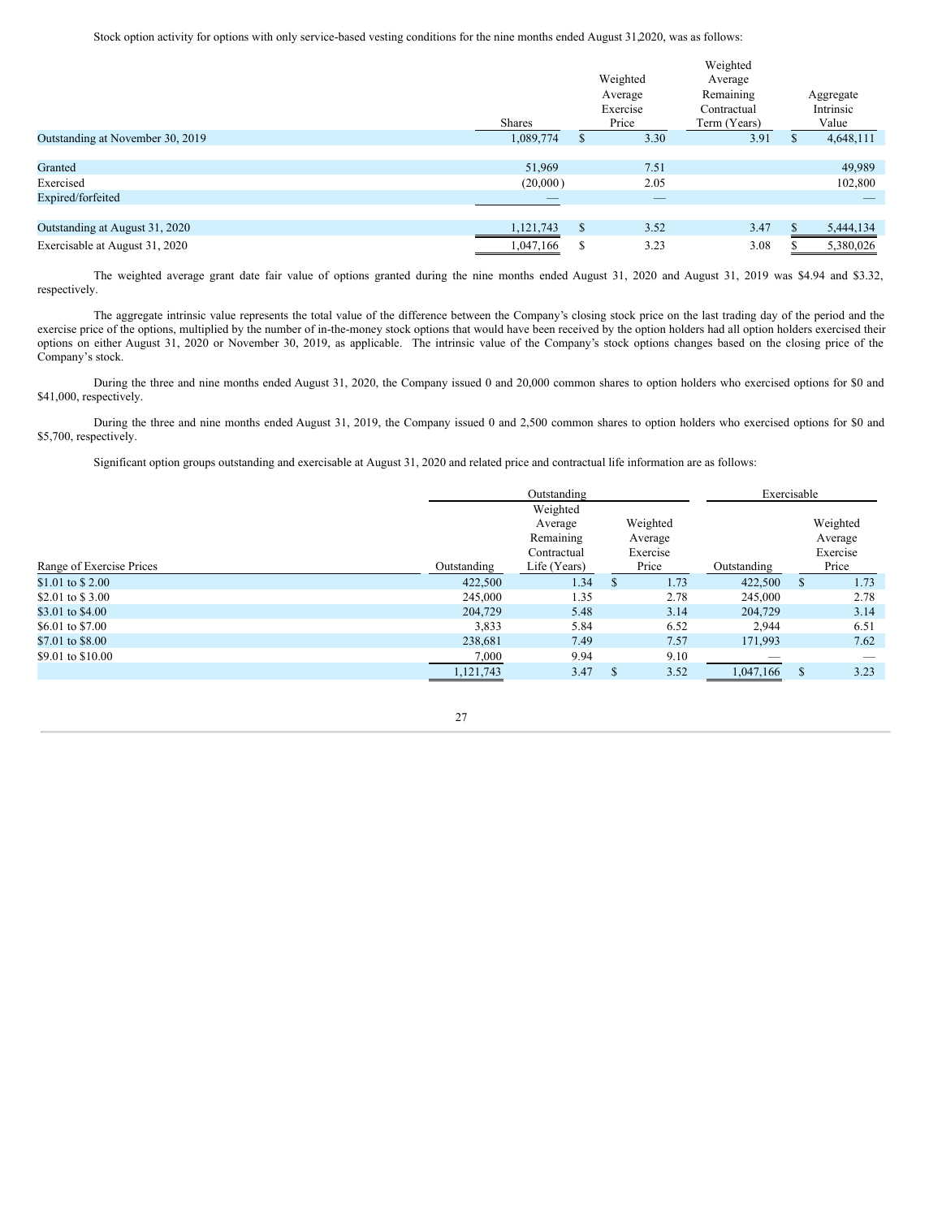Stock option activity for options with only service-based vesting conditions for the nine months ended August 31,2020, was as follows:

| | Shares | Weighted Average Exercise Price | Weighted Average Remaining Contractual Term (Years) | Aggregate Intrinsic Value |
|---|---|---|---|---|
| Outstanding at November 30, 2019 | 1,089,774 | $ 3.30 | 3.91 | $ 4,648,111 |
| Granted | 51,969 | 7.51 | | 49,989 |
| Exercised | (20,000) | 2.05 | | 102,800 |
| Expired/forfeited | — | — | | — |
| Outstanding at August 31, 2020 | 1,121,743 | $ 3.52 | 3.47 | $ 5,444,134 |
| Exercisable at August 31, 2020 | 1,047,166 | $ 3.23 | 3.08 | $ 5,380,026 |

The weighted average grant date fair value of options granted during the nine months ended August 31, 2020 and August 31, 2019 was $4.94 and $3.32, respectively.

The aggregate intrinsic value represents the total value of the difference between the Company's closing stock price on the last trading day of the period and the exercise price of the options, multiplied by the number of in-the-money stock options that would have been received by the option holders had all option holders exercised their options on either August 31, 2020 or November 30, 2019, as applicable. The intrinsic value of the Company's stock options changes based on the closing price of the Company's stock.

During the three and nine months ended August 31, 2020, the Company issued 0 and 20,000 common shares to option holders who exercised options for $0 and $41,000, respectively.

During the three and nine months ended August 31, 2019, the Company issued 0 and 2,500 common shares to option holders who exercised options for $0 and $5,700, respectively.

Significant option groups outstanding and exercisable at August 31, 2020 and related price and contractual life information are as follows:

| | Outstanding | | | Exercisable | |
|---|---|---|---|---|---|
| Range of Exercise Prices | Outstanding | Weighted Average Remaining Contractual Life (Years) | Weighted Average Exercise Price | Outstanding | Weighted Average Exercise Price |
| $1.01 to $ 2.00 | 422,500 | 1.34 | $ 1.73 | 422,500 | $ 1.73 |
| $2.01 to $ 3.00 | 245,000 | 1.35 | 2.78 | 245,000 | 2.78 |
| $3.01 to $4.00 | 204,729 | 5.48 | 3.14 | 204,729 | 3.14 |
| $6.01 to $7.00 | 3,833 | 5.84 | 6.52 | 2,944 | 6.51 |
| $7.01 to $8.00 | 238,681 | 7.49 | 7.57 | 171,993 | 7.62 |
| $9.01 to $10.00 | 7,000 | 9.94 | 9.10 | — | — |
| | 1,121,743 | 3.47 | $ 3.52 | 1,047,166 | $ 3.23 |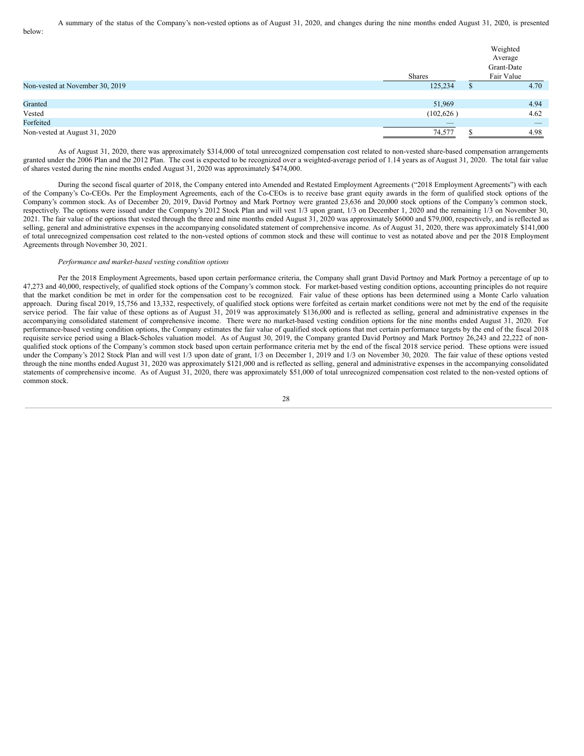A summary of the status of the Company's non-vested options as of August 31, 2020, and changes during the nine months ended August 31, 2020, is presented below:

| | Shares | Weighted Average Grant-Date Fair Value |
|---|---|---|
| Non-vested at November 30, 2019 | 125,234 | $ 4.70 |
| Granted | 51,969 | 4.94 |
| Vested | (102,626 ) | 4.62 |
| Forfeited | — | — |
| Non-vested at August 31, 2020 | 74,577 | $ 4.98 |

As of August 31, 2020, there was approximately $314,000 of total unrecognized compensation cost related to non-vested share-based compensation arrangements granted under the 2006 Plan and the 2012 Plan. The cost is expected to be recognized over a weighted-average period of 1.14 years as of August 31, 2020. The total fair value of shares vested during the nine months ended August 31, 2020 was approximately $474,000.

During the second fiscal quarter of 2018, the Company entered into Amended and Restated Employment Agreements ("2018 Employment Agreements") with each of the Company's Co-CEOs. Per the Employment Agreements, each of the Co-CEOs is to receive base grant equity awards in the form of qualified stock options of the Company's common stock. As of December 20, 2019, David Portnoy and Mark Portnoy were granted 23,636 and 20,000 stock options of the Company's common stock, respectively. The options were issued under the Company's 2012 Stock Plan and will vest 1/3 upon grant, 1/3 on December 1, 2020 and the remaining 1/3 on November 30, 2021. The fair value of the options that vested through the three and nine months ended August 31, 2020 was approximately $6000 and $79,000, respectively, and is reflected as selling, general and administrative expenses in the accompanying consolidated statement of comprehensive income. As of August 31, 2020, there was approximately $141,000 of total unrecognized compensation cost related to the non-vested options of common stock and these will continue to vest as notated above and per the 2018 Employment Agreements through November 30, 2021.

*Performance and market-based vesting condition options*

Per the 2018 Employment Agreements, based upon certain performance criteria, the Company shall grant David Portnoy and Mark Portnoy a percentage of up to 47,273 and 40,000, respectively, of qualified stock options of the Company's common stock. For market-based vesting condition options, accounting principles do not require that the market condition be met in order for the compensation cost to be recognized. Fair value of these options has been determined using a Monte Carlo valuation approach. During fiscal 2019, 15,756 and 13,332, respectively, of qualified stock options were forfeited as certain market conditions were not met by the end of the requisite service period. The fair value of these options as of August 31, 2019 was approximately $136,000 and is reflected as selling, general and administrative expenses in the accompanying consolidated statement of comprehensive income. There were no market-based vesting condition options for the nine months ended August 31, 2020. For performance-based vesting condition options, the Company estimates the fair value of qualified stock options that met certain performance targets by the end of the fiscal 2018 requisite service period using a Black-Scholes valuation model. As of August 30, 2019, the Company granted David Portnoy and Mark Portnoy 26,243 and 22,222 of non-qualified stock options of the Company's common stock based upon certain performance criteria met by the end of the fiscal 2018 service period. These options were issued under the Company's 2012 Stock Plan and will vest 1/3 upon date of grant, 1/3 on December 1, 2019 and 1/3 on November 30, 2020. The fair value of these options vested through the nine months ended August 31, 2020 was approximately $121,000 and is reflected as selling, general and administrative expenses in the accompanying consolidated statements of comprehensive income. As of August 31, 2020, there was approximately $51,000 of total unrecognized compensation cost related to the non-vested options of common stock.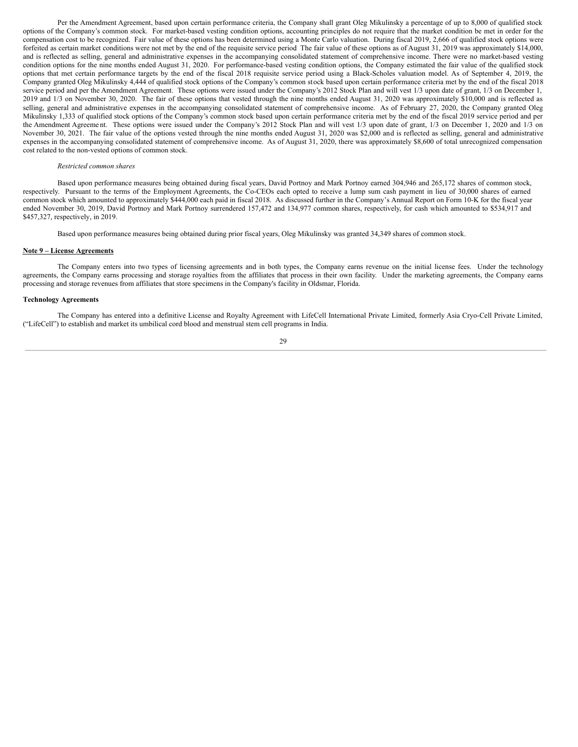Per the Amendment Agreement, based upon certain performance criteria, the Company shall grant Oleg Mikulinsky a percentage of up to 8,000 of qualified stock options of the Company's common stock. For market-based vesting condition options, accounting principles do not require that the market condition be met in order for the compensation cost to be recognized. Fair value of these options has been determined using a Monte Carlo valuation. During fiscal 2019, 2,666 of qualified stock options were forfeited as certain market conditions were not met by the end of the requisite service period The fair value of these options as of August 31, 2019 was approximately $14,000, and is reflected as selling, general and administrative expenses in the accompanying consolidated statement of comprehensive income. There were no market-based vesting condition options for the nine months ended August 31, 2020. For performance-based vesting condition options, the Company estimated the fair value of the qualified stock options that met certain performance targets by the end of the fiscal 2018 requisite service period using a Black-Scholes valuation model. As of September 4, 2019, the Company granted Oleg Mikulinsky 4,444 of qualified stock options of the Company's common stock based upon certain performance criteria met by the end of the fiscal 2018 service period and per the Amendment Agreement. These options were issued under the Company's 2012 Stock Plan and will vest 1/3 upon date of grant, 1/3 on December 1, 2019 and 1/3 on November 30, 2020. The fair of these options that vested through the nine months ended August 31, 2020 was approximately $10,000 and is reflected as selling, general and administrative expenses in the accompanying consolidated statement of comprehensive income. As of February 27, 2020, the Company granted Oleg Mikulinsky 1,333 of qualified stock options of the Company's common stock based upon certain performance criteria met by the end of the fiscal 2019 service period and per the Amendment Agreement. These options were issued under the Company's 2012 Stock Plan and will vest 1/3 upon date of grant, 1/3 on December 1, 2020 and 1/3 on November 30, 2021. The fair value of the options vested through the nine months ended August 31, 2020 was $2,000 and is reflected as selling, general and administrative expenses in the accompanying consolidated statement of comprehensive income. As of August 31, 2020, there was approximately $8,600 of total unrecognized compensation cost related to the non-vested options of common stock.

*Restricted common shares*

Based upon performance measures being obtained during fiscal years, David Portnoy and Mark Portnoy earned 304,946 and 265,172 shares of common stock, respectively. Pursuant to the terms of the Employment Agreements, the Co-CEOs each opted to receive a lump sum cash payment in lieu of 30,000 shares of earned common stock which amounted to approximately $444,000 each paid in fiscal 2018. As discussed further in the Company's Annual Report on Form 10-K for the fiscal year ended November 30, 2019, David Portnoy and Mark Portnoy surrendered 157,472 and 134,977 common shares, respectively, for cash which amounted to $534,917 and $457,327, respectively, in 2019.

Based upon performance measures being obtained during prior fiscal years, Oleg Mikulinsky was granted 34,349 shares of common stock.

## Note 9 – License Agreements

The Company enters into two types of licensing agreements and in both types, the Company earns revenue on the initial license fees. Under the technology agreements, the Company earns processing and storage royalties from the affiliates that process in their own facility. Under the marketing agreements, the Company earns processing and storage revenues from affiliates that store specimens in the Company's facility in Oldsmar, Florida.

### Technology Agreements

The Company has entered into a definitive License and Royalty Agreement with LifeCell International Private Limited, formerly Asia Cryo-Cell Private Limited, ("LifeCell") to establish and market its umbilical cord blood and menstrual stem cell programs in India.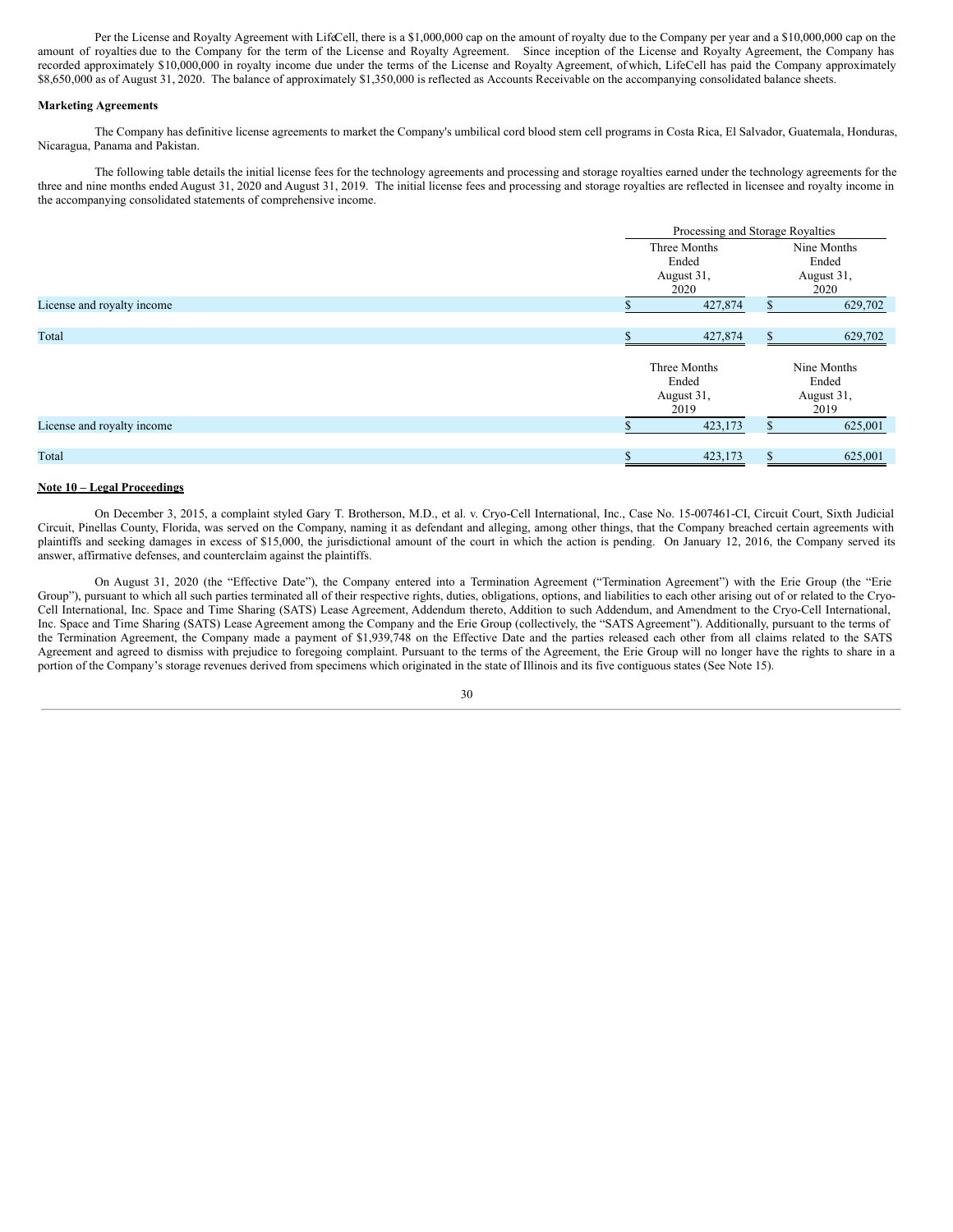Per the License and Royalty Agreement with LifeCell, there is a $1,000,000 cap on the amount of royalty due to the Company per year and a $10,000,000 cap on the amount of royalties due to the Company for the term of the License and Royalty Agreement. Since inception of the License and Royalty Agreement, the Company has recorded approximately $10,000,000 in royalty income due under the terms of the License and Royalty Agreement, of which, LifeCell has paid the Company approximately $8,650,000 as of August 31, 2020. The balance of approximately $1,350,000 is reflected as Accounts Receivable on the accompanying consolidated balance sheets.

**Marketing Agreements**

The Company has definitive license agreements to market the Company's umbilical cord blood stem cell programs in Costa Rica, El Salvador, Guatemala, Honduras, Nicaragua, Panama and Pakistan.

The following table details the initial license fees for the technology agreements and processing and storage royalties earned under the technology agreements for the three and nine months ended August 31, 2020 and August 31, 2019. The initial license fees and processing and storage royalties are reflected in licensee and royalty income in the accompanying consolidated statements of comprehensive income.

| | Processing and Storage Royalties | |
|---|---|---|
| | Three Months Ended August 31, 2020 | Nine Months Ended August 31, 2020 |
| License and royalty income | $ 427,874 | $ 629,702 |
| Total | $ 427,874 | $ 629,702 |
| | Three Months Ended August 31, 2019 | Nine Months Ended August 31, 2019 |
| License and royalty income | $ 423,173 | $ 625,001 |
| Total | $ 423,173 | $ 625,001 |

**Note 10 – Legal Proceedings**

On December 3, 2015, a complaint styled Gary T. Brotherson, M.D., et al. v. Cryo-Cell International, Inc., Case No. 15-007461-CI, Circuit Court, Sixth Judicial Circuit, Pinellas County, Florida, was served on the Company, naming it as defendant and alleging, among other things, that the Company breached certain agreements with plaintiffs and seeking damages in excess of $15,000, the jurisdictional amount of the court in which the action is pending. On January 12, 2016, the Company served its answer, affirmative defenses, and counterclaim against the plaintiffs.

On August 31, 2020 (the "Effective Date"), the Company entered into a Termination Agreement ("Termination Agreement") with the Erie Group (the "Erie Group"), pursuant to which all such parties terminated all of their respective rights, duties, obligations, options, and liabilities to each other arising out of or related to the Cryo-Cell International, Inc. Space and Time Sharing (SATS) Lease Agreement, Addendum thereto, Addition to such Addendum, and Amendment to the Cryo-Cell International, Inc. Space and Time Sharing (SATS) Lease Agreement among the Company and the Erie Group (collectively, the "SATS Agreement"). Additionally, pursuant to the terms of the Termination Agreement, the Company made a payment of $1,939,748 on the Effective Date and the parties released each other from all claims related to the SATS Agreement and agreed to dismiss with prejudice to foregoing complaint. Pursuant to the terms of the Agreement, the Erie Group will no longer have the rights to share in a portion of the Company's storage revenues derived from specimens which originated in the state of Illinois and its five contiguous states (See Note 15).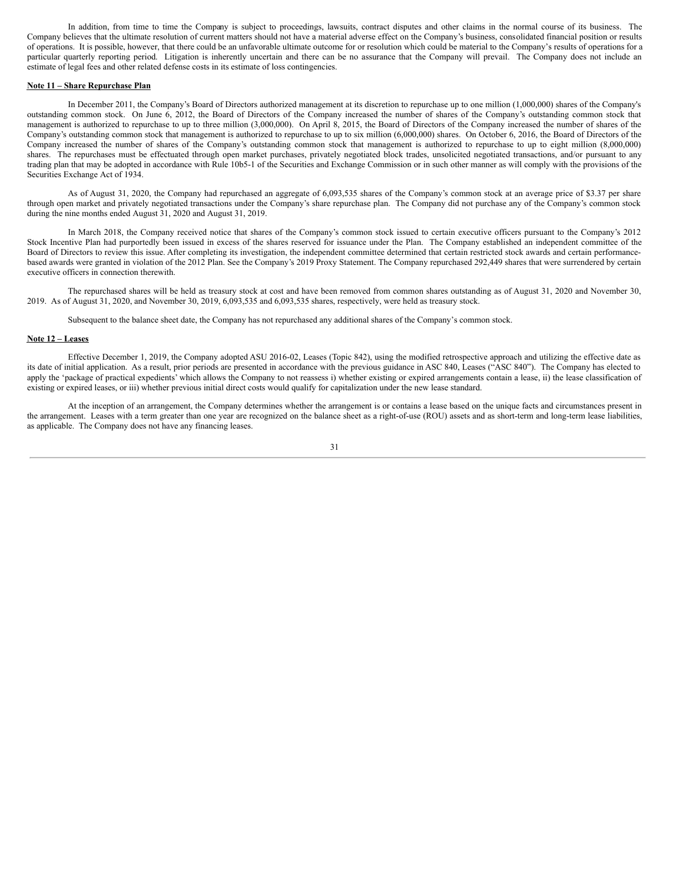In addition, from time to time the Company is subject to proceedings, lawsuits, contract disputes and other claims in the normal course of its business. The Company believes that the ultimate resolution of current matters should not have a material adverse effect on the Company's business, consolidated financial position or results of operations. It is possible, however, that there could be an unfavorable ultimate outcome for or resolution which could be material to the Company's results of operations for a particular quarterly reporting period. Litigation is inherently uncertain and there can be no assurance that the Company will prevail. The Company does not include an estimate of legal fees and other related defense costs in its estimate of loss contingencies.

**Note 11 – Share Repurchase Plan**

In December 2011, the Company's Board of Directors authorized management at its discretion to repurchase up to one million (1,000,000) shares of the Company's outstanding common stock. On June 6, 2012, the Board of Directors of the Company increased the number of shares of the Company's outstanding common stock that management is authorized to repurchase to up to three million (3,000,000). On April 8, 2015, the Board of Directors of the Company increased the number of shares of the Company's outstanding common stock that management is authorized to repurchase to up to six million (6,000,000) shares. On October 6, 2016, the Board of Directors of the Company increased the number of shares of the Company's outstanding common stock that management is authorized to repurchase to up to eight million (8,000,000) shares. The repurchases must be effectuated through open market purchases, privately negotiated block trades, unsolicited negotiated transactions, and/or pursuant to any trading plan that may be adopted in accordance with Rule 10b5-1 of the Securities and Exchange Commission or in such other manner as will comply with the provisions of the Securities Exchange Act of 1934.

As of August 31, 2020, the Company had repurchased an aggregate of 6,093,535 shares of the Company's common stock at an average price of $3.37 per share through open market and privately negotiated transactions under the Company's share repurchase plan. The Company did not purchase any of the Company's common stock during the nine months ended August 31, 2020 and August 31, 2019.

In March 2018, the Company received notice that shares of the Company's common stock issued to certain executive officers pursuant to the Company's 2012 Stock Incentive Plan had purportedly been issued in excess of the shares reserved for issuance under the Plan. The Company established an independent committee of the Board of Directors to review this issue. After completing its investigation, the independent committee determined that certain restricted stock awards and certain performance-based awards were granted in violation of the 2012 Plan. See the Company's 2019 Proxy Statement. The Company repurchased 292,449 shares that were surrendered by certain executive officers in connection therewith.

The repurchased shares will be held as treasury stock at cost and have been removed from common shares outstanding as of August 31, 2020 and November 30, 2019. As of August 31, 2020, and November 30, 2019, 6,093,535 and 6,093,535 shares, respectively, were held as treasury stock.

Subsequent to the balance sheet date, the Company has not repurchased any additional shares of the Company's common stock.

**Note 12 – Leases**

Effective December 1, 2019, the Company adopted ASU 2016-02, Leases (Topic 842), using the modified retrospective approach and utilizing the effective date as its date of initial application. As a result, prior periods are presented in accordance with the previous guidance in ASC 840, Leases ("ASC 840"). The Company has elected to apply the 'package of practical expedients' which allows the Company to not reassess i) whether existing or expired arrangements contain a lease, ii) the lease classification of existing or expired leases, or iii) whether previous initial direct costs would qualify for capitalization under the new lease standard.

At the inception of an arrangement, the Company determines whether the arrangement is or contains a lease based on the unique facts and circumstances present in the arrangement. Leases with a term greater than one year are recognized on the balance sheet as a right-of-use (ROU) assets and as short-term and long-term lease liabilities, as applicable. The Company does not have any financing leases.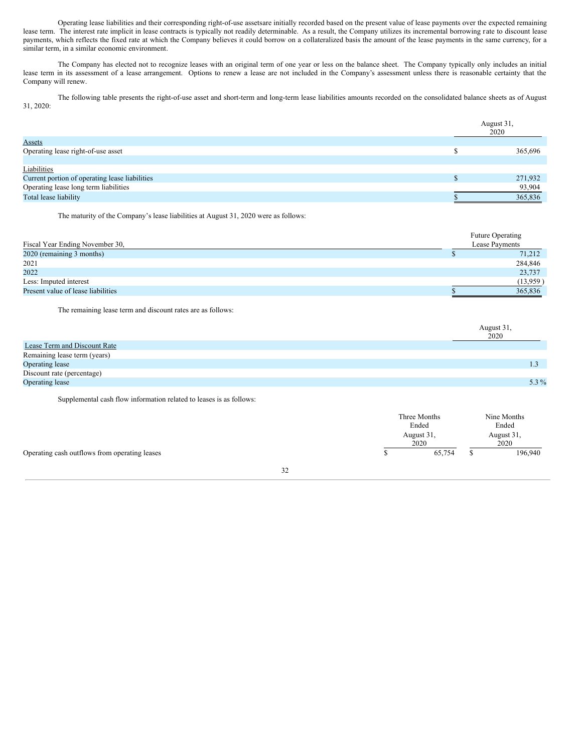Operating lease liabilities and their corresponding right-of-use assetsare initially recorded based on the present value of lease payments over the expected remaining lease term. The interest rate implicit in lease contracts is typically not readily determinable. As a result, the Company utilizes its incremental borrowing rate to discount lease payments, which reflects the fixed rate at which the Company believes it could borrow on a collateralized basis the amount of the lease payments in the same currency, for a similar term, in a similar economic environment.

The Company has elected not to recognize leases with an original term of one year or less on the balance sheet. The Company typically only includes an initial lease term in its assessment of a lease arrangement. Options to renew a lease are not included in the Company's assessment unless there is reasonable certainty that the Company will renew.

The following table presents the right-of-use asset and short-term and long-term lease liabilities amounts recorded on the consolidated balance sheets as of August 31, 2020:

| | August 31, 2020 |
|---|---|
| Assets | |
| Operating lease right-of-use asset | $ 365,696 |
| | |
| Liabilities | |
| Current portion of operating lease liabilities | $ 271,932 |
| Operating lease long term liabilities | 93,904 |
| Total lease liability | $ 365,836 |

The maturity of the Company's lease liabilities at August 31, 2020 were as follows:

| Fiscal Year Ending November 30, | Future Operating Lease Payments |
|---|---|
| 2020 (remaining 3 months) | $ 71,212 |
| 2021 | 284,846 |
| 2022 | 23,737 |
| Less: Imputed interest | (13,959 ) |
| Present value of lease liabilities | $ 365,836 |

The remaining lease term and discount rates are as follows:

| | August 31, 2020 |
|---|---|
| Lease Term and Discount Rate | |
| Remaining lease term (years) | |
| Operating lease | 1.3 |
| Discount rate (percentage) | |
| Operating lease | 5.3 % |

Supplemental cash flow information related to leases is as follows:

| | Three Months Ended August 31, 2020 | Nine Months Ended August 31, 2020 |
|---|---|---|
| Operating cash outflows from operating leases | $ 65,754 | $ 196,940 |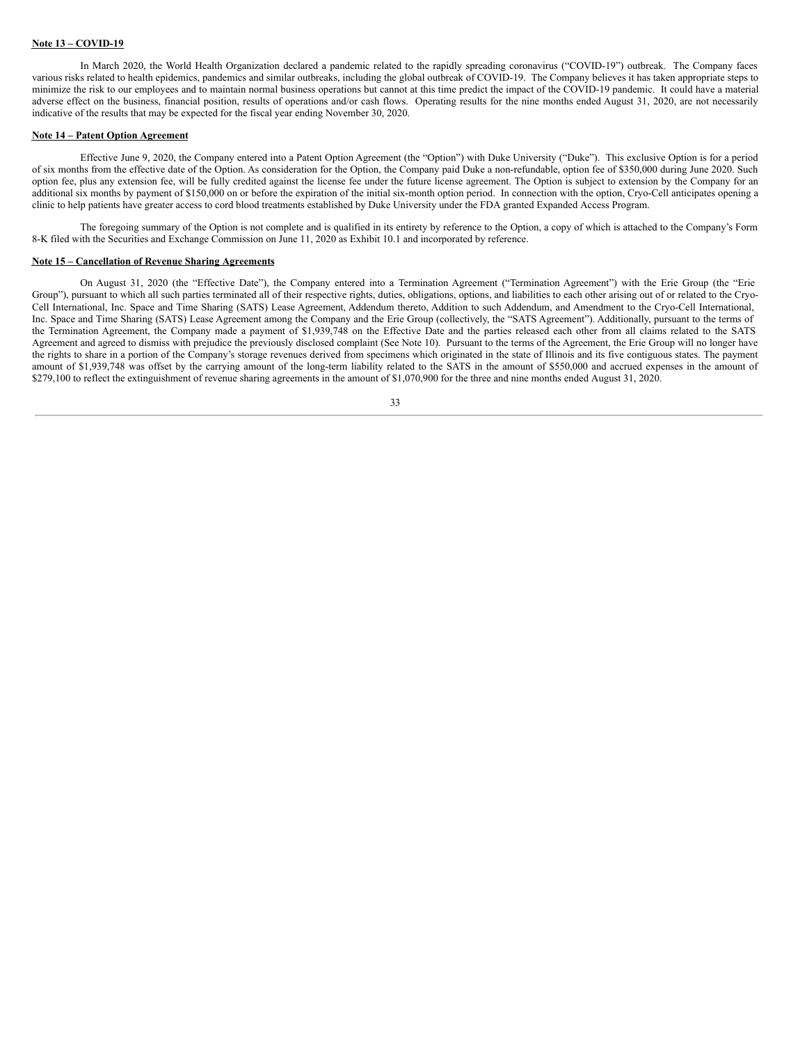**Note 13 – COVID-19**

In March 2020, the World Health Organization declared a pandemic related to the rapidly spreading coronavirus ("COVID-19") outbreak. The Company faces various risks related to health epidemics, pandemics and similar outbreaks, including the global outbreak of COVID-19. The Company believes it has taken appropriate steps to minimize the risk to our employees and to maintain normal business operations but cannot at this time predict the impact of the COVID-19 pandemic. It could have a material adverse effect on the business, financial position, results of operations and/or cash flows. Operating results for the nine months ended August 31, 2020, are not necessarily indicative of the results that may be expected for the fiscal year ending November 30, 2020.

**Note 14 – Patent Option Agreement**

Effective June 9, 2020, the Company entered into a Patent Option Agreement (the "Option") with Duke University ("Duke"). This exclusive Option is for a period of six months from the effective date of the Option. As consideration for the Option, the Company paid Duke a non-refundable, option fee of $350,000 during June 2020. Such option fee, plus any extension fee, will be fully credited against the license fee under the future license agreement. The Option is subject to extension by the Company for an additional six months by payment of $150,000 on or before the expiration of the initial six-month option period. In connection with the option, Cryo-Cell anticipates opening a clinic to help patients have greater access to cord blood treatments established by Duke University under the FDA granted Expanded Access Program.

The foregoing summary of the Option is not complete and is qualified in its entirety by reference to the Option, a copy of which is attached to the Company's Form 8-K filed with the Securities and Exchange Commission on June 11, 2020 as Exhibit 10.1 and incorporated by reference.

**Note 15 – Cancellation of Revenue Sharing Agreements**

On August 31, 2020 (the "Effective Date"), the Company entered into a Termination Agreement ("Termination Agreement") with the Erie Group (the "Erie Group"), pursuant to which all such parties terminated all of their respective rights, duties, obligations, options, and liabilities to each other arising out of or related to the Cryo-Cell International, Inc. Space and Time Sharing (SATS) Lease Agreement, Addendum thereto, Addition to such Addendum, and Amendment to the Cryo-Cell International, Inc. Space and Time Sharing (SATS) Lease Agreement among the Company and the Erie Group (collectively, the "SATS Agreement"). Additionally, pursuant to the terms of the Termination Agreement, the Company made a payment of $1,939,748 on the Effective Date and the parties released each other from all claims related to the SATS Agreement and agreed to dismiss with prejudice the previously disclosed complaint (See Note 10). Pursuant to the terms of the Agreement, the Erie Group will no longer have the rights to share in a portion of the Company's storage revenues derived from specimens which originated in the state of Illinois and its five contiguous states. The payment amount of $1,939,748 was offset by the carrying amount of the long-term liability related to the SATS in the amount of $550,000 and accrued expenses in the amount of $279,100 to reflect the extinguishment of revenue sharing agreements in the amount of $1,070,900 for the three and nine months ended August 31, 2020.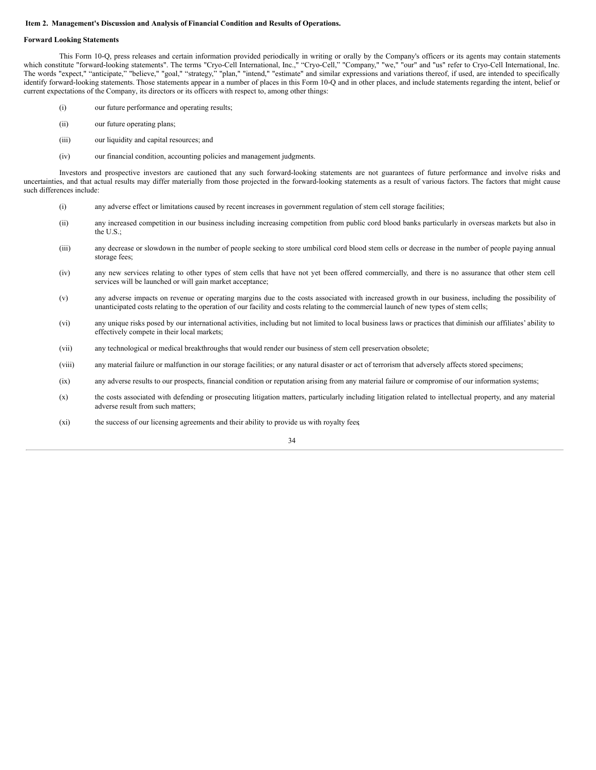**Item 2. Management's Discussion and Analysis of Financial Condition and Results of Operations.**

**Forward Looking Statements**

This Form 10-Q, press releases and certain information provided periodically in writing or orally by the Company's officers or its agents may contain statements which constitute "forward-looking statements". The terms "Cryo-Cell International, Inc.," "Cryo-Cell," "Company," "we," "our" and "us" refer to Cryo-Cell International, Inc. The words "expect," "anticipate," "believe," "goal," "strategy," "plan," "intend," "estimate" and similar expressions and variations thereof, if used, are intended to specifically identify forward-looking statements. Those statements appear in a number of places in this Form 10-Q and in other places, and include statements regarding the intent, belief or current expectations of the Company, its directors or its officers with respect to, among other things:

(i) our future performance and operating results;

(ii) our future operating plans;

(iii) our liquidity and capital resources; and

(iv) our financial condition, accounting policies and management judgments.

Investors and prospective investors are cautioned that any such forward-looking statements are not guarantees of future performance and involve risks and uncertainties, and that actual results may differ materially from those projected in the forward-looking statements as a result of various factors. The factors that might cause such differences include:

(i) any adverse effect or limitations caused by recent increases in government regulation of stem cell storage facilities;

(ii) any increased competition in our business including increasing competition from public cord blood banks particularly in overseas markets but also in the U.S.;

(iii) any decrease or slowdown in the number of people seeking to store umbilical cord blood stem cells or decrease in the number of people paying annual storage fees;

(iv) any new services relating to other types of stem cells that have not yet been offered commercially, and there is no assurance that other stem cell services will be launched or will gain market acceptance;

(v) any adverse impacts on revenue or operating margins due to the costs associated with increased growth in our business, including the possibility of unanticipated costs relating to the operation of our facility and costs relating to the commercial launch of new types of stem cells;

(vi) any unique risks posed by our international activities, including but not limited to local business laws or practices that diminish our affiliates' ability to effectively compete in their local markets;

(vii) any technological or medical breakthroughs that would render our business of stem cell preservation obsolete;

(viii) any material failure or malfunction in our storage facilities; or any natural disaster or act of terrorism that adversely affects stored specimens;

(ix) any adverse results to our prospects, financial condition or reputation arising from any material failure or compromise of our information systems;

(x) the costs associated with defending or prosecuting litigation matters, particularly including litigation related to intellectual property, and any material adverse result from such matters;

(xi) the success of our licensing agreements and their ability to provide us with royalty fees;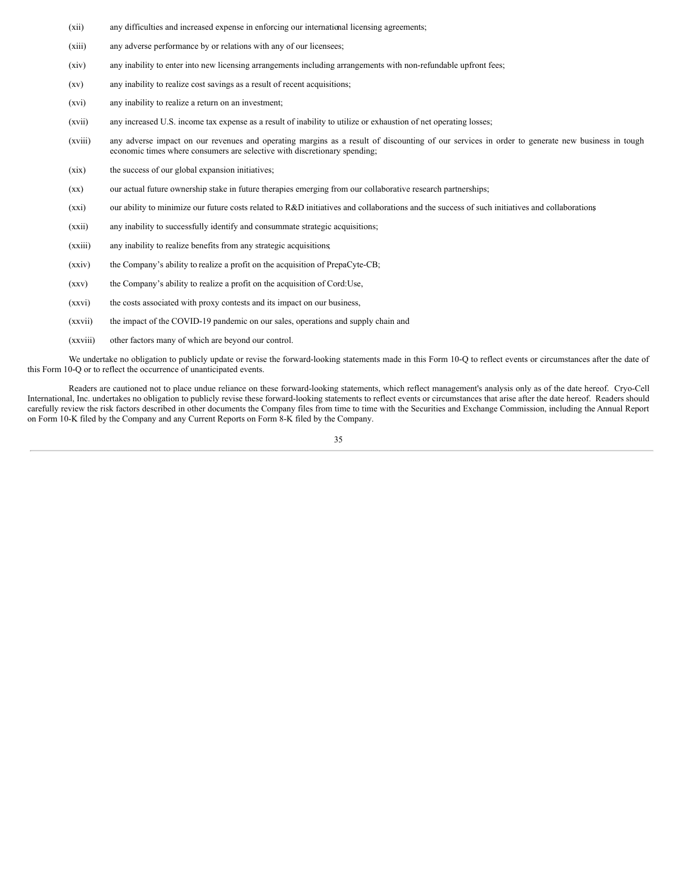(xii) any difficulties and increased expense in enforcing our international licensing agreements;

(xiii) any adverse performance by or relations with any of our licensees;

(xiv) any inability to enter into new licensing arrangements including arrangements with non-refundable upfront fees;

(xv) any inability to realize cost savings as a result of recent acquisitions;

(xvi) any inability to realize a return on an investment;

(xvii) any increased U.S. income tax expense as a result of inability to utilize or exhaustion of net operating losses;

(xviii) any adverse impact on our revenues and operating margins as a result of discounting of our services in order to generate new business in tough economic times where consumers are selective with discretionary spending;

(xix) the success of our global expansion initiatives;

(xx) our actual future ownership stake in future therapies emerging from our collaborative research partnerships;

(xxi) our ability to minimize our future costs related to R&D initiatives and collaborations and the success of such initiatives and collaborations;

(xxii) any inability to successfully identify and consummate strategic acquisitions;

(xxiii) any inability to realize benefits from any strategic acquisitions;

(xxiv) the Company's ability to realize a profit on the acquisition of PrepaCyte-CB;

(xxv) the Company's ability to realize a profit on the acquisition of Cord:Use,

(xxvi) the costs associated with proxy contests and its impact on our business,

(xxvii) the impact of the COVID-19 pandemic on our sales, operations and supply chain and

(xxviii) other factors many of which are beyond our control.

We undertake no obligation to publicly update or revise the forward-looking statements made in this Form 10-Q to reflect events or circumstances after the date of this Form 10-Q or to reflect the occurrence of unanticipated events.

Readers are cautioned not to place undue reliance on these forward-looking statements, which reflect management's analysis only as of the date hereof. Cryo-Cell International, Inc. undertakes no obligation to publicly revise these forward-looking statements to reflect events or circumstances that arise after the date hereof. Readers should carefully review the risk factors described in other documents the Company files from time to time with the Securities and Exchange Commission, including the Annual Report on Form 10-K filed by the Company and any Current Reports on Form 8-K filed by the Company.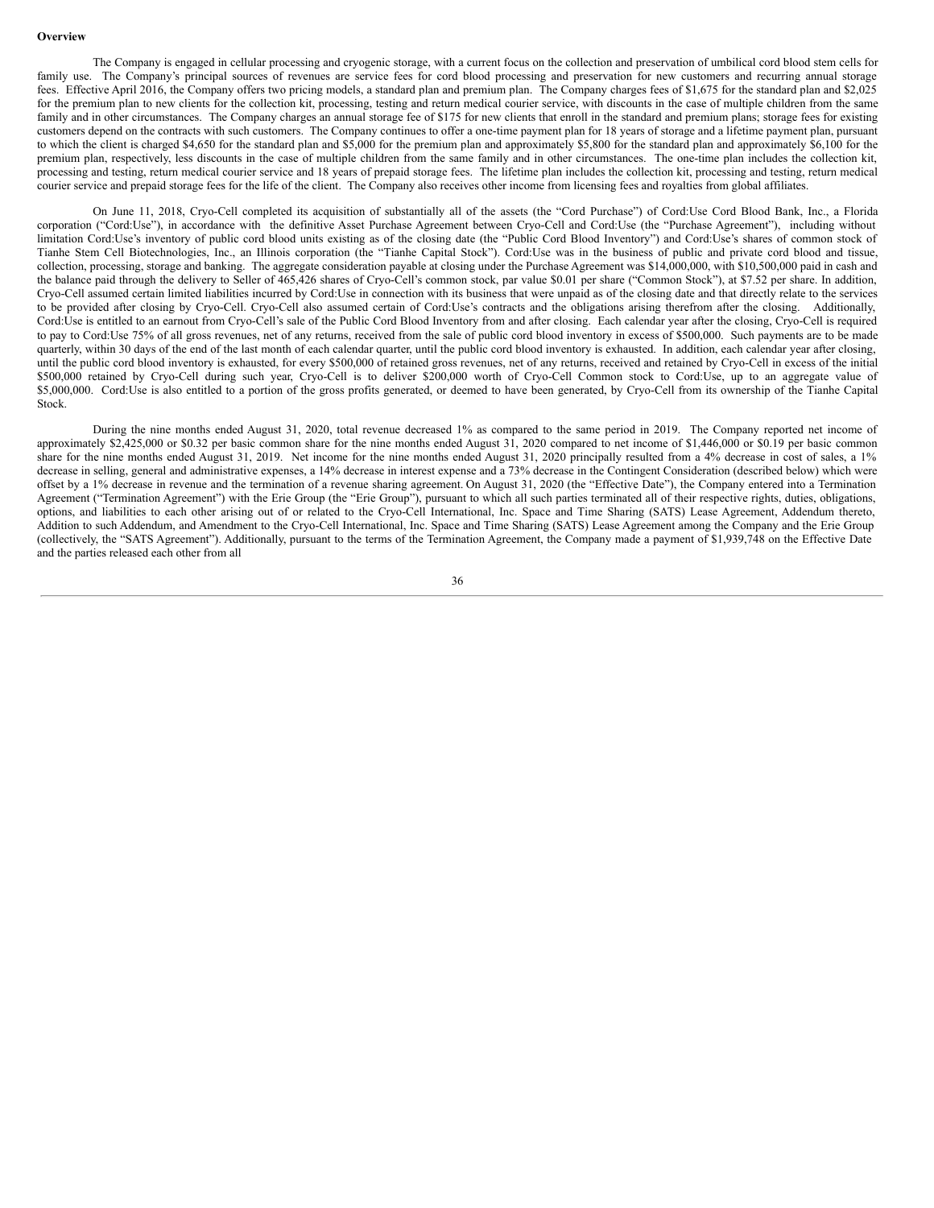**Overview**

The Company is engaged in cellular processing and cryogenic storage, with a current focus on the collection and preservation of umbilical cord blood stem cells for family use. The Company's principal sources of revenues are service fees for cord blood processing and preservation for new customers and recurring annual storage fees. Effective April 2016, the Company offers two pricing models, a standard plan and premium plan. The Company charges fees of $1,675 for the standard plan and $2,025 for the premium plan to new clients for the collection kit, processing, testing and return medical courier service, with discounts in the case of multiple children from the same family and in other circumstances. The Company charges an annual storage fee of $175 for new clients that enroll in the standard and premium plans; storage fees for existing customers depend on the contracts with such customers. The Company continues to offer a one-time payment plan for 18 years of storage and a lifetime payment plan, pursuant to which the client is charged $4,650 for the standard plan and $5,000 for the premium plan and approximately $5,800 for the standard plan and approximately $6,100 for the premium plan, respectively, less discounts in the case of multiple children from the same family and in other circumstances. The one-time plan includes the collection kit, processing and testing, return medical courier service and 18 years of prepaid storage fees. The lifetime plan includes the collection kit, processing and testing, return medical courier service and prepaid storage fees for the life of the client. The Company also receives other income from licensing fees and royalties from global affiliates.

On June 11, 2018, Cryo-Cell completed its acquisition of substantially all of the assets (the "Cord Purchase") of Cord:Use Cord Blood Bank, Inc., a Florida corporation ("Cord:Use"), in accordance with the definitive Asset Purchase Agreement between Cryo-Cell and Cord:Use (the "Purchase Agreement"), including without limitation Cord:Use's inventory of public cord blood units existing as of the closing date (the "Public Cord Blood Inventory") and Cord:Use's shares of common stock of Tianhe Stem Cell Biotechnologies, Inc., an Illinois corporation (the "Tianhe Capital Stock"). Cord:Use was in the business of public and private cord blood and tissue, collection, processing, storage and banking. The aggregate consideration payable at closing under the Purchase Agreement was $14,000,000, with $10,500,000 paid in cash and the balance paid through the delivery to Seller of 465,426 shares of Cryo-Cell's common stock, par value $0.01 per share ("Common Stock"), at $7.52 per share. In addition, Cryo-Cell assumed certain limited liabilities incurred by Cord:Use in connection with its business that were unpaid as of the closing date and that directly relate to the services to be provided after closing by Cryo-Cell. Cryo-Cell also assumed certain of Cord:Use's contracts and the obligations arising therefrom after the closing. Additionally, Cord:Use is entitled to an earnout from Cryo-Cell's sale of the Public Cord Blood Inventory from and after closing. Each calendar year after the closing, Cryo-Cell is required to pay to Cord:Use 75% of all gross revenues, net of any returns, received from the sale of public cord blood inventory in excess of $500,000. Such payments are to be made quarterly, within 30 days of the end of the last month of each calendar quarter, until the public cord blood inventory is exhausted. In addition, each calendar year after closing, until the public cord blood inventory is exhausted, for every $500,000 of retained gross revenues, net of any returns, received and retained by Cryo-Cell in excess of the initial $500,000 retained by Cryo-Cell during such year, Cryo-Cell is to deliver $200,000 worth of Cryo-Cell Common stock to Cord:Use, up to an aggregate value of $5,000,000. Cord:Use is also entitled to a portion of the gross profits generated, or deemed to have been generated, by Cryo-Cell from its ownership of the Tianhe Capital Stock.

During the nine months ended August 31, 2020, total revenue decreased 1% as compared to the same period in 2019. The Company reported net income of approximately $2,425,000 or $0.32 per basic common share for the nine months ended August 31, 2020 compared to net income of $1,446,000 or $0.19 per basic common share for the nine months ended August 31, 2019. Net income for the nine months ended August 31, 2020 principally resulted from a 4% decrease in cost of sales, a 1% decrease in selling, general and administrative expenses, a 14% decrease in interest expense and a 73% decrease in the Contingent Consideration (described below) which were offset by a 1% decrease in revenue and the termination of a revenue sharing agreement. On August 31, 2020 (the "Effective Date"), the Company entered into a Termination Agreement ("Termination Agreement") with the Erie Group (the "Erie Group"), pursuant to which all such parties terminated all of their respective rights, duties, obligations, options, and liabilities to each other arising out of or related to the Cryo-Cell International, Inc. Space and Time Sharing (SATS) Lease Agreement, Addendum thereto, Addition to such Addendum, and Amendment to the Cryo-Cell International, Inc. Space and Time Sharing (SATS) Lease Agreement among the Company and the Erie Group (collectively, the "SATS Agreement"). Additionally, pursuant to the terms of the Termination Agreement, the Company made a payment of $1,939,748 on the Effective Date and the parties released each other from all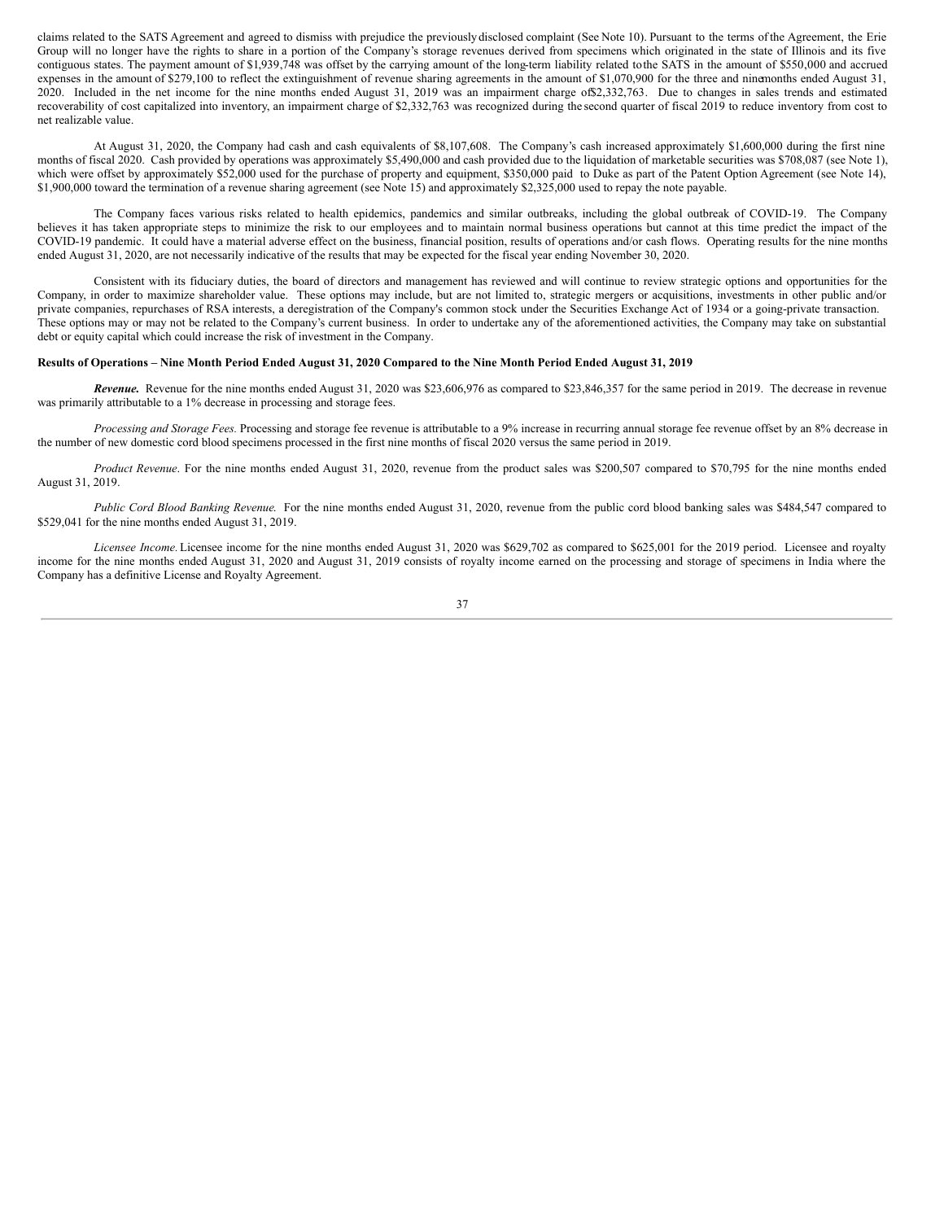claims related to the SATS Agreement and agreed to dismiss with prejudice the previously disclosed complaint (See Note 10). Pursuant to the terms of the Agreement, the Erie Group will no longer have the rights to share in a portion of the Company's storage revenues derived from specimens which originated in the state of Illinois and its five contiguous states. The payment amount of $1,939,748 was offset by the carrying amount of the long-term liability related to the SATS in the amount of $550,000 and accrued expenses in the amount of $279,100 to reflect the extinguishment of revenue sharing agreements in the amount of $1,070,900 for the three and nine months ended August 31, 2020. Included in the net income for the nine months ended August 31, 2019 was an impairment charge of $2,332,763. Due to changes in sales trends and estimated recoverability of cost capitalized into inventory, an impairment charge of $2,332,763 was recognized during the second quarter of fiscal 2019 to reduce inventory from cost to net realizable value.

At August 31, 2020, the Company had cash and cash equivalents of $8,107,608. The Company's cash increased approximately $1,600,000 during the first nine months of fiscal 2020. Cash provided by operations was approximately $5,490,000 and cash provided due to the liquidation of marketable securities was $708,087 (see Note 1), which were offset by approximately $52,000 used for the purchase of property and equipment, $350,000 paid to Duke as part of the Patent Option Agreement (see Note 14), $1,900,000 toward the termination of a revenue sharing agreement (see Note 15) and approximately $2,325,000 used to repay the note payable.

The Company faces various risks related to health epidemics, pandemics and similar outbreaks, including the global outbreak of COVID-19. The Company believes it has taken appropriate steps to minimize the risk to our employees and to maintain normal business operations but cannot at this time predict the impact of the COVID-19 pandemic. It could have a material adverse effect on the business, financial position, results of operations and/or cash flows. Operating results for the nine months ended August 31, 2020, are not necessarily indicative of the results that may be expected for the fiscal year ending November 30, 2020.

Consistent with its fiduciary duties, the board of directors and management has reviewed and will continue to review strategic options and opportunities for the Company, in order to maximize shareholder value. These options may include, but are not limited to, strategic mergers or acquisitions, investments in other public and/or private companies, repurchases of RSA interests, a deregistration of the Company's common stock under the Securities Exchange Act of 1934 or a going-private transaction. These options may or may not be related to the Company's current business. In order to undertake any of the aforementioned activities, the Company may take on substantial debt or equity capital which could increase the risk of investment in the Company.

**Results of Operations – Nine Month Period Ended August 31, 2020 Compared to the Nine Month Period Ended August 31, 2019**

***Revenue.*** Revenue for the nine months ended August 31, 2020 was $23,606,976 as compared to $23,846,357 for the same period in 2019. The decrease in revenue was primarily attributable to a 1% decrease in processing and storage fees.

*Processing and Storage Fees.* Processing and storage fee revenue is attributable to a 9% increase in recurring annual storage fee revenue offset by an 8% decrease in the number of new domestic cord blood specimens processed in the first nine months of fiscal 2020 versus the same period in 2019.

*Product Revenue*. For the nine months ended August 31, 2020, revenue from the product sales was $200,507 compared to $70,795 for the nine months ended August 31, 2019.

*Public Cord Blood Banking Revenue.* For the nine months ended August 31, 2020, revenue from the public cord blood banking sales was $484,547 compared to $529,041 for the nine months ended August 31, 2019.

*Licensee Income.* Licensee income for the nine months ended August 31, 2020 was $629,702 as compared to $625,001 for the 2019 period. Licensee and royalty income for the nine months ended August 31, 2020 and August 31, 2019 consists of royalty income earned on the processing and storage of specimens in India where the Company has a definitive License and Royalty Agreement.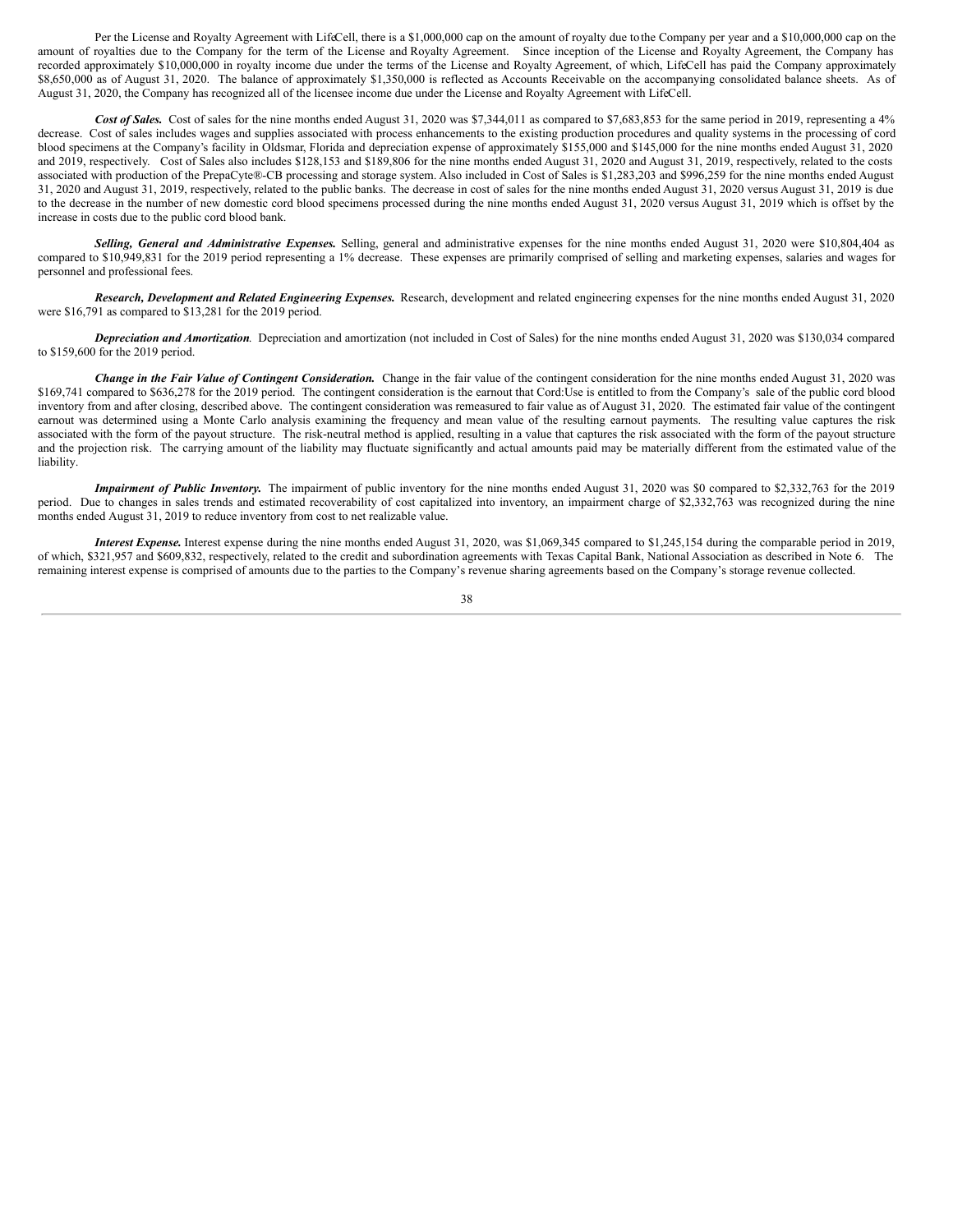Per the License and Royalty Agreement with LifeCell, there is a $1,000,000 cap on the amount of royalty due to the Company per year and a $10,000,000 cap on the amount of royalties due to the Company for the term of the License and Royalty Agreement. Since inception of the License and Royalty Agreement, the Company has recorded approximately $10,000,000 in royalty income due under the terms of the License and Royalty Agreement, of which, LifeCell has paid the Company approximately $8,650,000 as of August 31, 2020. The balance of approximately $1,350,000 is reflected as Accounts Receivable on the accompanying consolidated balance sheets. As of August 31, 2020, the Company has recognized all of the licensee income due under the License and Royalty Agreement with LifeCell.

***Cost of Sales.*** Cost of sales for the nine months ended August 31, 2020 was $7,344,011 as compared to $7,683,853 for the same period in 2019, representing a 4% decrease. Cost of sales includes wages and supplies associated with process enhancements to the existing production procedures and quality systems in the processing of cord blood specimens at the Company's facility in Oldsmar, Florida and depreciation expense of approximately $155,000 and $145,000 for the nine months ended August 31, 2020 and 2019, respectively. Cost of Sales also includes $128,153 and $189,806 for the nine months ended August 31, 2020 and August 31, 2019, respectively, related to the costs associated with production of the PrepaCyte®-CB processing and storage system. Also included in Cost of Sales is $1,283,203 and $996,259 for the nine months ended August 31, 2020 and August 31, 2019, respectively, related to the public banks. The decrease in cost of sales for the nine months ended August 31, 2020 versus August 31, 2019 is due to the decrease in the number of new domestic cord blood specimens processed during the nine months ended August 31, 2020 versus August 31, 2019 which is offset by the increase in costs due to the public cord blood bank.

***Selling, General and Administrative Expenses.*** Selling, general and administrative expenses for the nine months ended August 31, 2020 were $10,804,404 as compared to $10,949,831 for the 2019 period representing a 1% decrease. These expenses are primarily comprised of selling and marketing expenses, salaries and wages for personnel and professional fees.

***Research, Development and Related Engineering Expenses.*** Research, development and related engineering expenses for the nine months ended August 31, 2020 were $16,791 as compared to $13,281 for the 2019 period.

***Depreciation and Amortization.*** Depreciation and amortization (not included in Cost of Sales) for the nine months ended August 31, 2020 was $130,034 compared to $159,600 for the 2019 period.

***Change in the Fair Value of Contingent Consideration.*** Change in the fair value of the contingent consideration for the nine months ended August 31, 2020 was $169,741 compared to $636,278 for the 2019 period. The contingent consideration is the earnout that Cord:Use is entitled to from the Company's sale of the public cord blood inventory from and after closing, described above. The contingent consideration was remeasured to fair value as of August 31, 2020. The estimated fair value of the contingent earnout was determined using a Monte Carlo analysis examining the frequency and mean value of the resulting earnout payments. The resulting value captures the risk associated with the form of the payout structure. The risk-neutral method is applied, resulting in a value that captures the risk associated with the form of the payout structure and the projection risk. The carrying amount of the liability may fluctuate significantly and actual amounts paid may be materially different from the estimated value of the liability.

***Impairment of Public Inventory.*** The impairment of public inventory for the nine months ended August 31, 2020 was $0 compared to $2,332,763 for the 2019 period. Due to changes in sales trends and estimated recoverability of cost capitalized into inventory, an impairment charge of $2,332,763 was recognized during the nine months ended August 31, 2019 to reduce inventory from cost to net realizable value.

***Interest Expense.*** Interest expense during the nine months ended August 31, 2020, was $1,069,345 compared to $1,245,154 during the comparable period in 2019, of which, $321,957 and $609,832, respectively, related to the credit and subordination agreements with Texas Capital Bank, National Association as described in Note 6. The remaining interest expense is comprised of amounts due to the parties to the Company's revenue sharing agreements based on the Company's storage revenue collected.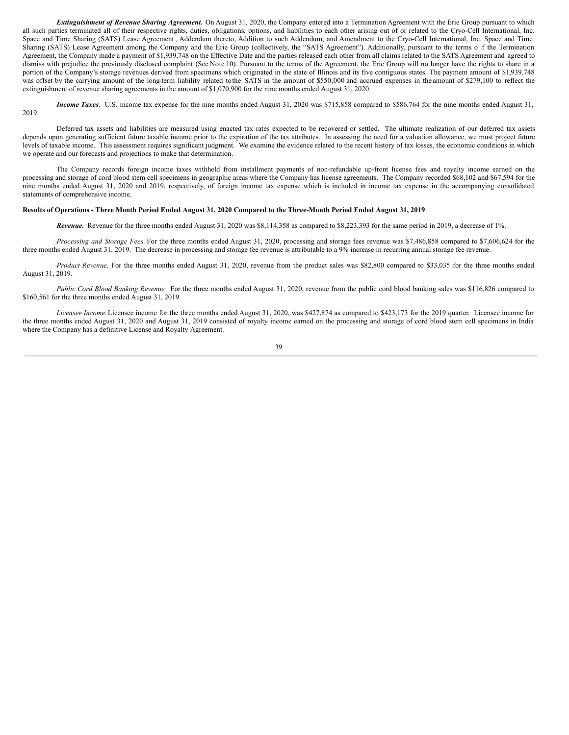***Extinguishment of Revenue Sharing Agreement.*** On August 31, 2020, the Company entered into a Termination Agreement with the Erie Group pursuant to which all such parties terminated all of their respective rights, duties, obligations, options, and liabilities to each other arising out of or related to the Cryo-Cell International, Inc. Space and Time Sharing (SATS) Lease Agreement , Addendum thereto, Addition to such Addendum, and Amendment to the Cryo-Cell International, Inc. Space and Time Sharing (SATS) Lease Agreement among the Company and the Erie Group (collectively, the "SATS Agreement"). Additionally, pursuant to the terms o f the Termination Agreement, the Company made a payment of $1,939,748 on the Effective Date and the parties released each other from all claims related to the SATS Agreement and agreed to dismiss with prejudice the previously disclosed complaint (See Note 10). Pursuant to the terms of the Agreement, the Erie Group will no longer have the rights to share in a portion of the Company's storage revenues derived from specimens which originated in the state of Illinois and its five contiguous states. The payment amount of $1,939,748 was offset by the carrying amount of the long-term liability related tothe SATS in the amount of $550,000 and accrued expenses in the amount of $279,100 to reflect the extinguishment of revenue sharing agreements in the amount of $1,070,900 for the nine months ended August 31, 2020.

***Income Taxes*.** U.S. income tax expense for the nine months ended August 31, 2020 was $715,858 compared to $586,764 for the nine months ended August 31, 2019.

Deferred tax assets and liabilities are measured using enacted tax rates expected to be recovered or settled. The ultimate realization of our deferred tax assets depends upon generating sufficient future taxable income prior to the expiration of the tax attributes. In assessing the need for a valuation allowance, we must project future levels of taxable income. This assessment requires significant judgment. We examine the evidence related to the recent history of tax losses, the economic conditions in which we operate and our forecasts and projections to make that determination.

The Company records foreign income taxes withheld from installment payments of non-refundable up-front license fees and royalty income earned on the processing and storage of cord blood stem cell specimens in geographic areas where the Company has license agreements. The Company recorded $68,102 and $67,594 for the nine months ended August 31, 2020 and 2019, respectively, of foreign income tax expense which is included in income tax expense in the accompanying consolidated statements of comprehensive income.

**Results of Operations - Three Month Period Ended August 31, 2020 Compared to the Three-Month Period Ended August 31, 2019**

***Revenue.*** Revenue for the three months ended August 31, 2020 was $8,114,358 as compared to $8,223,393 for the same period in 2019, a decrease of 1%.

*Processing and Storage Fees.* For the three months ended August 31, 2020, processing and storage fees revenue was $7,486,858 compared to $7,606,624 for the three months ended August 31, 2019. The decrease in processing and storage fee revenue is attributable to a 9% increase in recurring annual storage fee revenue.

*Product Revenue*. For the three months ended August 31, 2020, revenue from the product sales was $82,800 compared to $33,035 for the three months ended August 31, 2019.

*Public Cord Blood Banking Revenue.* For the three months ended August 31, 2020, revenue from the public cord blood banking sales was $116,826 compared to $160,561 for the three months ended August 31, 2019.

*Licensee Income.* Licensee income for the three months ended August 31, 2020, was $427,874 as compared to $423,173 for the 2019 quarter. Licensee income for the three months ended August 31, 2020 and August 31, 2019 consisted of royalty income earned on the processing and storage of cord blood stem cell specimens in India where the Company has a definitive License and Royalty Agreement.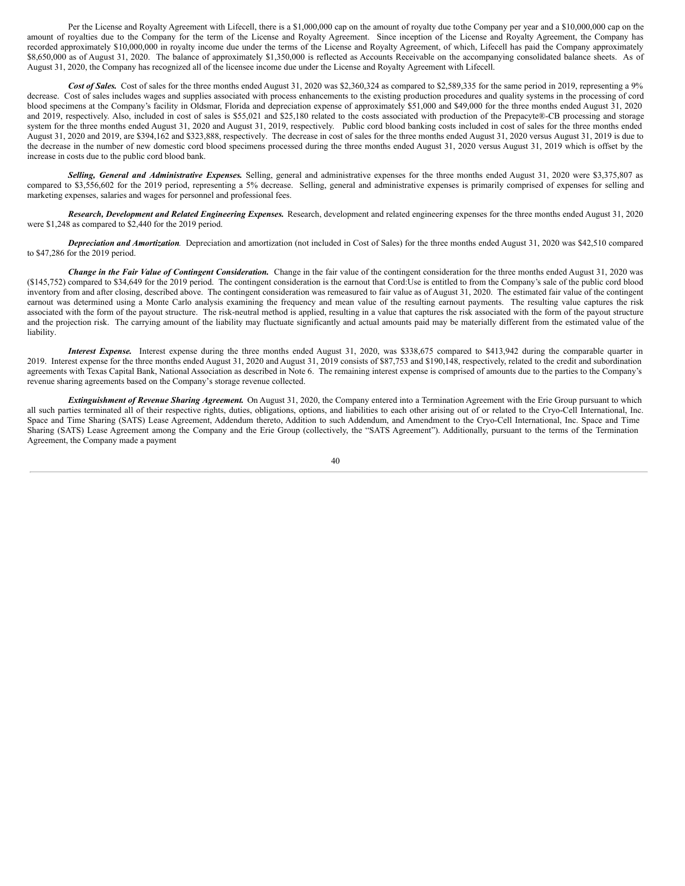Per the License and Royalty Agreement with Lifecell, there is a $1,000,000 cap on the amount of royalty due tothe Company per year and a $10,000,000 cap on the amount of royalties due to the Company for the term of the License and Royalty Agreement. Since inception of the License and Royalty Agreement, the Company has recorded approximately $10,000,000 in royalty income due under the terms of the License and Royalty Agreement, of which, Lifecell has paid the Company approximately $8,650,000 as of August 31, 2020. The balance of approximately $1,350,000 is reflected as Accounts Receivable on the accompanying consolidated balance sheets. As of August 31, 2020, the Company has recognized all of the licensee income due under the License and Royalty Agreement with Lifecell.

***Cost of Sales.*** Cost of sales for the three months ended August 31, 2020 was $2,360,324 as compared to $2,589,335 for the same period in 2019, representing a 9% decrease. Cost of sales includes wages and supplies associated with process enhancements to the existing production procedures and quality systems in the processing of cord blood specimens at the Company's facility in Oldsmar, Florida and depreciation expense of approximately $51,000 and $49,000 for the three months ended August 31, 2020 and 2019, respectively. Also, included in cost of sales is $55,021 and $25,180 related to the costs associated with production of the Prepacyte®-CB processing and storage system for the three months ended August 31, 2020 and August 31, 2019, respectively. Public cord blood banking costs included in cost of sales for the three months ended August 31, 2020 and 2019, are $394,162 and $323,888, respectively. The decrease in cost of sales for the three months ended August 31, 2020 versus August 31, 2019 is due to the decrease in the number of new domestic cord blood specimens processed during the three months ended August 31, 2020 versus August 31, 2019 which is offset by the increase in costs due to the public cord blood bank.

***Selling, General and Administrative Expenses.*** Selling, general and administrative expenses for the three months ended August 31, 2020 were $3,375,807 as compared to $3,556,602 for the 2019 period, representing a 5% decrease. Selling, general and administrative expenses is primarily comprised of expenses for selling and marketing expenses, salaries and wages for personnel and professional fees.

***Research, Development and Related Engineering Expenses.*** Research, development and related engineering expenses for the three months ended August 31, 2020 were $1,248 as compared to $2,440 for the 2019 period.

***Depreciation and Amortization*****.** Depreciation and amortization (not included in Cost of Sales) for the three months ended August 31, 2020 was $42,510 compared to $47,286 for the 2019 period.

***Change in the Fair Value of Contingent Consideration.*** Change in the fair value of the contingent consideration for the three months ended August 31, 2020 was ($145,752) compared to $34,649 for the 2019 period. The contingent consideration is the earnout that Cord:Use is entitled to from the Company's sale of the public cord blood inventory from and after closing, described above. The contingent consideration was remeasured to fair value as of August 31, 2020. The estimated fair value of the contingent earnout was determined using a Monte Carlo analysis examining the frequency and mean value of the resulting earnout payments. The resulting value captures the risk associated with the form of the payout structure. The risk-neutral method is applied, resulting in a value that captures the risk associated with the form of the payout structure and the projection risk. The carrying amount of the liability may fluctuate significantly and actual amounts paid may be materially different from the estimated value of the liability.

***Interest Expense.*** Interest expense during the three months ended August 31, 2020, was $338,675 compared to $413,942 during the comparable quarter in 2019. Interest expense for the three months ended August 31, 2020 and August 31, 2019 consists of $87,753 and $190,148, respectively, related to the credit and subordination agreements with Texas Capital Bank, National Association as described in Note 6. The remaining interest expense is comprised of amounts due to the parties to the Company's revenue sharing agreements based on the Company's storage revenue collected.

***Extinguishment of Revenue Sharing Agreement.*** On August 31, 2020, the Company entered into a Termination Agreement with the Erie Group pursuant to which all such parties terminated all of their respective rights, duties, obligations, options, and liabilities to each other arising out of or related to the Cryo-Cell International, Inc. Space and Time Sharing (SATS) Lease Agreement, Addendum thereto, Addition to such Addendum, and Amendment to the Cryo-Cell International, Inc. Space and Time Sharing (SATS) Lease Agreement among the Company and the Erie Group (collectively, the "SATS Agreement"). Additionally, pursuant to the terms of the Termination Agreement, the Company made a payment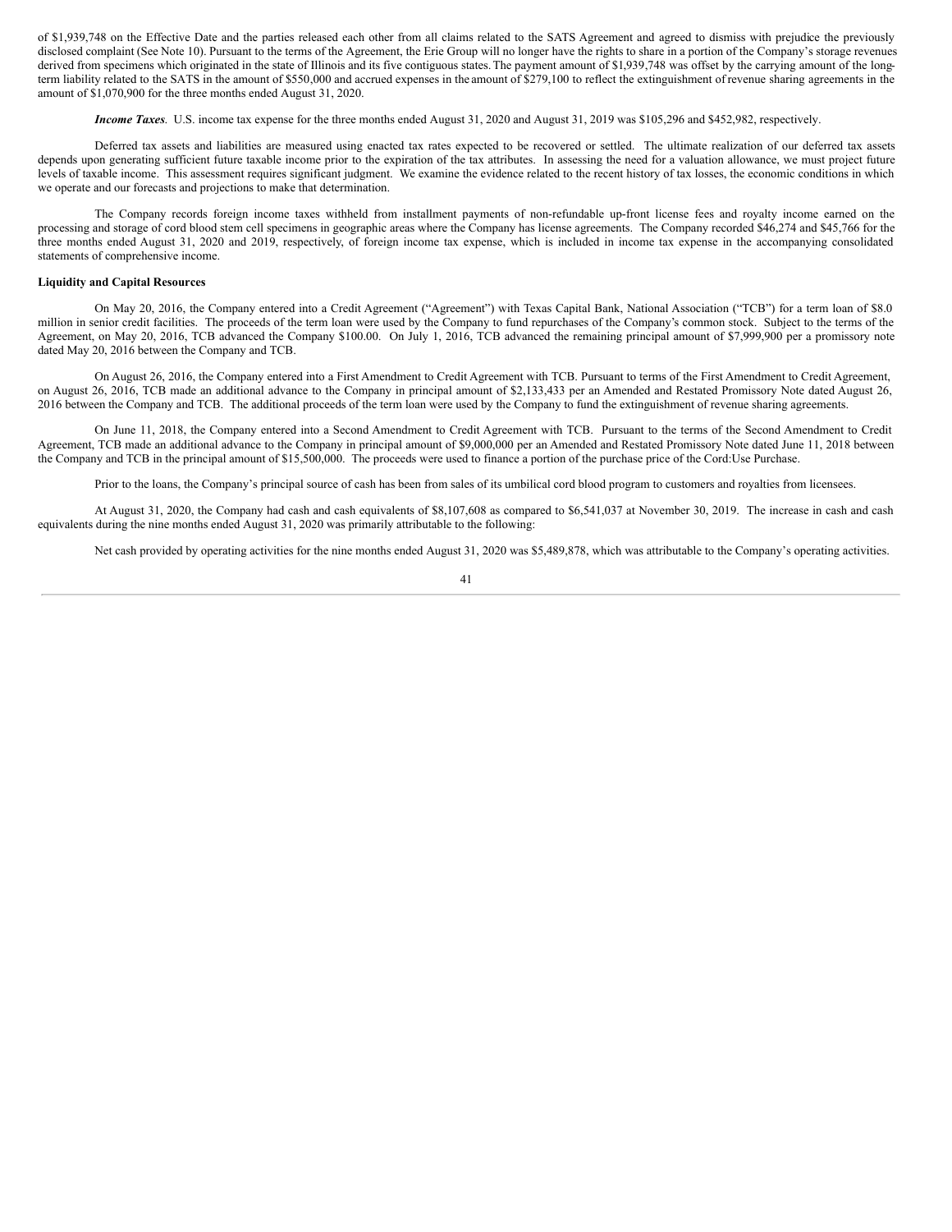of $1,939,748 on the Effective Date and the parties released each other from all claims related to the SATS Agreement and agreed to dismiss with prejudice the previously disclosed complaint (See Note 10). Pursuant to the terms of the Agreement, the Erie Group will no longer have the rights to share in a portion of the Company's storage revenues derived from specimens which originated in the state of Illinois and its five contiguous states. The payment amount of $1,939,748 was offset by the carrying amount of the long-term liability related to the SATS in the amount of $550,000 and accrued expenses in the amount of $279,100 to reflect the extinguishment of revenue sharing agreements in the amount of $1,070,900 for the three months ended August 31, 2020.

***Income Taxes***. U.S. income tax expense for the three months ended August 31, 2020 and August 31, 2019 was $105,296 and $452,982, respectively.

Deferred tax assets and liabilities are measured using enacted tax rates expected to be recovered or settled. The ultimate realization of our deferred tax assets depends upon generating sufficient future taxable income prior to the expiration of the tax attributes. In assessing the need for a valuation allowance, we must project future levels of taxable income. This assessment requires significant judgment. We examine the evidence related to the recent history of tax losses, the economic conditions in which we operate and our forecasts and projections to make that determination.

The Company records foreign income taxes withheld from installment payments of non-refundable up-front license fees and royalty income earned on the processing and storage of cord blood stem cell specimens in geographic areas where the Company has license agreements. The Company recorded $46,274 and $45,766 for the three months ended August 31, 2020 and 2019, respectively, of foreign income tax expense, which is included in income tax expense in the accompanying consolidated statements of comprehensive income.

**Liquidity and Capital Resources**

On May 20, 2016, the Company entered into a Credit Agreement ("Agreement") with Texas Capital Bank, National Association ("TCB") for a term loan of $8.0 million in senior credit facilities. The proceeds of the term loan were used by the Company to fund repurchases of the Company's common stock. Subject to the terms of the Agreement, on May 20, 2016, TCB advanced the Company $100.00. On July 1, 2016, TCB advanced the remaining principal amount of $7,999,900 per a promissory note dated May 20, 2016 between the Company and TCB.

On August 26, 2016, the Company entered into a First Amendment to Credit Agreement with TCB. Pursuant to terms of the First Amendment to Credit Agreement, on August 26, 2016, TCB made an additional advance to the Company in principal amount of $2,133,433 per an Amended and Restated Promissory Note dated August 26, 2016 between the Company and TCB. The additional proceeds of the term loan were used by the Company to fund the extinguishment of revenue sharing agreements.

On June 11, 2018, the Company entered into a Second Amendment to Credit Agreement with TCB. Pursuant to the terms of the Second Amendment to Credit Agreement, TCB made an additional advance to the Company in principal amount of $9,000,000 per an Amended and Restated Promissory Note dated June 11, 2018 between the Company and TCB in the principal amount of $15,500,000. The proceeds were used to finance a portion of the purchase price of the Cord:Use Purchase.

Prior to the loans, the Company's principal source of cash has been from sales of its umbilical cord blood program to customers and royalties from licensees.

At August 31, 2020, the Company had cash and cash equivalents of $8,107,608 as compared to $6,541,037 at November 30, 2019. The increase in cash and cash equivalents during the nine months ended August 31, 2020 was primarily attributable to the following:

Net cash provided by operating activities for the nine months ended August 31, 2020 was $5,489,878, which was attributable to the Company's operating activities.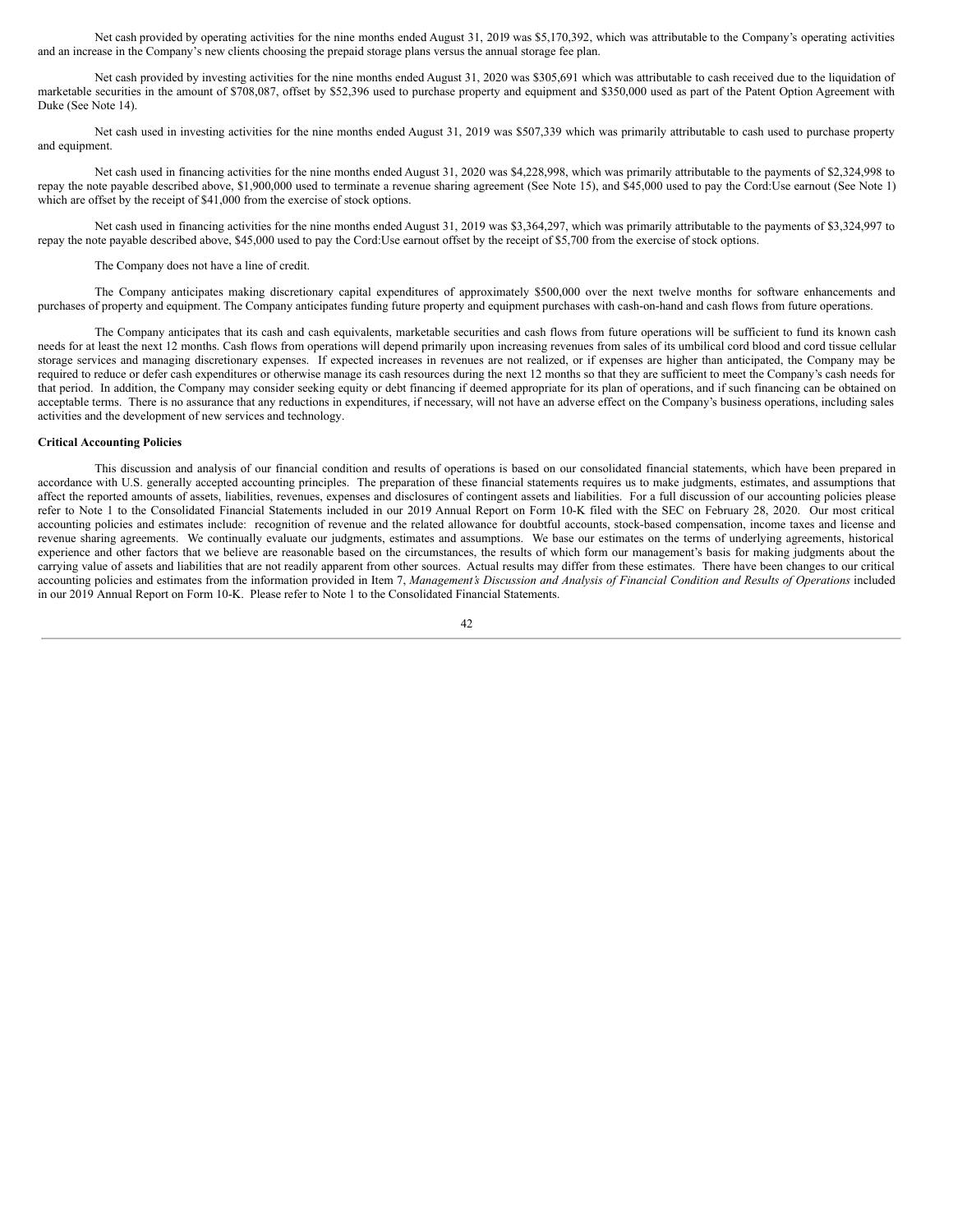Net cash provided by operating activities for the nine months ended August 31, 2019 was $5,170,392, which was attributable to the Company's operating activities and an increase in the Company's new clients choosing the prepaid storage plans versus the annual storage fee plan.

Net cash provided by investing activities for the nine months ended August 31, 2020 was $305,691 which was attributable to cash received due to the liquidation of marketable securities in the amount of $708,087, offset by $52,396 used to purchase property and equipment and $350,000 used as part of the Patent Option Agreement with Duke (See Note 14).

Net cash used in investing activities for the nine months ended August 31, 2019 was $507,339 which was primarily attributable to cash used to purchase property and equipment.

Net cash used in financing activities for the nine months ended August 31, 2020 was $4,228,998, which was primarily attributable to the payments of $2,324,998 to repay the note payable described above, $1,900,000 used to terminate a revenue sharing agreement (See Note 15), and $45,000 used to pay the Cord:Use earnout (See Note 1) which are offset by the receipt of $41,000 from the exercise of stock options.

Net cash used in financing activities for the nine months ended August 31, 2019 was $3,364,297, which was primarily attributable to the payments of $3,324,997 to repay the note payable described above, $45,000 used to pay the Cord:Use earnout offset by the receipt of $5,700 from the exercise of stock options.

The Company does not have a line of credit.

The Company anticipates making discretionary capital expenditures of approximately $500,000 over the next twelve months for software enhancements and purchases of property and equipment. The Company anticipates funding future property and equipment purchases with cash-on-hand and cash flows from future operations.

The Company anticipates that its cash and cash equivalents, marketable securities and cash flows from future operations will be sufficient to fund its known cash needs for at least the next 12 months. Cash flows from operations will depend primarily upon increasing revenues from sales of its umbilical cord blood and cord tissue cellular storage services and managing discretionary expenses. If expected increases in revenues are not realized, or if expenses are higher than anticipated, the Company may be required to reduce or defer cash expenditures or otherwise manage its cash resources during the next 12 months so that they are sufficient to meet the Company's cash needs for that period. In addition, the Company may consider seeking equity or debt financing if deemed appropriate for its plan of operations, and if such financing can be obtained on acceptable terms. There is no assurance that any reductions in expenditures, if necessary, will not have an adverse effect on the Company's business operations, including sales activities and the development of new services and technology.

**Critical Accounting Policies**

This discussion and analysis of our financial condition and results of operations is based on our consolidated financial statements, which have been prepared in accordance with U.S. generally accepted accounting principles. The preparation of these financial statements requires us to make judgments, estimates, and assumptions that affect the reported amounts of assets, liabilities, revenues, expenses and disclosures of contingent assets and liabilities. For a full discussion of our accounting policies please refer to Note 1 to the Consolidated Financial Statements included in our 2019 Annual Report on Form 10-K filed with the SEC on February 28, 2020. Our most critical accounting policies and estimates include: recognition of revenue and the related allowance for doubtful accounts, stock-based compensation, income taxes and license and revenue sharing agreements. We continually evaluate our judgments, estimates and assumptions. We base our estimates on the terms of underlying agreements, historical experience and other factors that we believe are reasonable based on the circumstances, the results of which form our management's basis for making judgments about the carrying value of assets and liabilities that are not readily apparent from other sources. Actual results may differ from these estimates. There have been changes to our critical accounting policies and estimates from the information provided in Item 7, *Management's Discussion and Analysis of Financial Condition and Results of Operations* included in our 2019 Annual Report on Form 10-K. Please refer to Note 1 to the Consolidated Financial Statements.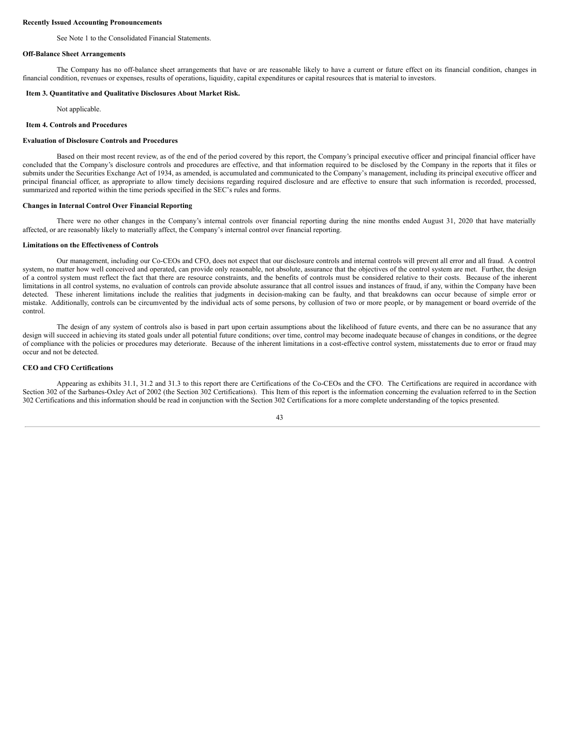**Recently Issued Accounting Pronouncements**

See Note 1 to the Consolidated Financial Statements.

**Off-Balance Sheet Arrangements**

The Company has no off-balance sheet arrangements that have or are reasonable likely to have a current or future effect on its financial condition, changes in financial condition, revenues or expenses, results of operations, liquidity, capital expenditures or capital resources that is material to investors.

**Item 3. Quantitative and Qualitative Disclosures About Market Risk.**

Not applicable.

**Item 4. Controls and Procedures**

**Evaluation of Disclosure Controls and Procedures**

Based on their most recent review, as of the end of the period covered by this report, the Company's principal executive officer and principal financial officer have concluded that the Company's disclosure controls and procedures are effective, and that information required to be disclosed by the Company in the reports that it files or submits under the Securities Exchange Act of 1934, as amended, is accumulated and communicated to the Company's management, including its principal executive officer and principal financial officer, as appropriate to allow timely decisions regarding required disclosure and are effective to ensure that such information is recorded, processed, summarized and reported within the time periods specified in the SEC's rules and forms.

**Changes in Internal Control Over Financial Reporting**

There were no other changes in the Company's internal controls over financial reporting during the nine months ended August 31, 2020 that have materially affected, or are reasonably likely to materially affect, the Company's internal control over financial reporting.

**Limitations on the Effectiveness of Controls**

Our management, including our Co-CEOs and CFO, does not expect that our disclosure controls and internal controls will prevent all error and all fraud. A control system, no matter how well conceived and operated, can provide only reasonable, not absolute, assurance that the objectives of the control system are met. Further, the design of a control system must reflect the fact that there are resource constraints, and the benefits of controls must be considered relative to their costs. Because of the inherent limitations in all control systems, no evaluation of controls can provide absolute assurance that all control issues and instances of fraud, if any, within the Company have been detected. These inherent limitations include the realities that judgments in decision-making can be faulty, and that breakdowns can occur because of simple error or mistake. Additionally, controls can be circumvented by the individual acts of some persons, by collusion of two or more people, or by management or board override of the control.

The design of any system of controls also is based in part upon certain assumptions about the likelihood of future events, and there can be no assurance that any design will succeed in achieving its stated goals under all potential future conditions; over time, control may become inadequate because of changes in conditions, or the degree of compliance with the policies or procedures may deteriorate. Because of the inherent limitations in a cost-effective control system, misstatements due to error or fraud may occur and not be detected.

**CEO and CFO Certifications**

Appearing as exhibits 31.1, 31.2 and 31.3 to this report there are Certifications of the Co-CEOs and the CFO. The Certifications are required in accordance with Section 302 of the Sarbanes-Oxley Act of 2002 (the Section 302 Certifications). This Item of this report is the information concerning the evaluation referred to in the Section 302 Certifications and this information should be read in conjunction with the Section 302 Certifications for a more complete understanding of the topics presented.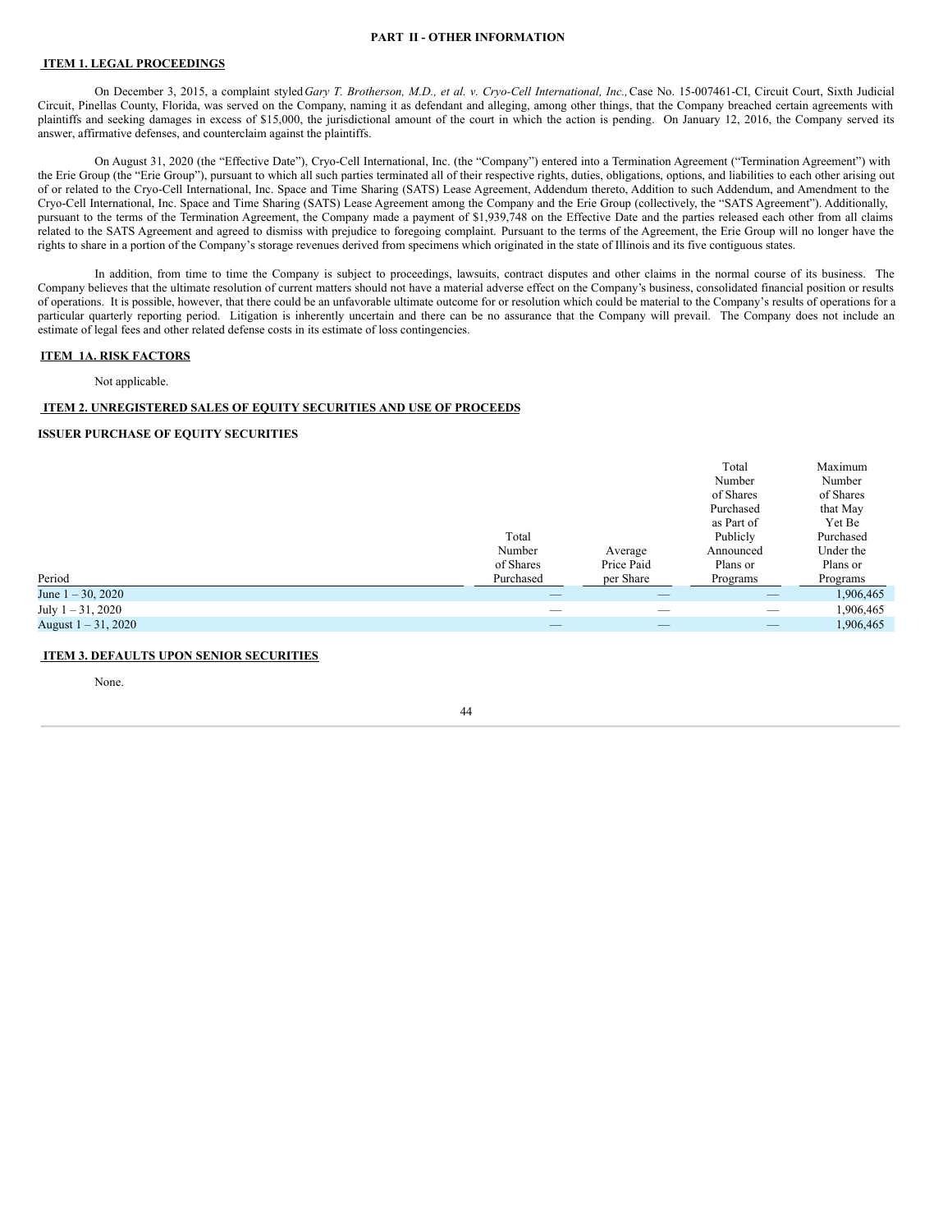**PART II - OTHER INFORMATION**

**ITEM 1. LEGAL PROCEEDINGS**

On December 3, 2015, a complaint styled *Gary T. Brotherson, M.D., et al. v. Cryo-Cell International, Inc.,* Case No. 15-007461-CI, Circuit Court, Sixth Judicial Circuit, Pinellas County, Florida, was served on the Company, naming it as defendant and alleging, among other things, that the Company breached certain agreements with plaintiffs and seeking damages in excess of $15,000, the jurisdictional amount of the court in which the action is pending. On January 12, 2016, the Company served its answer, affirmative defenses, and counterclaim against the plaintiffs.

On August 31, 2020 (the "Effective Date"), Cryo-Cell International, Inc. (the "Company") entered into a Termination Agreement ("Termination Agreement") with the Erie Group (the "Erie Group"), pursuant to which all such parties terminated all of their respective rights, duties, obligations, options, and liabilities to each other arising out of or related to the Cryo-Cell International, Inc. Space and Time Sharing (SATS) Lease Agreement, Addendum thereto, Addition to such Addendum, and Amendment to the Cryo-Cell International, Inc. Space and Time Sharing (SATS) Lease Agreement among the Company and the Erie Group (collectively, the "SATS Agreement"). Additionally, pursuant to the terms of the Termination Agreement, the Company made a payment of $1,939,748 on the Effective Date and the parties released each other from all claims related to the SATS Agreement and agreed to dismiss with prejudice to foregoing complaint. Pursuant to the terms of the Agreement, the Erie Group will no longer have the rights to share in a portion of the Company's storage revenues derived from specimens which originated in the state of Illinois and its five contiguous states.

In addition, from time to time the Company is subject to proceedings, lawsuits, contract disputes and other claims in the normal course of its business. The Company believes that the ultimate resolution of current matters should not have a material adverse effect on the Company's business, consolidated financial position or results of operations. It is possible, however, that there could be an unfavorable ultimate outcome for or resolution which could be material to the Company's results of operations for a particular quarterly reporting period. Litigation is inherently uncertain and there can be no assurance that the Company will prevail. The Company does not include an estimate of legal fees and other related defense costs in its estimate of loss contingencies.

**ITEM 1A. RISK FACTORS**

Not applicable.

**ITEM 2. UNREGISTERED SALES OF EQUITY SECURITIES AND USE OF PROCEEDS**

**ISSUER PURCHASE OF EQUITY SECURITIES**

| Period | Total Number of Shares Purchased | Average Price Paid per Share | Total Number of Shares Purchased as Part of Publicly Announced Plans or Programs | Maximum Number of Shares that May Yet Be Purchased Under the Plans or Programs |
|---|---|---|---|---|
| June 1 – 30, 2020 | — | — | — | 1,906,465 |
| July 1 – 31, 2020 | — | — | — | 1,906,465 |
| August 1 – 31, 2020 | — | — | — | 1,906,465 |

**ITEM 3. DEFAULTS UPON SENIOR SECURITIES**

None.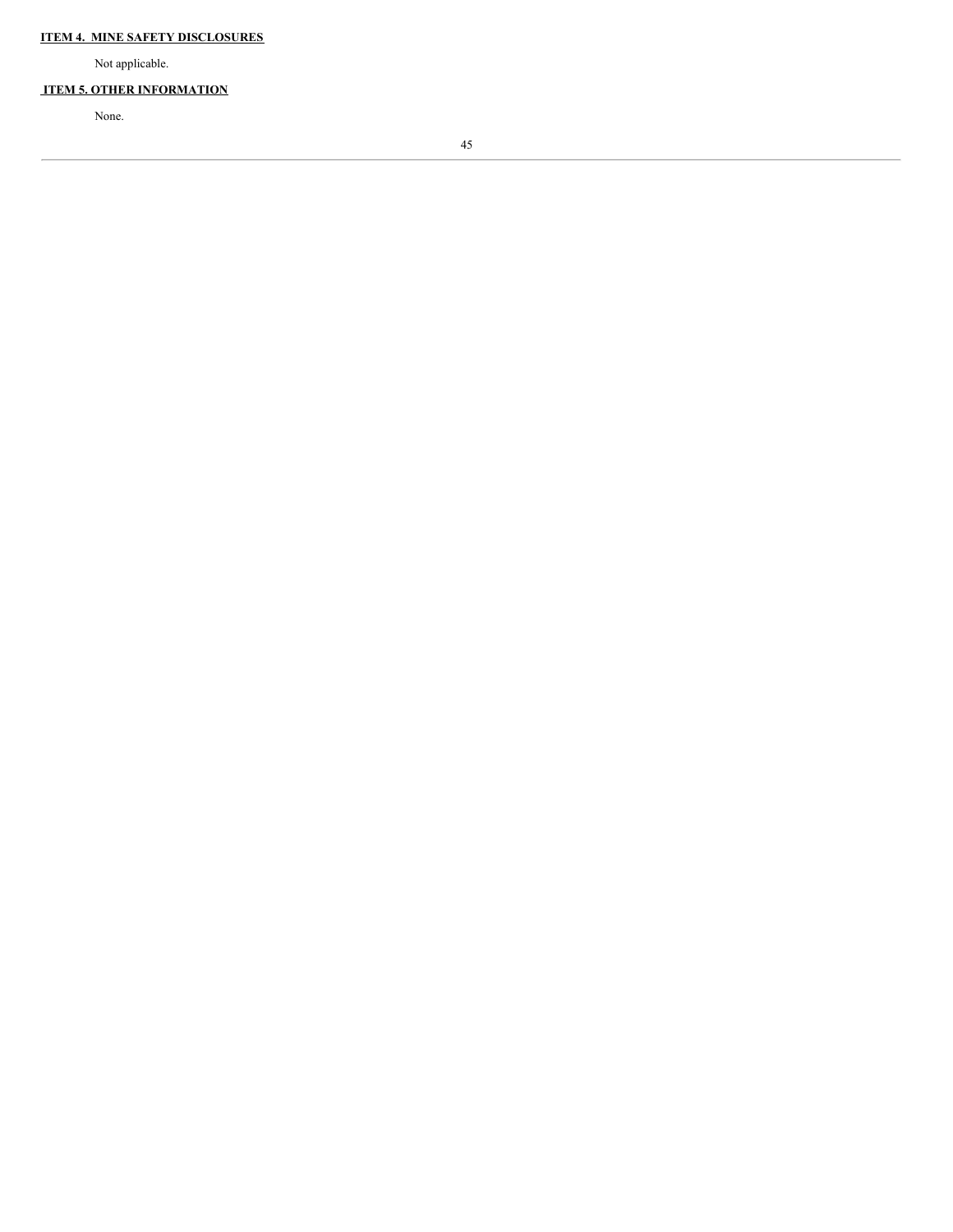**ITEM 4. MINE SAFETY DISCLOSURES**

Not applicable.

**ITEM 5. OTHER INFORMATION**

None.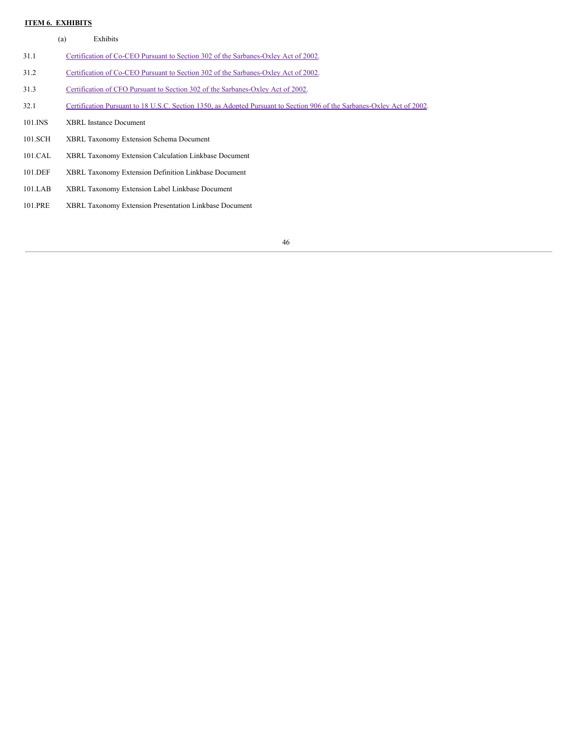**ITEM 6. EXHIBITS**

(a) Exhibits

| | |
|---|---|
| 31.1 | Certification of Co-CEO Pursuant to Section 302 of the Sarbanes-Oxley Act of 2002. |
| 31.2 | Certification of Co-CEO Pursuant to Section 302 of the Sarbanes-Oxley Act of 2002. |
| 31.3 | Certification of CFO Pursuant to Section 302 of the Sarbanes-Oxley Act of 2002. |
| 32.1 | Certification Pursuant to 18 U.S.C. Section 1350, as Adopted Pursuant to Section 906 of the Sarbanes-Oxley Act of 2002. |
| 101.INS | XBRL Instance Document |
| 101.SCH | XBRL Taxonomy Extension Schema Document |
| 101.CAL | XBRL Taxonomy Extension Calculation Linkbase Document |
| 101.DEF | XBRL Taxonomy Extension Definition Linkbase Document |
| 101.LAB | XBRL Taxonomy Extension Label Linkbase Document |
| 101.PRE | XBRL Taxonomy Extension Presentation Linkbase Document |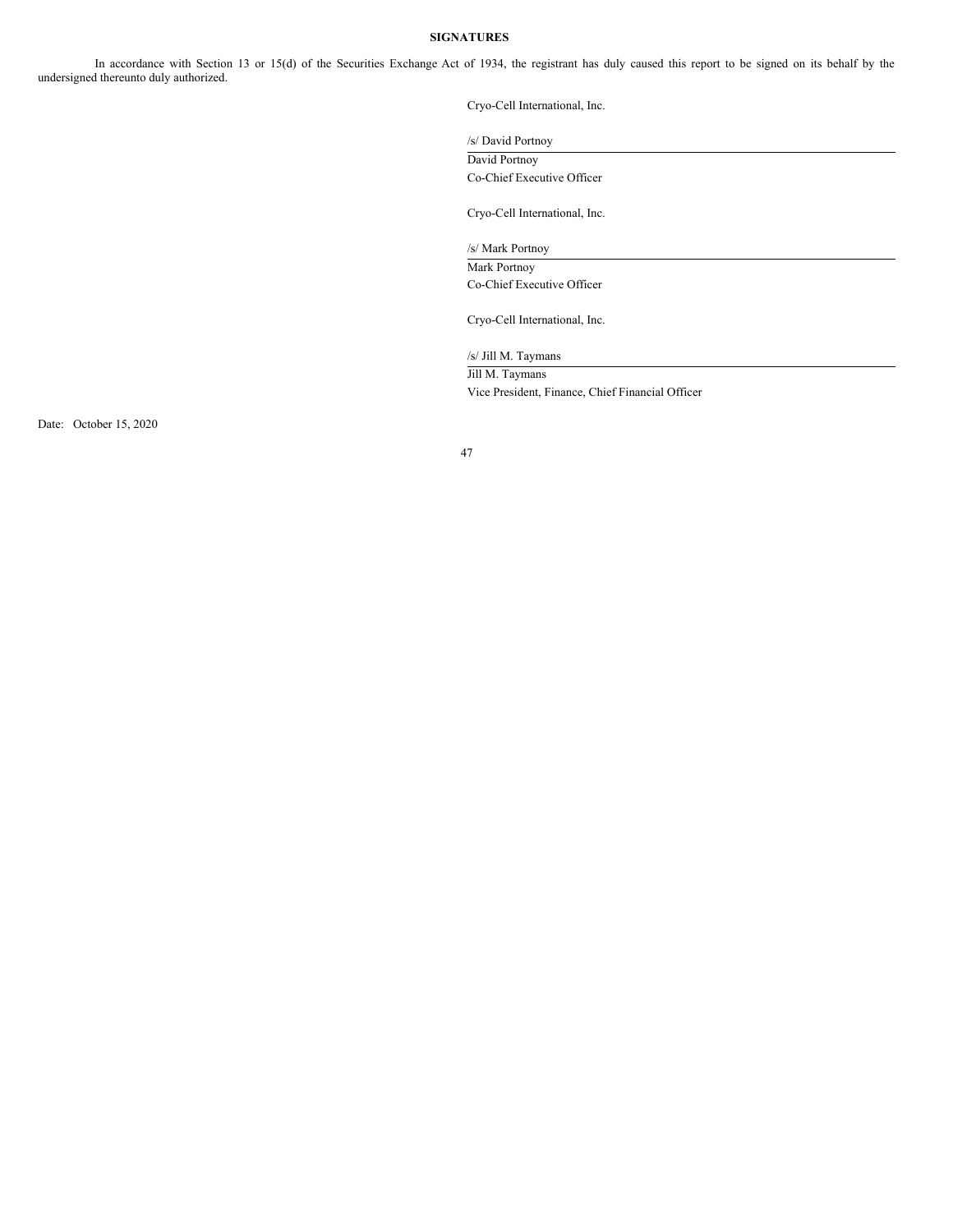**SIGNATURES**

In accordance with Section 13 or 15(d) of the Securities Exchange Act of 1934, the registrant has duly caused this report to be signed on its behalf by the undersigned thereunto duly authorized.

Cryo-Cell International, Inc.

/s/ David Portnoy

David Portnoy
Co-Chief Executive Officer

Cryo-Cell International, Inc.

/s/ Mark Portnoy

Mark Portnoy
Co-Chief Executive Officer

Cryo-Cell International, Inc.

/s/ Jill M. Taymans

Jill M. Taymans
Vice President, Finance, Chief Financial Officer

Date: October 15, 2020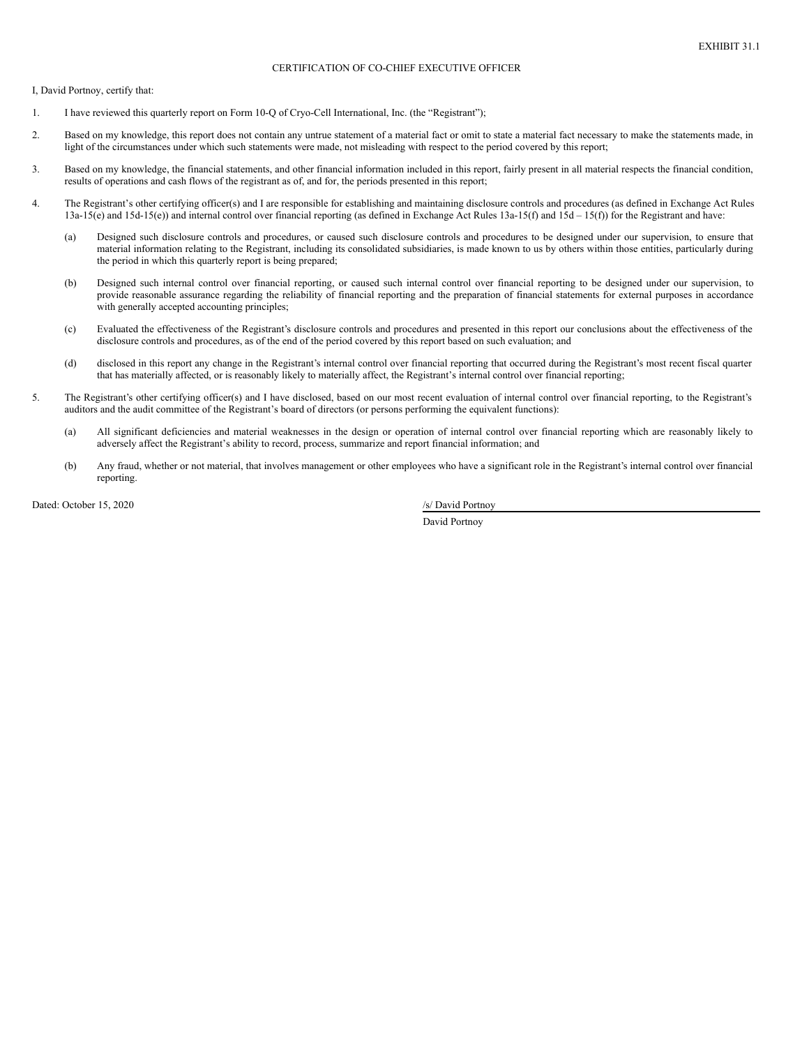EXHIBIT 31.1

# CERTIFICATION OF CO-CHIEF EXECUTIVE OFFICER

I, David Portnoy, certify that:

1. I have reviewed this quarterly report on Form 10-Q of Cryo-Cell International, Inc. (the "Registrant");

2. Based on my knowledge, this report does not contain any untrue statement of a material fact or omit to state a material fact necessary to make the statements made, in light of the circumstances under which such statements were made, not misleading with respect to the period covered by this report;

3. Based on my knowledge, the financial statements, and other financial information included in this report, fairly present in all material respects the financial condition, results of operations and cash flows of the registrant as of, and for, the periods presented in this report;

4. The Registrant's other certifying officer(s) and I are responsible for establishing and maintaining disclosure controls and procedures (as defined in Exchange Act Rules 13a-15(e) and 15d-15(e)) and internal control over financial reporting (as defined in Exchange Act Rules 13a-15(f) and 15d – 15(f)) for the Registrant and have:

   (a) Designed such disclosure controls and procedures, or caused such disclosure controls and procedures to be designed under our supervision, to ensure that material information relating to the Registrant, including its consolidated subsidiaries, is made known to us by others within those entities, particularly during the period in which this quarterly report is being prepared;

   (b) Designed such internal control over financial reporting, or caused such internal control over financial reporting to be designed under our supervision, to provide reasonable assurance regarding the reliability of financial reporting and the preparation of financial statements for external purposes in accordance with generally accepted accounting principles;

   (c) Evaluated the effectiveness of the Registrant's disclosure controls and procedures and presented in this report our conclusions about the effectiveness of the disclosure controls and procedures, as of the end of the period covered by this report based on such evaluation; and

   (d) disclosed in this report any change in the Registrant's internal control over financial reporting that occurred during the Registrant's most recent fiscal quarter that has materially affected, or is reasonably likely to materially affect, the Registrant's internal control over financial reporting;

5. The Registrant's other certifying officer(s) and I have disclosed, based on our most recent evaluation of internal control over financial reporting, to the Registrant's auditors and the audit committee of the Registrant's board of directors (or persons performing the equivalent functions):

   (a) All significant deficiencies and material weaknesses in the design or operation of internal control over financial reporting which are reasonably likely to adversely affect the Registrant's ability to record, process, summarize and report financial information; and

   (b) Any fraud, whether or not material, that involves management or other employees who have a significant role in the Registrant's internal control over financial reporting.

Dated: October 15, 2020

/s/ David Portnoy

David Portnoy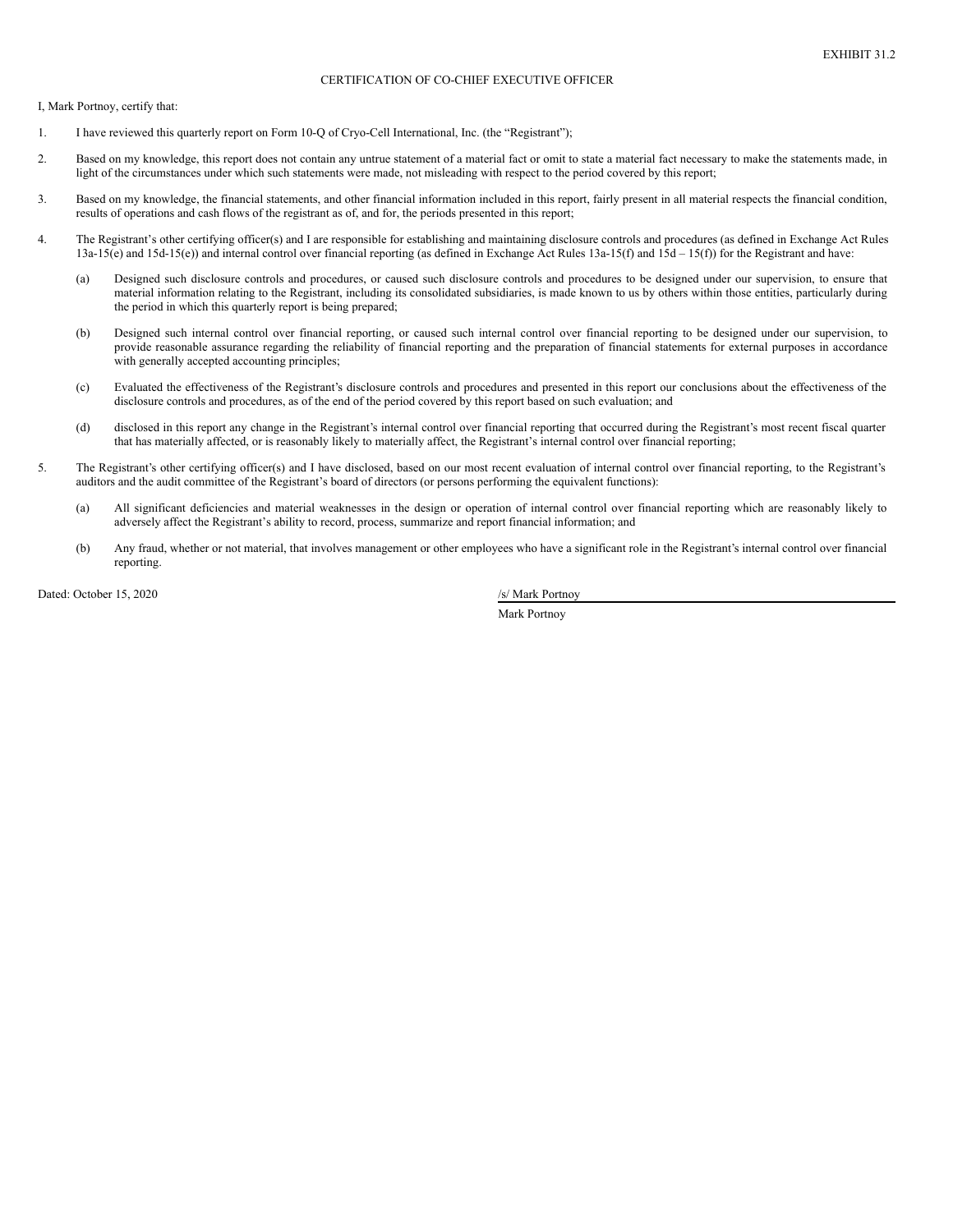EXHIBIT 31.2

# CERTIFICATION OF CO-CHIEF EXECUTIVE OFFICER

I, Mark Portnoy, certify that:

1. I have reviewed this quarterly report on Form 10-Q of Cryo-Cell International, Inc. (the "Registrant");

2. Based on my knowledge, this report does not contain any untrue statement of a material fact or omit to state a material fact necessary to make the statements made, in light of the circumstances under which such statements were made, not misleading with respect to the period covered by this report;

3. Based on my knowledge, the financial statements, and other financial information included in this report, fairly present in all material respects the financial condition, results of operations and cash flows of the registrant as of, and for, the periods presented in this report;

4. The Registrant's other certifying officer(s) and I are responsible for establishing and maintaining disclosure controls and procedures (as defined in Exchange Act Rules 13a-15(e) and 15d-15(e)) and internal control over financial reporting (as defined in Exchange Act Rules 13a-15(f) and 15d – 15(f)) for the Registrant and have:

   (a) Designed such disclosure controls and procedures, or caused such disclosure controls and procedures to be designed under our supervision, to ensure that material information relating to the Registrant, including its consolidated subsidiaries, is made known to us by others within those entities, particularly during the period in which this quarterly report is being prepared;

   (b) Designed such internal control over financial reporting, or caused such internal control over financial reporting to be designed under our supervision, to provide reasonable assurance regarding the reliability of financial reporting and the preparation of financial statements for external purposes in accordance with generally accepted accounting principles;

   (c) Evaluated the effectiveness of the Registrant's disclosure controls and procedures and presented in this report our conclusions about the effectiveness of the disclosure controls and procedures, as of the end of the period covered by this report based on such evaluation; and

   (d) disclosed in this report any change in the Registrant's internal control over financial reporting that occurred during the Registrant's most recent fiscal quarter that has materially affected, or is reasonably likely to materially affect, the Registrant's internal control over financial reporting;

5. The Registrant's other certifying officer(s) and I have disclosed, based on our most recent evaluation of internal control over financial reporting, to the Registrant's auditors and the audit committee of the Registrant's board of directors (or persons performing the equivalent functions):

   (a) All significant deficiencies and material weaknesses in the design or operation of internal control over financial reporting which are reasonably likely to adversely affect the Registrant's ability to record, process, summarize and report financial information; and

   (b) Any fraud, whether or not material, that involves management or other employees who have a significant role in the Registrant's internal control over financial reporting.

Dated: October 15, 2020

/s/ Mark Portnoy

Mark Portnoy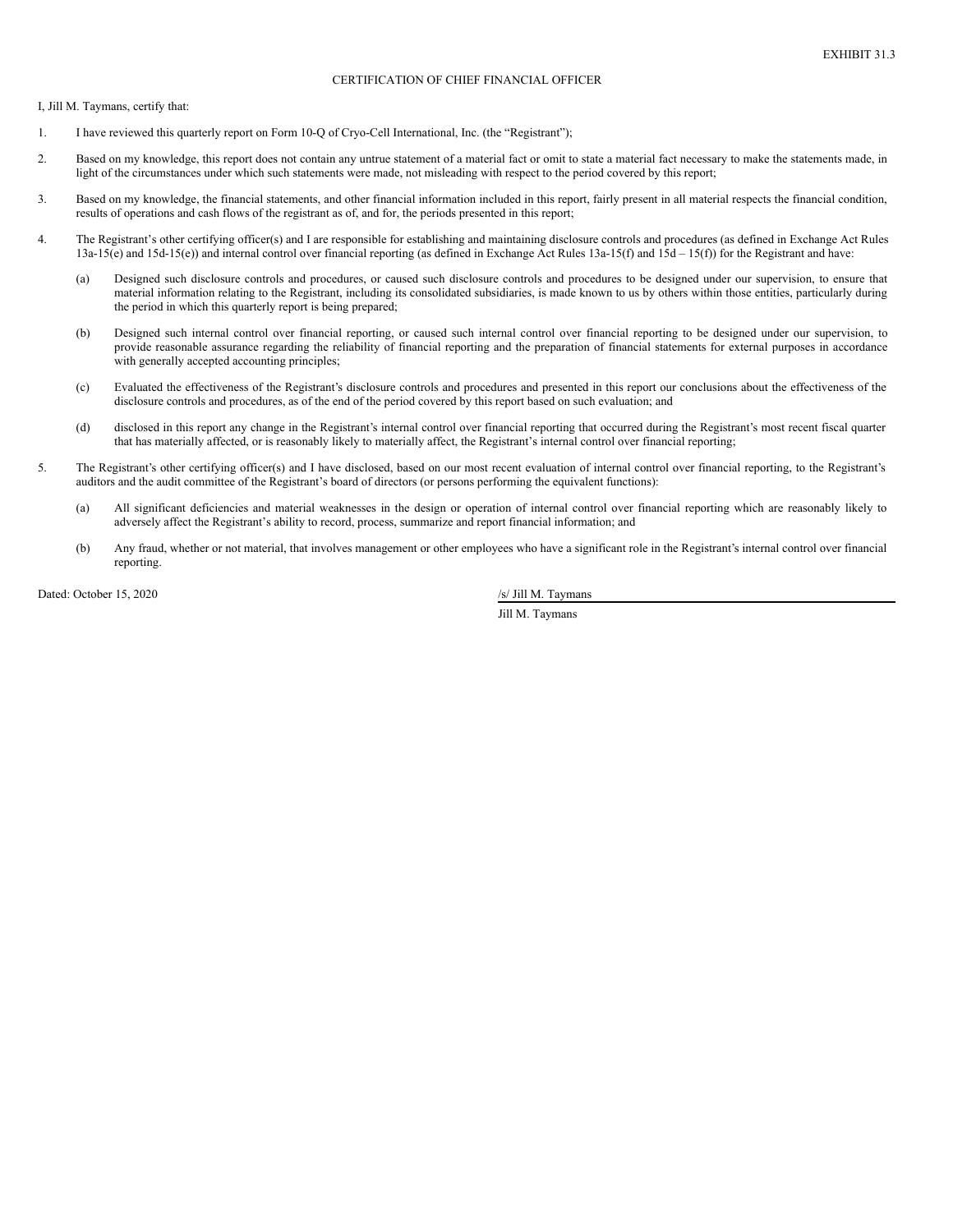EXHIBIT 31.3

# CERTIFICATION OF CHIEF FINANCIAL OFFICER

I, Jill M. Taymans, certify that:

1. I have reviewed this quarterly report on Form 10-Q of Cryo-Cell International, Inc. (the "Registrant");

2. Based on my knowledge, this report does not contain any untrue statement of a material fact or omit to state a material fact necessary to make the statements made, in light of the circumstances under which such statements were made, not misleading with respect to the period covered by this report;

3. Based on my knowledge, the financial statements, and other financial information included in this report, fairly present in all material respects the financial condition, results of operations and cash flows of the registrant as of, and for, the periods presented in this report;

4. The Registrant's other certifying officer(s) and I are responsible for establishing and maintaining disclosure controls and procedures (as defined in Exchange Act Rules 13a-15(e) and 15d-15(e)) and internal control over financial reporting (as defined in Exchange Act Rules 13a-15(f) and 15d – 15(f)) for the Registrant and have:

   (a) Designed such disclosure controls and procedures, or caused such disclosure controls and procedures to be designed under our supervision, to ensure that material information relating to the Registrant, including its consolidated subsidiaries, is made known to us by others within those entities, particularly during the period in which this quarterly report is being prepared;

   (b) Designed such internal control over financial reporting, or caused such internal control over financial reporting to be designed under our supervision, to provide reasonable assurance regarding the reliability of financial reporting and the preparation of financial statements for external purposes in accordance with generally accepted accounting principles;

   (c) Evaluated the effectiveness of the Registrant's disclosure controls and procedures and presented in this report our conclusions about the effectiveness of the disclosure controls and procedures, as of the end of the period covered by this report based on such evaluation; and

   (d) disclosed in this report any change in the Registrant's internal control over financial reporting that occurred during the Registrant's most recent fiscal quarter that has materially affected, or is reasonably likely to materially affect, the Registrant's internal control over financial reporting;

5. The Registrant's other certifying officer(s) and I have disclosed, based on our most recent evaluation of internal control over financial reporting, to the Registrant's auditors and the audit committee of the Registrant's board of directors (or persons performing the equivalent functions):

   (a) All significant deficiencies and material weaknesses in the design or operation of internal control over financial reporting which are reasonably likely to adversely affect the Registrant's ability to record, process, summarize and report financial information; and

   (b) Any fraud, whether or not material, that involves management or other employees who have a significant role in the Registrant's internal control over financial reporting.

Dated: October 15, 2020

/s/ Jill M. Taymans

Jill M. Taymans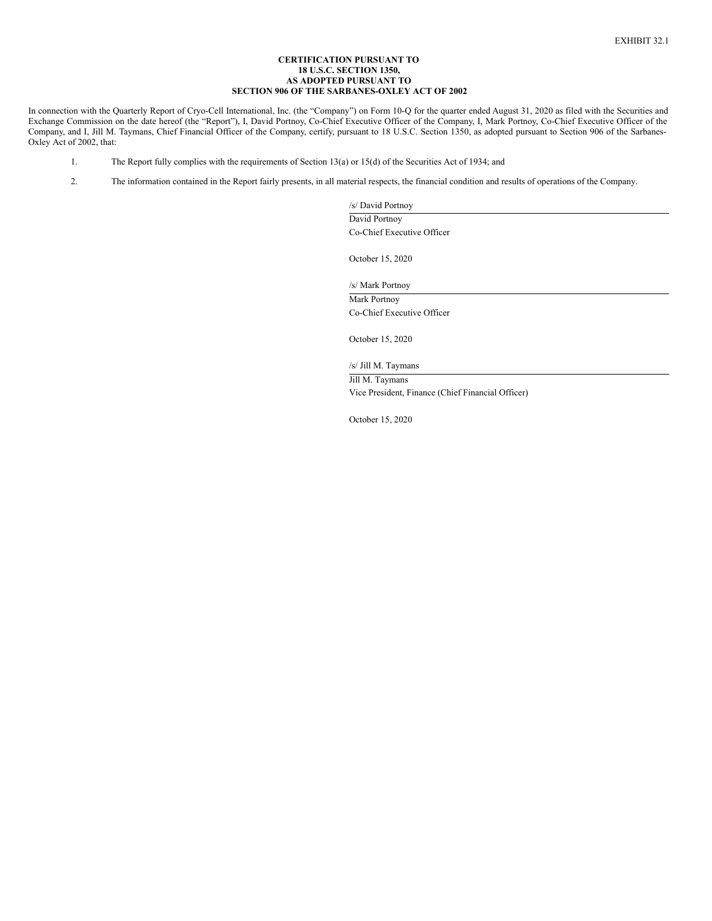EXHIBIT 32.1

**CERTIFICATION PURSUANT TO**
**18 U.S.C. SECTION 1350,**
**AS ADOPTED PURSUANT TO**
**SECTION 906 OF THE SARBANES-OXLEY ACT OF 2002**

In connection with the Quarterly Report of Cryo-Cell International, Inc. (the "Company") on Form 10-Q for the quarter ended August 31, 2020 as filed with the Securities and Exchange Commission on the date hereof (the "Report"), I, David Portnoy, Co-Chief Executive Officer of the Company, I, Mark Portnoy, Co-Chief Executive Officer of the Company, and I, Jill M. Taymans, Chief Financial Officer of the Company, certify, pursuant to 18 U.S.C. Section 1350, as adopted pursuant to Section 906 of the Sarbanes-Oxley Act of 2002, that:

1. The Report fully complies with the requirements of Section 13(a) or 15(d) of the Securities Act of 1934; and

2. The information contained in the Report fairly presents, in all material respects, the financial condition and results of operations of the Company.

/s/ David Portnoy

David Portnoy
Co-Chief Executive Officer

October 15, 2020

/s/ Mark Portnoy

Mark Portnoy
Co-Chief Executive Officer

October 15, 2020

/s/ Jill M. Taymans

Jill M. Taymans
Vice President, Finance (Chief Financial Officer)

October 15, 2020